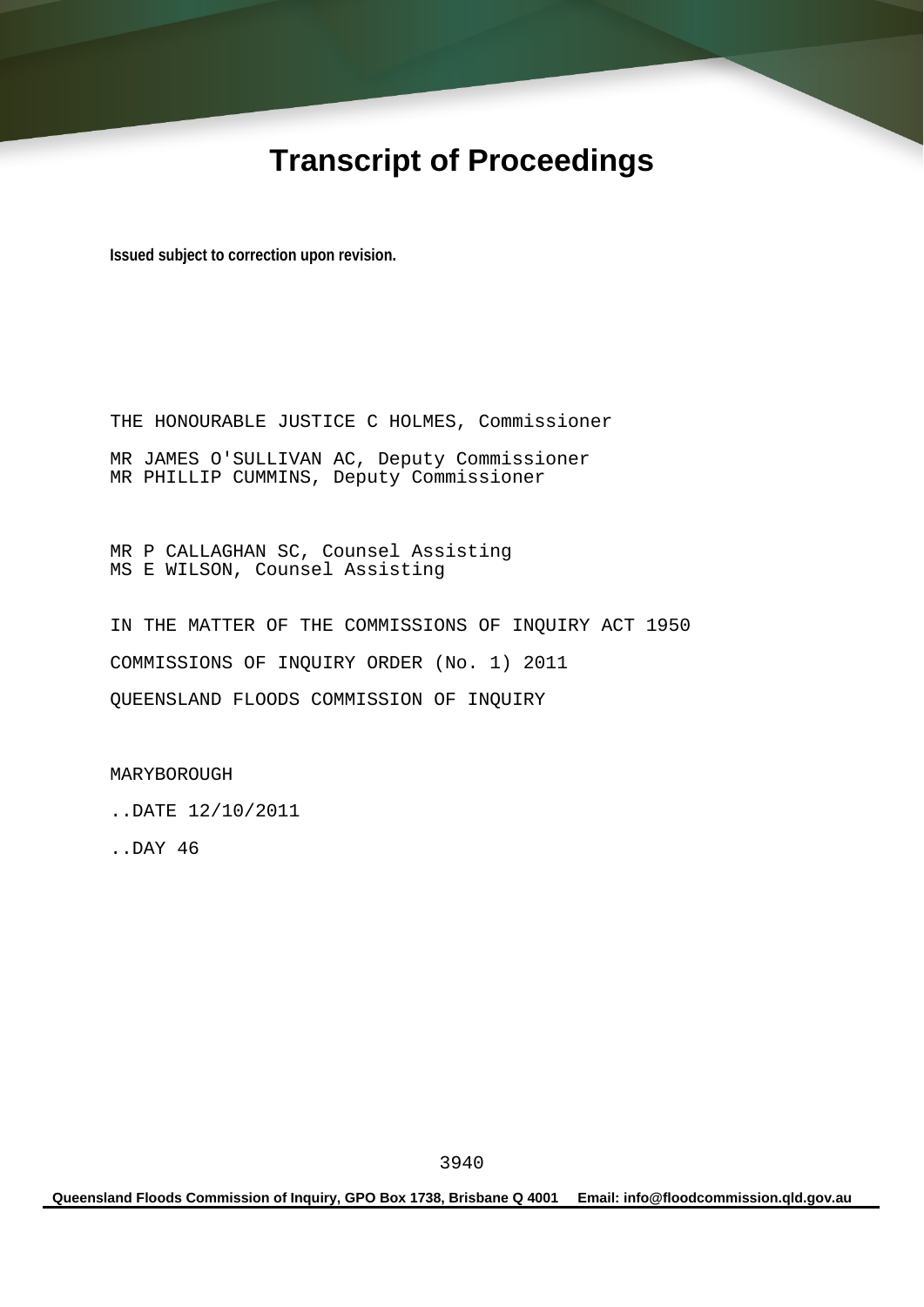# Transcript of Proceedings

**Issued subject to correction upon revision.**

THE HONOURABLE JUSTICE C HOLMES, Commissioner

MR JAMES O'SULLIVAN AC, Deputy Commissioner
MR PHILLIP CUMMINS, Deputy Commissioner

MR P CALLAGHAN SC, Counsel Assisting
MS E WILSON, Counsel Assisting

IN THE MATTER OF THE COMMISSIONS OF INQUIRY ACT 1950

COMMISSIONS OF INQUIRY ORDER (No. 1) 2011

QUEENSLAND FLOODS COMMISSION OF INQUIRY

MARYBOROUGH

..DATE 12/10/2011

..DAY 46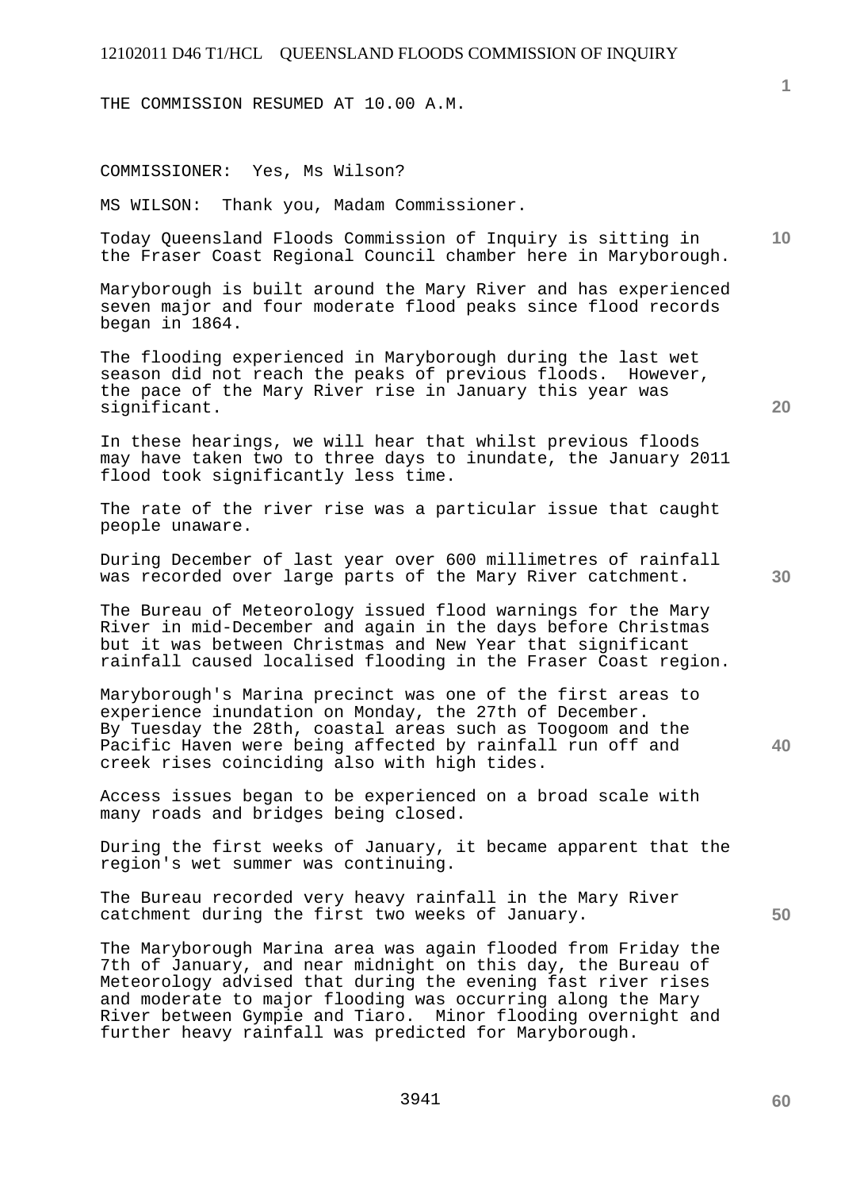THE COMMISSION RESUMED AT 10.00 A.M.

COMMISSIONER: Yes, Ms Wilson?

MS WILSON: Thank you, Madam Commissioner.

Today Queensland Floods Commission of Inquiry is sitting in the Fraser Coast Regional Council chamber here in Maryborough.

Maryborough is built around the Mary River and has experienced seven major and four moderate flood peaks since flood records began in 1864.

The flooding experienced in Maryborough during the last wet season did not reach the peaks of previous floods. However, the pace of the Mary River rise in January this year was significant.

In these hearings, we will hear that whilst previous floods may have taken two to three days to inundate, the January 2011 flood took significantly less time.

The rate of the river rise was a particular issue that caught people unaware.

During December of last year over 600 millimetres of rainfall was recorded over large parts of the Mary River catchment.

The Bureau of Meteorology issued flood warnings for the Mary River in mid-December and again in the days before Christmas but it was between Christmas and New Year that significant rainfall caused localised flooding in the Fraser Coast region.

Maryborough's Marina precinct was one of the first areas to experience inundation on Monday, the 27th of December. By Tuesday the 28th, coastal areas such as Toogoom and the Pacific Haven were being affected by rainfall run off and creek rises coinciding also with high tides.

Access issues began to be experienced on a broad scale with many roads and bridges being closed.

During the first weeks of January, it became apparent that the region's wet summer was continuing.

The Bureau recorded very heavy rainfall in the Mary River catchment during the first two weeks of January.

The Maryborough Marina area was again flooded from Friday the 7th of January, and near midnight on this day, the Bureau of Meteorology advised that during the evening fast river rises and moderate to major flooding was occurring along the Mary River between Gympie and Tiaro. Minor flooding overnight and further heavy rainfall was predicted for Maryborough.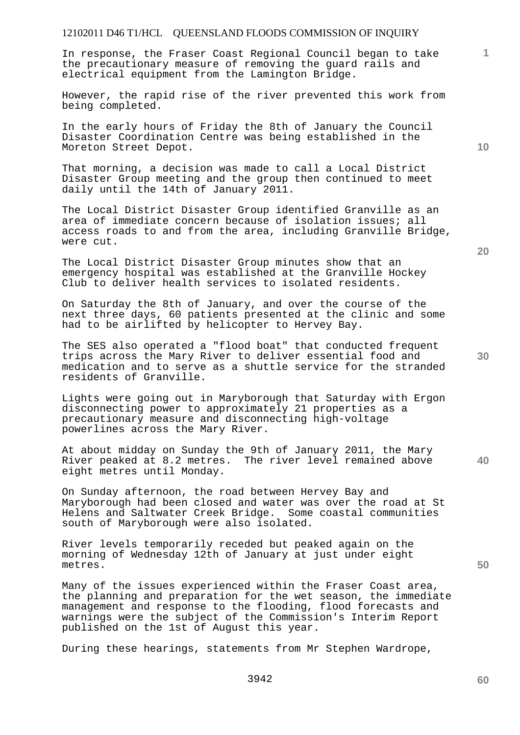In response, the Fraser Coast Regional Council began to take the precautionary measure of removing the guard rails and electrical equipment from the Lamington Bridge.

However, the rapid rise of the river prevented this work from being completed.

In the early hours of Friday the 8th of January the Council Disaster Coordination Centre was being established in the Moreton Street Depot.

That morning, a decision was made to call a Local District Disaster Group meeting and the group then continued to meet daily until the 14th of January 2011.

The Local District Disaster Group identified Granville as an area of immediate concern because of isolation issues; all access roads to and from the area, including Granville Bridge, were cut.

The Local District Disaster Group minutes show that an emergency hospital was established at the Granville Hockey Club to deliver health services to isolated residents.

On Saturday the 8th of January, and over the course of the next three days, 60 patients presented at the clinic and some had to be airlifted by helicopter to Hervey Bay.

The SES also operated a "flood boat" that conducted frequent trips across the Mary River to deliver essential food and medication and to serve as a shuttle service for the stranded residents of Granville.

Lights were going out in Maryborough that Saturday with Ergon disconnecting power to approximately 21 properties as a precautionary measure and disconnecting high-voltage powerlines across the Mary River.

At about midday on Sunday the 9th of January 2011, the Mary River peaked at 8.2 metres. The river level remained above eight metres until Monday.

On Sunday afternoon, the road between Hervey Bay and Maryborough had been closed and water was over the road at St Helens and Saltwater Creek Bridge. Some coastal communities south of Maryborough were also isolated.

River levels temporarily receded but peaked again on the morning of Wednesday 12th of January at just under eight metres.

Many of the issues experienced within the Fraser Coast area, the planning and preparation for the wet season, the immediate management and response to the flooding, flood forecasts and warnings were the subject of the Commission's Interim Report published on the 1st of August this year.

During these hearings, statements from Mr Stephen Wardrope,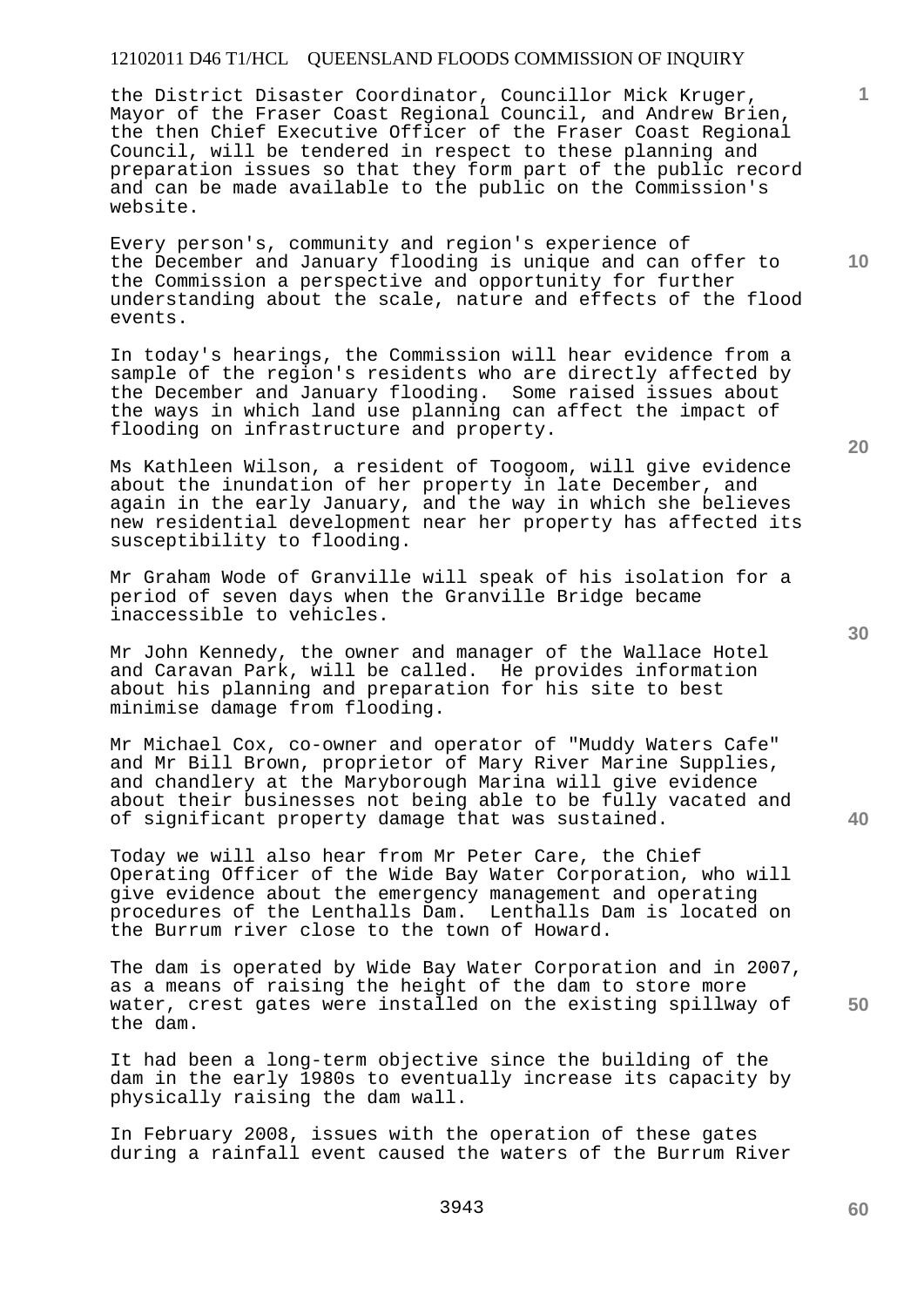the District Disaster Coordinator, Councillor Mick Kruger, Mayor of the Fraser Coast Regional Council, and Andrew Brien, the then Chief Executive Officer of the Fraser Coast Regional Council, will be tendered in respect to these planning and preparation issues so that they form part of the public record and can be made available to the public on the Commission's website.

Every person's, community and region's experience of the December and January flooding is unique and can offer to the Commission a perspective and opportunity for further understanding about the scale, nature and effects of the flood events.

In today's hearings, the Commission will hear evidence from a sample of the region's residents who are directly affected by the December and January flooding. Some raised issues about the ways in which land use planning can affect the impact of flooding on infrastructure and property.

Ms Kathleen Wilson, a resident of Toogoom, will give evidence about the inundation of her property in late December, and again in the early January, and the way in which she believes new residential development near her property has affected its susceptibility to flooding.

Mr Graham Wode of Granville will speak of his isolation for a period of seven days when the Granville Bridge became inaccessible to vehicles.

Mr John Kennedy, the owner and manager of the Wallace Hotel and Caravan Park, will be called. He provides information about his planning and preparation for his site to best minimise damage from flooding.

Mr Michael Cox, co-owner and operator of "Muddy Waters Cafe" and Mr Bill Brown, proprietor of Mary River Marine Supplies, and chandlery at the Maryborough Marina will give evidence about their businesses not being able to be fully vacated and of significant property damage that was sustained.

Today we will also hear from Mr Peter Care, the Chief Operating Officer of the Wide Bay Water Corporation, who will give evidence about the emergency management and operating procedures of the Lenthalls Dam. Lenthalls Dam is located on the Burrum river close to the town of Howard.

The dam is operated by Wide Bay Water Corporation and in 2007, as a means of raising the height of the dam to store more water, crest gates were installed on the existing spillway of the dam.

It had been a long-term objective since the building of the dam in the early 1980s to eventually increase its capacity by physically raising the dam wall.

In February 2008, issues with the operation of these gates during a rainfall event caused the waters of the Burrum River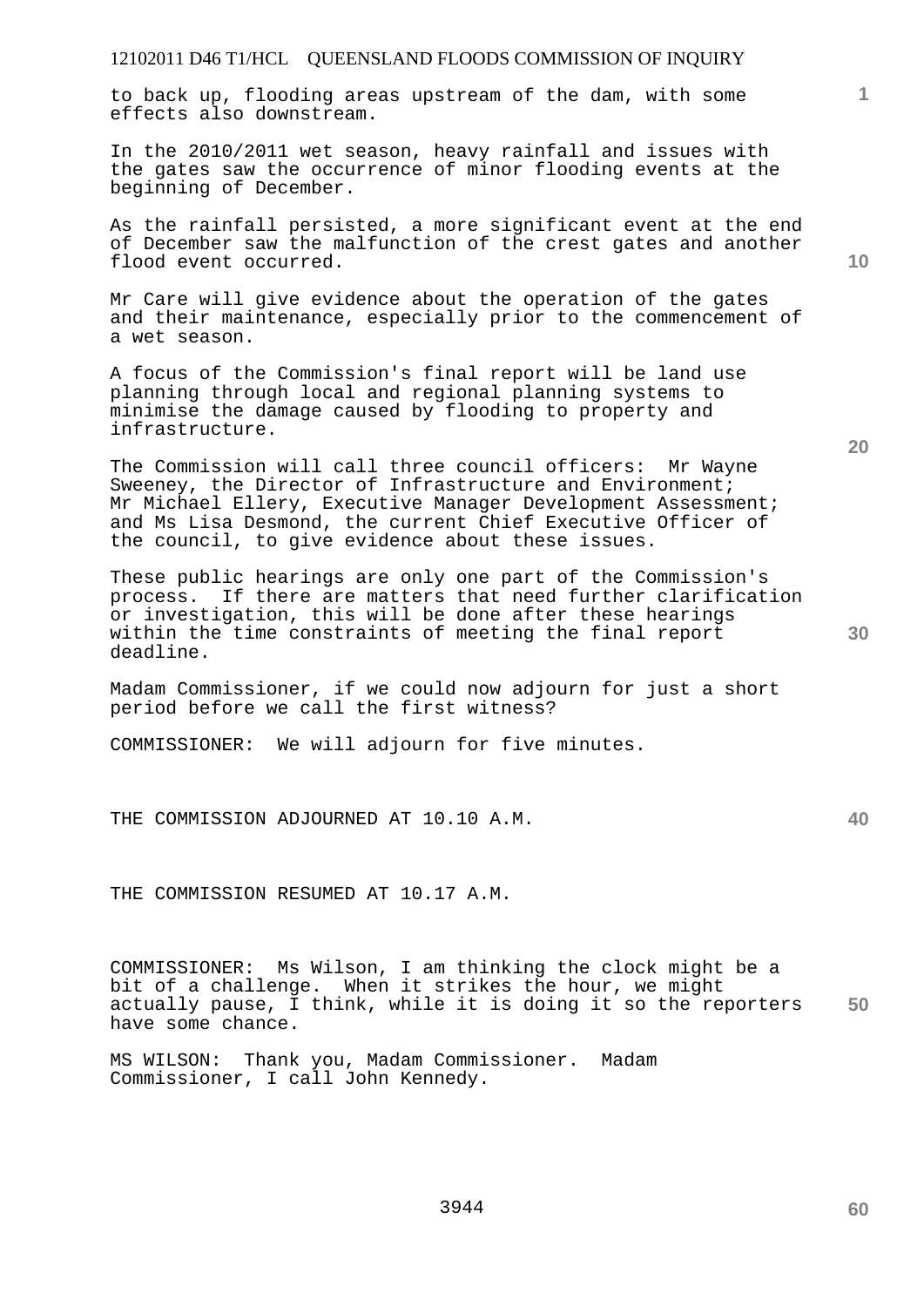to back up, flooding areas upstream of the dam, with some effects also downstream.

In the 2010/2011 wet season, heavy rainfall and issues with the gates saw the occurrence of minor flooding events at the beginning of December.

As the rainfall persisted, a more significant event at the end of December saw the malfunction of the crest gates and another flood event occurred.

Mr Care will give evidence about the operation of the gates and their maintenance, especially prior to the commencement of a wet season.

A focus of the Commission's final report will be land use planning through local and regional planning systems to minimise the damage caused by flooding to property and infrastructure.

The Commission will call three council officers: Mr Wayne Sweeney, the Director of Infrastructure and Environment; Mr Michael Ellery, Executive Manager Development Assessment; and Ms Lisa Desmond, the current Chief Executive Officer of the council, to give evidence about these issues.

These public hearings are only one part of the Commission's process. If there are matters that need further clarification or investigation, this will be done after these hearings within the time constraints of meeting the final report deadline.

Madam Commissioner, if we could now adjourn for just a short period before we call the first witness?

COMMISSIONER: We will adjourn for five minutes.

THE COMMISSION ADJOURNED AT 10.10 A.M.

THE COMMISSION RESUMED AT 10.17 A.M.

COMMISSIONER: Ms Wilson, I am thinking the clock might be a bit of a challenge. When it strikes the hour, we might actually pause, I think, while it is doing it so the reporters have some chance.

MS WILSON: Thank you, Madam Commissioner. Madam Commissioner, I call John Kennedy.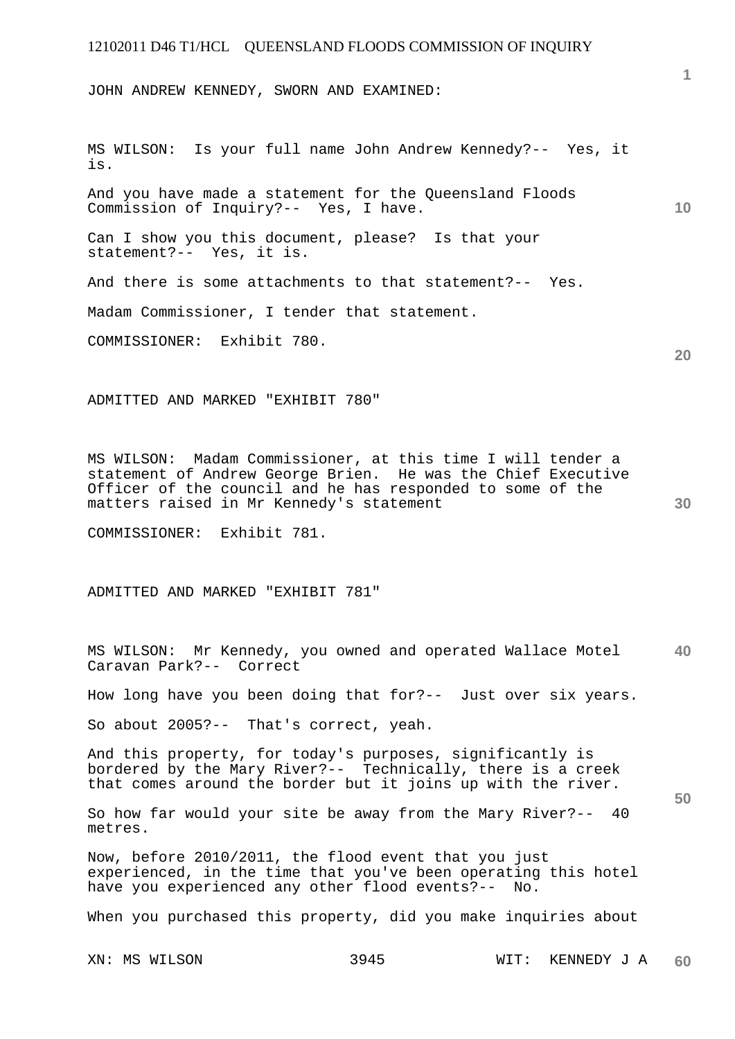JOHN ANDREW KENNEDY, SWORN AND EXAMINED:

MS WILSON: Is your full name John Andrew Kennedy?-- Yes, it is.

And you have made a statement for the Queensland Floods Commission of Inquiry?-- Yes, I have.

Can I show you this document, please? Is that your statement?-- Yes, it is.

And there is some attachments to that statement?-- Yes.

Madam Commissioner, I tender that statement.

COMMISSIONER: Exhibit 780.

ADMITTED AND MARKED "EXHIBIT 780"

MS WILSON: Madam Commissioner, at this time I will tender a statement of Andrew George Brien. He was the Chief Executive Officer of the council and he has responded to some of the matters raised in Mr Kennedy's statement

COMMISSIONER: Exhibit 781.

ADMITTED AND MARKED "EXHIBIT 781"

MS WILSON: Mr Kennedy, you owned and operated Wallace Motel Caravan Park?-- Correct

How long have you been doing that for?-- Just over six years.

So about 2005?-- That's correct, yeah.

And this property, for today's purposes, significantly is bordered by the Mary River?-- Technically, there is a creek that comes around the border but it joins up with the river.

So how far would your site be away from the Mary River?-- 40 metres.

Now, before 2010/2011, the flood event that you just experienced, in the time that you've been operating this hotel have you experienced any other flood events?-- No.

When you purchased this property, did you make inquiries about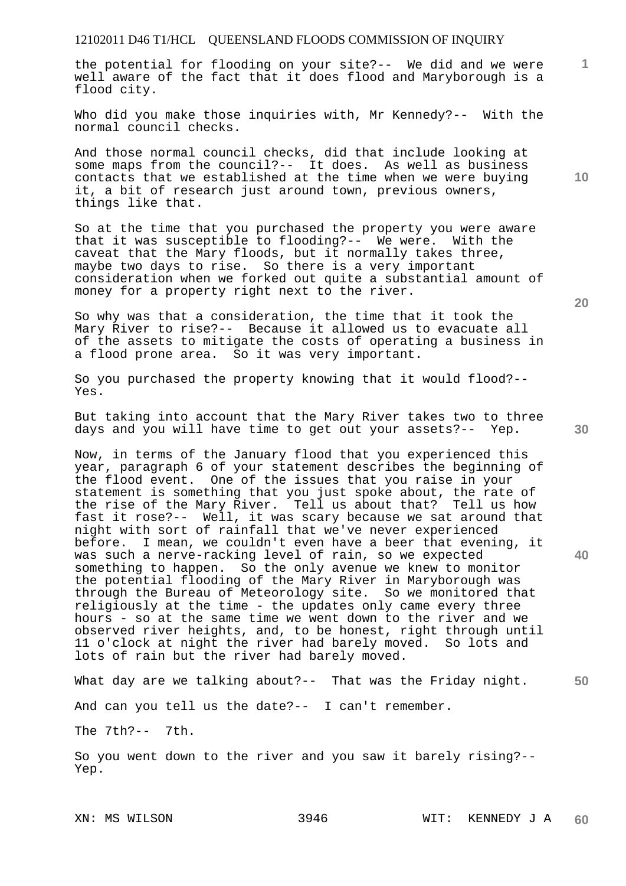the potential for flooding on your site?-- We did and we were well aware of the fact that it does flood and Maryborough is a flood city.

Who did you make those inquiries with, Mr Kennedy?-- With the normal council checks.

And those normal council checks, did that include looking at some maps from the council?-- It does. As well as business contacts that we established at the time when we were buying it, a bit of research just around town, previous owners, things like that.

So at the time that you purchased the property you were aware that it was susceptible to flooding?-- We were. With the caveat that the Mary floods, but it normally takes three, maybe two days to rise. So there is a very important consideration when we forked out quite a substantial amount of money for a property right next to the river.

So why was that a consideration, the time that it took the Mary River to rise?-- Because it allowed us to evacuate all of the assets to mitigate the costs of operating a business in a flood prone area. So it was very important.

So you purchased the property knowing that it would flood?-- Yes.

But taking into account that the Mary River takes two to three days and you will have time to get out your assets?-- Yep.

Now, in terms of the January flood that you experienced this year, paragraph 6 of your statement describes the beginning of the flood event. One of the issues that you raise in your statement is something that you just spoke about, the rate of the rise of the Mary River. Tell us about that? Tell us how fast it rose?-- Well, it was scary because we sat around that night with sort of rainfall that we've never experienced before. I mean, we couldn't even have a beer that evening, it was such a nerve-racking level of rain, so we expected something to happen. So the only avenue we knew to monitor the potential flooding of the Mary River in Maryborough was through the Bureau of Meteorology site. So we monitored that religiously at the time - the updates only came every three hours - so at the same time we went down to the river and we observed river heights, and, to be honest, right through until 11 o'clock at night the river had barely moved. So lots and lots of rain but the river had barely moved.

What day are we talking about?-- That was the Friday night.

And can you tell us the date?-- I can't remember.

The 7th?-- 7th.

So you went down to the river and you saw it barely rising?-- Yep.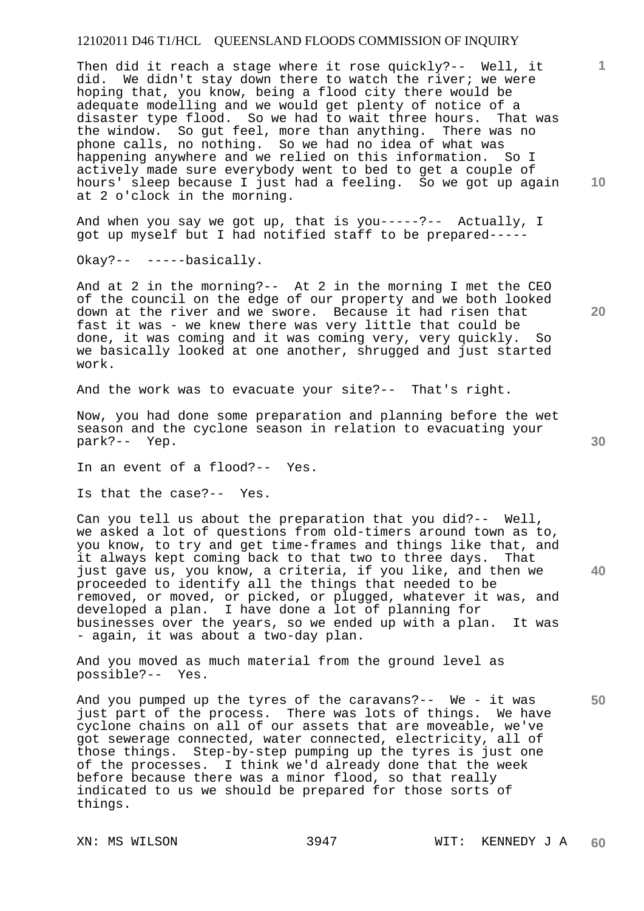Then did it reach a stage where it rose quickly?-- Well, it did. We didn't stay down there to watch the river; we were hoping that, you know, being a flood city there would be adequate modelling and we would get plenty of notice of a disaster type flood. So we had to wait three hours. That was the window. So gut feel, more than anything. There was no phone calls, no nothing. So we had no idea of what was happening anywhere and we relied on this information. So I actively made sure everybody went to bed to get a couple of hours' sleep because I just had a feeling. So we got up again at 2 o'clock in the morning.

And when you say we got up, that is you-----?-- Actually, I got up myself but I had notified staff to be prepared-----

Okay?-- -----basically.

And at 2 in the morning?-- At 2 in the morning I met the CEO of the council on the edge of our property and we both looked down at the river and we swore. Because it had risen that fast it was - we knew there was very little that could be done, it was coming and it was coming very, very quickly. So we basically looked at one another, shrugged and just started work.

And the work was to evacuate your site?-- That's right.

Now, you had done some preparation and planning before the wet season and the cyclone season in relation to evacuating your park?-- Yep.

In an event of a flood?-- Yes.

Is that the case?-- Yes.

Can you tell us about the preparation that you did?-- Well, we asked a lot of questions from old-timers around town as to, you know, to try and get time-frames and things like that, and it always kept coming back to that two to three days. That just gave us, you know, a criteria, if you like, and then we proceeded to identify all the things that needed to be removed, or moved, or picked, or plugged, whatever it was, and developed a plan. I have done a lot of planning for businesses over the years, so we ended up with a plan. It was - again, it was about a two-day plan.

And you moved as much material from the ground level as possible?-- Yes.

And you pumped up the tyres of the caravans?-- We - it was just part of the process. There was lots of things. We have cyclone chains on all of our assets that are moveable, we've got sewerage connected, water connected, electricity, all of those things. Step-by-step pumping up the tyres is just one of the processes. I think we'd already done that the week before because there was a minor flood, so that really indicated to us we should be prepared for those sorts of things.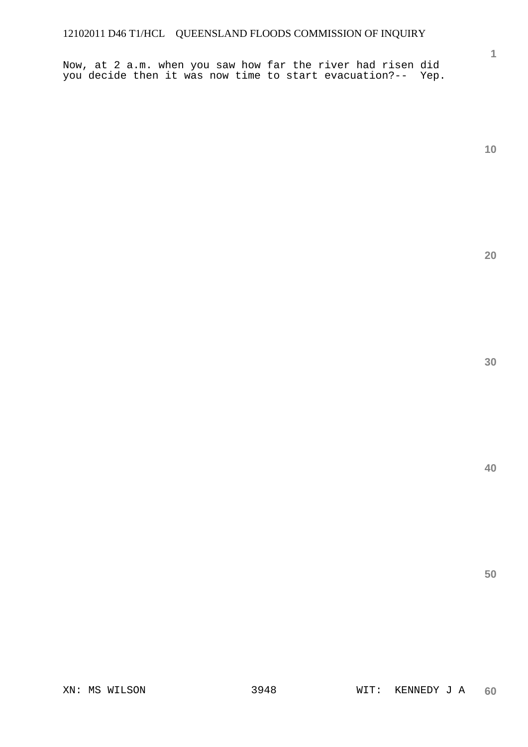Now, at 2 a.m. when you saw how far the river had risen did you decide then it was now time to start evacuation?-- Yep.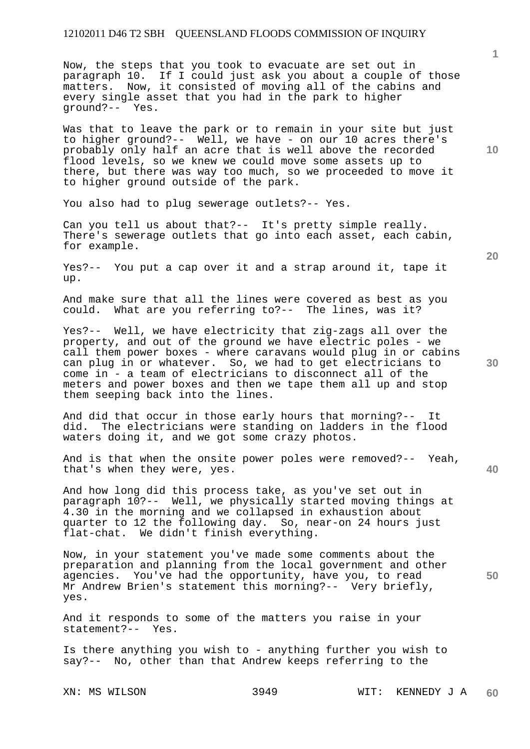Now, the steps that you took to evacuate are set out in paragraph 10. If I could just ask you about a couple of those matters. Now, it consisted of moving all of the cabins and every single asset that you had in the park to higher ground?-- Yes.

Was that to leave the park or to remain in your site but just to higher ground?-- Well, we have - on our 10 acres there's probably only half an acre that is well above the recorded flood levels, so we knew we could move some assets up to there, but there was way too much, so we proceeded to move it to higher ground outside of the park.

You also had to plug sewerage outlets?-- Yes.

Can you tell us about that?-- It's pretty simple really. There's sewerage outlets that go into each asset, each cabin, for example.

Yes?-- You put a cap over it and a strap around it, tape it up.

And make sure that all the lines were covered as best as you could. What are you referring to?-- The lines, was it?

Yes?-- Well, we have electricity that zig-zags all over the property, and out of the ground we have electric poles - we call them power boxes - where caravans would plug in or cabins can plug in or whatever. So, we had to get electricians to come in - a team of electricians to disconnect all of the meters and power boxes and then we tape them all up and stop them seeping back into the lines.

And did that occur in those early hours that morning?-- It did. The electricians were standing on ladders in the flood waters doing it, and we got some crazy photos.

And is that when the onsite power poles were removed?-- Yeah, that's when they were, yes.

And how long did this process take, as you've set out in paragraph 10?-- Well, we physically started moving things at 4.30 in the morning and we collapsed in exhaustion about quarter to 12 the following day. So, near-on 24 hours just flat-chat. We didn't finish everything.

Now, in your statement you've made some comments about the preparation and planning from the local government and other agencies. You've had the opportunity, have you, to read Mr Andrew Brien's statement this morning?-- Very briefly, yes.

And it responds to some of the matters you raise in your statement?-- Yes.

Is there anything you wish to - anything further you wish to say?-- No, other than that Andrew keeps referring to the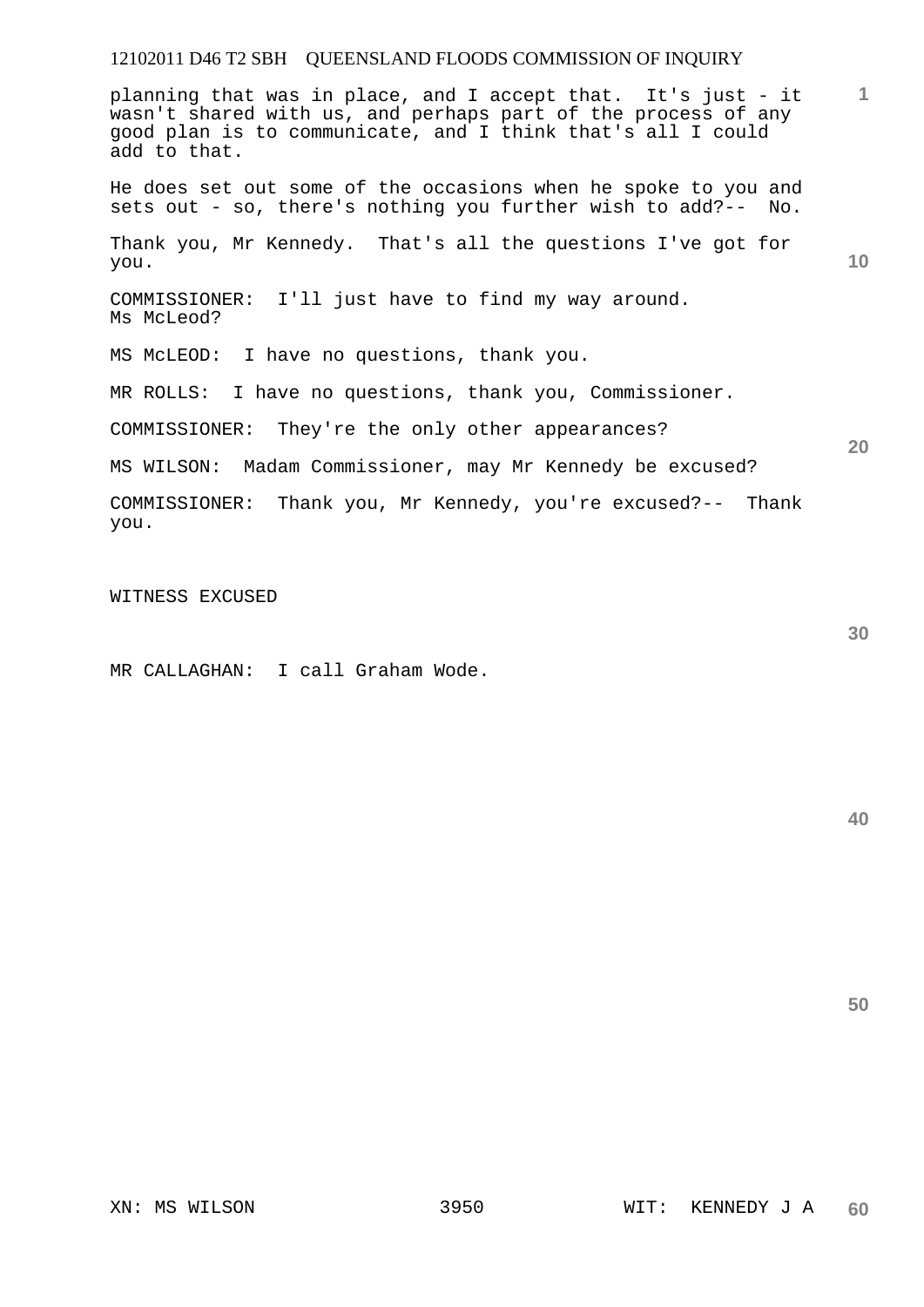planning that was in place, and I accept that. It's just - it wasn't shared with us, and perhaps part of the process of any good plan is to communicate, and I think that's all I could add to that.

He does set out some of the occasions when he spoke to you and sets out - so, there's nothing you further wish to add?-- No.

Thank you, Mr Kennedy. That's all the questions I've got for you.

COMMISSIONER: I'll just have to find my way around. Ms McLeod?

MS McLEOD: I have no questions, thank you.

MR ROLLS: I have no questions, thank you, Commissioner.

COMMISSIONER: They're the only other appearances?

MS WILSON: Madam Commissioner, may Mr Kennedy be excused?

COMMISSIONER: Thank you, Mr Kennedy, you're excused?-- Thank you.

WITNESS EXCUSED

MR CALLAGHAN: I call Graham Wode.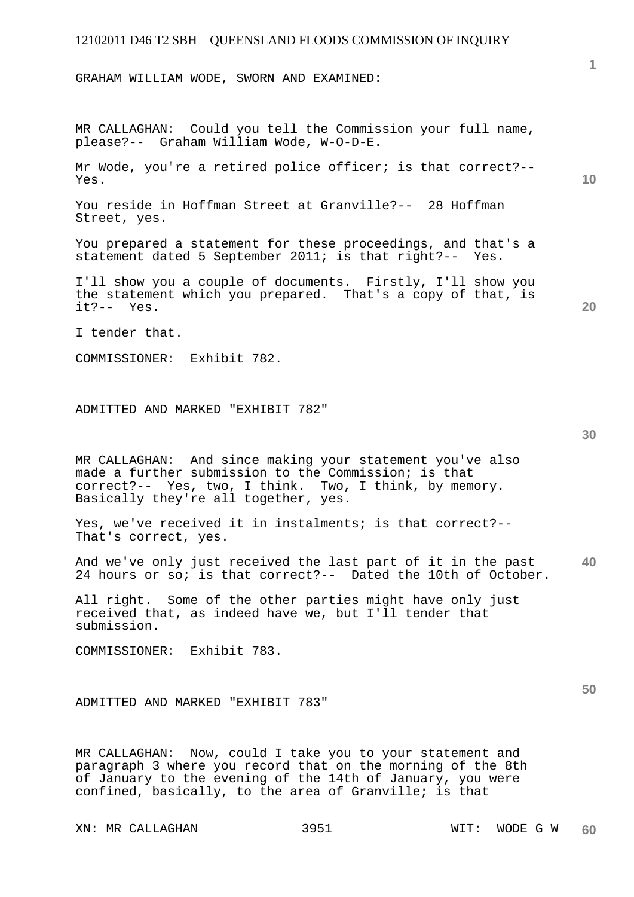GRAHAM WILLIAM WODE, SWORN AND EXAMINED:

MR CALLAGHAN: Could you tell the Commission your full name, please?-- Graham William Wode, W-O-D-E.

Mr Wode, you're a retired police officer; is that correct?-- Yes.

You reside in Hoffman Street at Granville?-- 28 Hoffman Street, yes.

You prepared a statement for these proceedings, and that's a statement dated 5 September 2011; is that right?-- Yes.

I'll show you a couple of documents. Firstly, I'll show you the statement which you prepared. That's a copy of that, is it?-- Yes.

I tender that.

COMMISSIONER: Exhibit 782.

ADMITTED AND MARKED "EXHIBIT 782"

MR CALLAGHAN: And since making your statement you've also made a further submission to the Commission; is that correct?-- Yes, two, I think. Two, I think, by memory. Basically they're all together, yes.

Yes, we've received it in instalments; is that correct?-- That's correct, yes.

And we've only just received the last part of it in the past 24 hours or so; is that correct?-- Dated the 10th of October.

All right. Some of the other parties might have only just received that, as indeed have we, but I'll tender that submission.

COMMISSIONER: Exhibit 783.

ADMITTED AND MARKED "EXHIBIT 783"

MR CALLAGHAN: Now, could I take you to your statement and paragraph 3 where you record that on the morning of the 8th of January to the evening of the 14th of January, you were confined, basically, to the area of Granville; is that

XN: MR CALLAGHAN WIT: WODE G W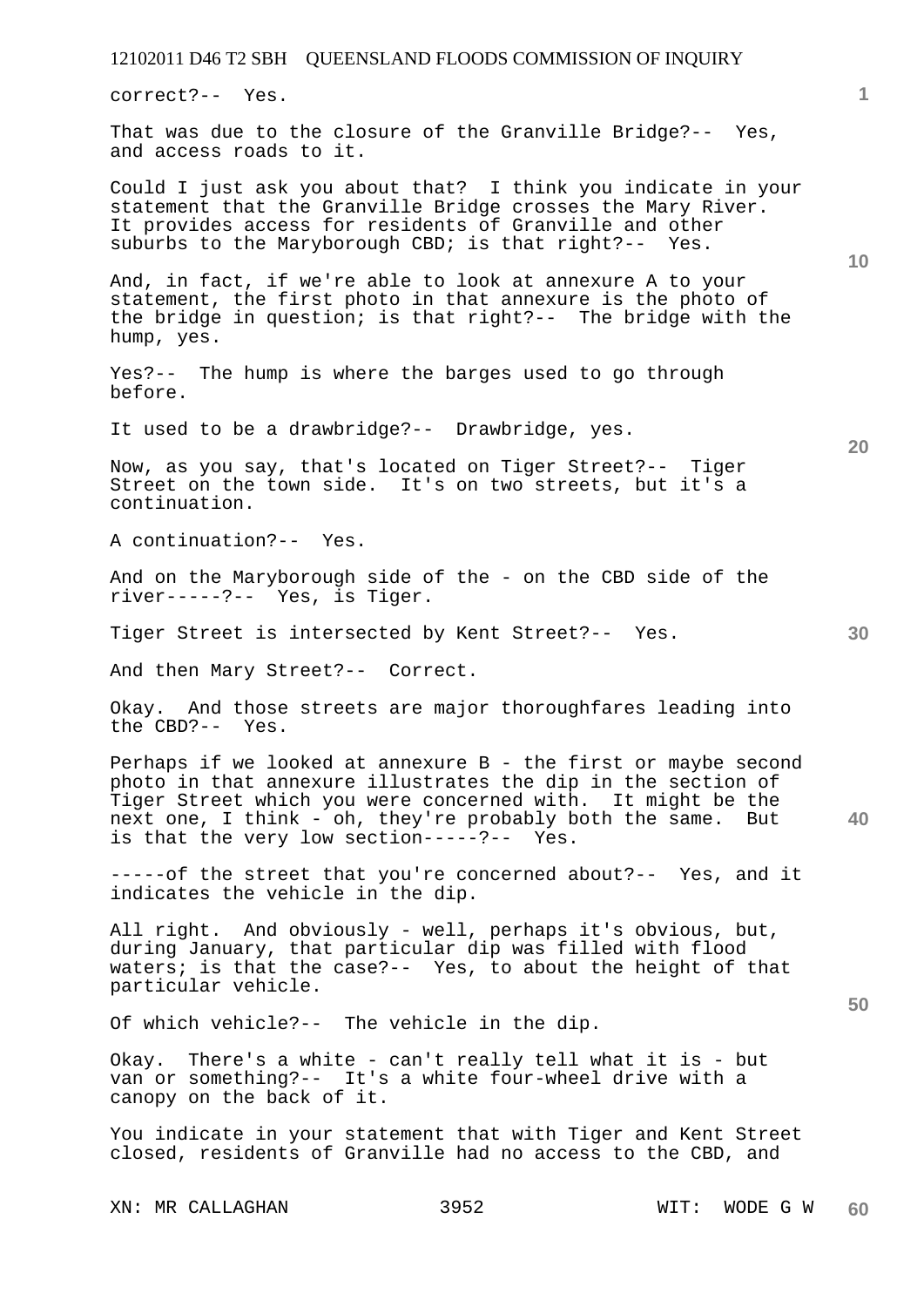correct?-- Yes.

That was due to the closure of the Granville Bridge?-- Yes, and access roads to it.

Could I just ask you about that? I think you indicate in your statement that the Granville Bridge crosses the Mary River. It provides access for residents of Granville and other suburbs to the Maryborough CBD; is that right?-- Yes.

And, in fact, if we're able to look at annexure A to your statement, the first photo in that annexure is the photo of the bridge in question; is that right?-- The bridge with the hump, yes.

Yes?-- The hump is where the barges used to go through before.

It used to be a drawbridge?-- Drawbridge, yes.

Now, as you say, that's located on Tiger Street?-- Tiger Street on the town side. It's on two streets, but it's a continuation.

A continuation?-- Yes.

And on the Maryborough side of the - on the CBD side of the river-----?-- Yes, is Tiger.

Tiger Street is intersected by Kent Street?-- Yes.

And then Mary Street?-- Correct.

Okay. And those streets are major thoroughfares leading into the CBD?-- Yes.

Perhaps if we looked at annexure B - the first or maybe second photo in that annexure illustrates the dip in the section of Tiger Street which you were concerned with. It might be the next one, I think - oh, they're probably both the same. But is that the very low section-----?-- Yes.

-----of the street that you're concerned about?-- Yes, and it indicates the vehicle in the dip.

All right. And obviously - well, perhaps it's obvious, but, during January, that particular dip was filled with flood waters; is that the case?-- Yes, to about the height of that particular vehicle.

Of which vehicle?-- The vehicle in the dip.

Okay. There's a white - can't really tell what it is - but van or something?-- It's a white four-wheel drive with a canopy on the back of it.

You indicate in your statement that with Tiger and Kent Street closed, residents of Granville had no access to the CBD, and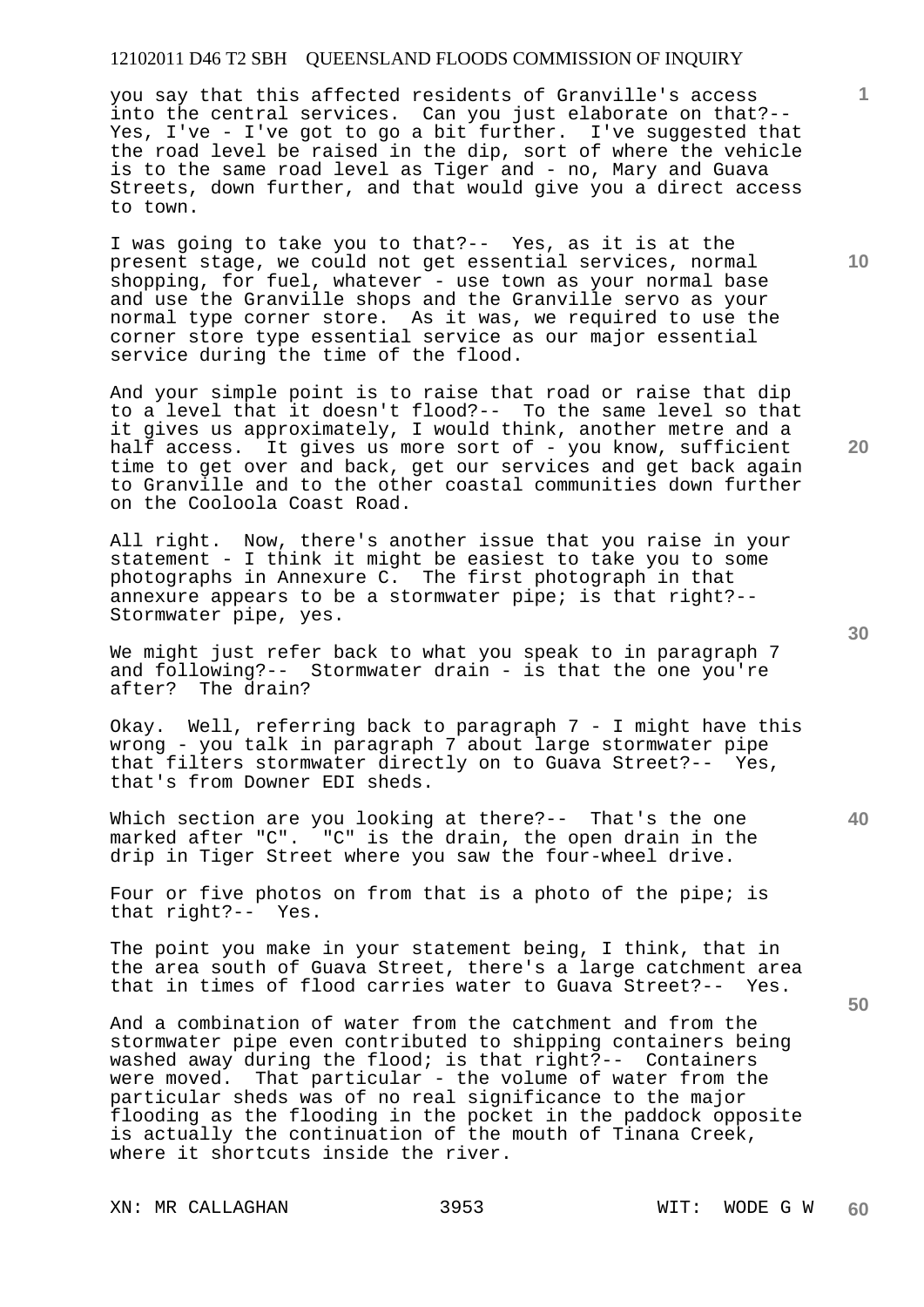you say that this affected residents of Granville's access into the central services. Can you just elaborate on that?-- Yes, I've - I've got to go a bit further. I've suggested that the road level be raised in the dip, sort of where the vehicle is to the same road level as Tiger and - no, Mary and Guava Streets, down further, and that would give you a direct access to town.

I was going to take you to that?-- Yes, as it is at the present stage, we could not get essential services, normal shopping, for fuel, whatever - use town as your normal base and use the Granville shops and the Granville servo as your normal type corner store. As it was, we required to use the corner store type essential service as our major essential service during the time of the flood.

And your simple point is to raise that road or raise that dip to a level that it doesn't flood?-- To the same level so that it gives us approximately, I would think, another metre and a half access. It gives us more sort of - you know, sufficient time to get over and back, get our services and get back again to Granville and to the other coastal communities down further on the Cooloola Coast Road.

All right. Now, there's another issue that you raise in your statement - I think it might be easiest to take you to some photographs in Annexure C. The first photograph in that annexure appears to be a stormwater pipe; is that right?-- Stormwater pipe, yes.

We might just refer back to what you speak to in paragraph 7 and following?-- Stormwater drain - is that the one you're after? The drain?

Okay. Well, referring back to paragraph 7 - I might have this wrong - you talk in paragraph 7 about large stormwater pipe that filters stormwater directly on to Guava Street?-- Yes, that's from Downer EDI sheds.

Which section are you looking at there?-- That's the one marked after "C". "C" is the drain, the open drain in the drip in Tiger Street where you saw the four-wheel drive.

Four or five photos on from that is a photo of the pipe; is that right?-- Yes.

The point you make in your statement being, I think, that in the area south of Guava Street, there's a large catchment area that in times of flood carries water to Guava Street?-- Yes.

And a combination of water from the catchment and from the stormwater pipe even contributed to shipping containers being washed away during the flood; is that right?-- Containers were moved. That particular - the volume of water from the particular sheds was of no real significance to the major flooding as the flooding in the pocket in the paddock opposite is actually the continuation of the mouth of Tinana Creek, where it shortcuts inside the river.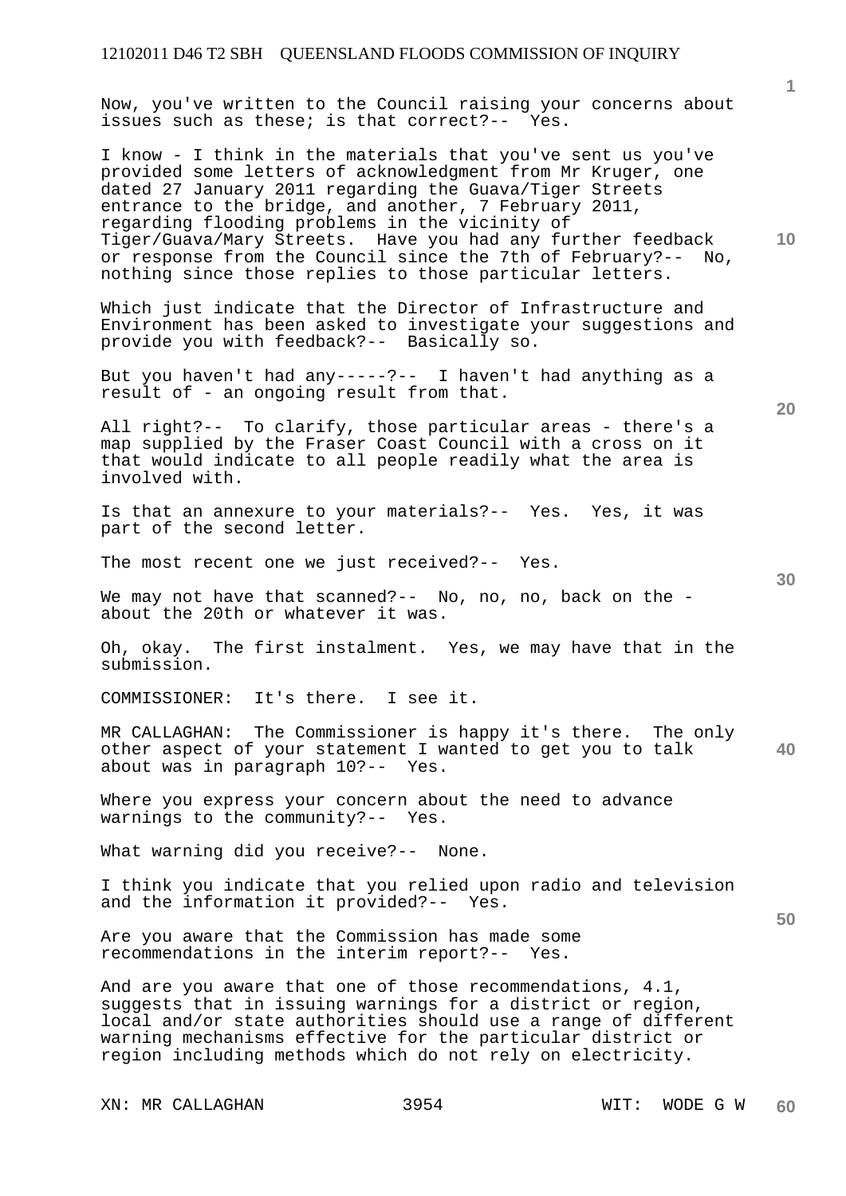Now, you've written to the Council raising your concerns about issues such as these; is that correct?-- Yes.

I know - I think in the materials that you've sent us you've provided some letters of acknowledgment from Mr Kruger, one dated 27 January 2011 regarding the Guava/Tiger Streets entrance to the bridge, and another, 7 February 2011, regarding flooding problems in the vicinity of Tiger/Guava/Mary Streets. Have you had any further feedback or response from the Council since the 7th of February?-- No, nothing since those replies to those particular letters.

Which just indicate that the Director of Infrastructure and Environment has been asked to investigate your suggestions and provide you with feedback?-- Basically so.

But you haven't had any-----?-- I haven't had anything as a result of - an ongoing result from that.

All right?-- To clarify, those particular areas - there's a map supplied by the Fraser Coast Council with a cross on it that would indicate to all people readily what the area is involved with.

Is that an annexure to your materials?-- Yes. Yes, it was part of the second letter.

The most recent one we just received?-- Yes.

We may not have that scanned?-- No, no, no, back on the - about the 20th or whatever it was.

Oh, okay. The first instalment. Yes, we may have that in the submission.

COMMISSIONER: It's there. I see it.

MR CALLAGHAN: The Commissioner is happy it's there. The only other aspect of your statement I wanted to get you to talk about was in paragraph 10?-- Yes.

Where you express your concern about the need to advance warnings to the community?-- Yes.

What warning did you receive?-- None.

I think you indicate that you relied upon radio and television and the information it provided?-- Yes.

Are you aware that the Commission has made some recommendations in the interim report?-- Yes.

And are you aware that one of those recommendations, 4.1, suggests that in issuing warnings for a district or region, local and/or state authorities should use a range of different warning mechanisms effective for the particular district or region including methods which do not rely on electricity.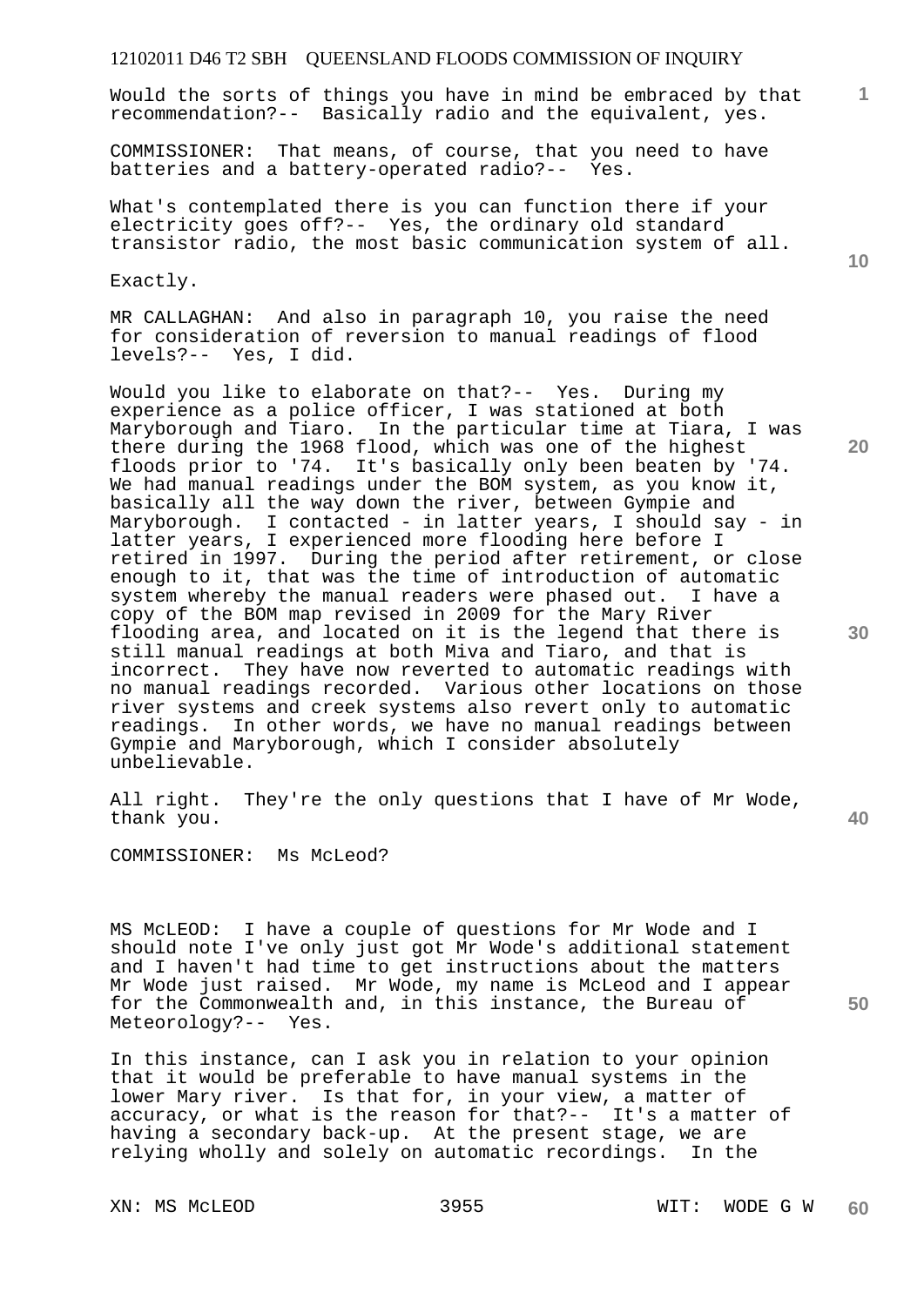Would the sorts of things you have in mind be embraced by that recommendation?-- Basically radio and the equivalent, yes.

COMMISSIONER: That means, of course, that you need to have batteries and a battery-operated radio?-- Yes.

What's contemplated there is you can function there if your electricity goes off?-- Yes, the ordinary old standard transistor radio, the most basic communication system of all.

Exactly.

MR CALLAGHAN: And also in paragraph 10, you raise the need for consideration of reversion to manual readings of flood levels?-- Yes, I did.

Would you like to elaborate on that?-- Yes. During my experience as a police officer, I was stationed at both Maryborough and Tiaro. In the particular time at Tiara, I was there during the 1968 flood, which was one of the highest floods prior to '74. It's basically only been beaten by '74. We had manual readings under the BOM system, as you know it, basically all the way down the river, between Gympie and Maryborough. I contacted - in latter years, I should say - in latter years, I experienced more flooding here before I retired in 1997. During the period after retirement, or close enough to it, that was the time of introduction of automatic system whereby the manual readers were phased out. I have a copy of the BOM map revised in 2009 for the Mary River flooding area, and located on it is the legend that there is still manual readings at both Miva and Tiaro, and that is incorrect. They have now reverted to automatic readings with no manual readings recorded. Various other locations on those river systems and creek systems also revert only to automatic readings. In other words, we have no manual readings between Gympie and Maryborough, which I consider absolutely unbelievable.

All right. They're the only questions that I have of Mr Wode, thank you.

COMMISSIONER: Ms McLeod?

MS McLEOD: I have a couple of questions for Mr Wode and I should note I've only just got Mr Wode's additional statement and I haven't had time to get instructions about the matters Mr Wode just raised. Mr Wode, my name is McLeod and I appear for the Commonwealth and, in this instance, the Bureau of Meteorology?-- Yes.

In this instance, can I ask you in relation to your opinion that it would be preferable to have manual systems in the lower Mary river. Is that for, in your view, a matter of accuracy, or what is the reason for that?-- It's a matter of having a secondary back-up. At the present stage, we are relying wholly and solely on automatic recordings. In the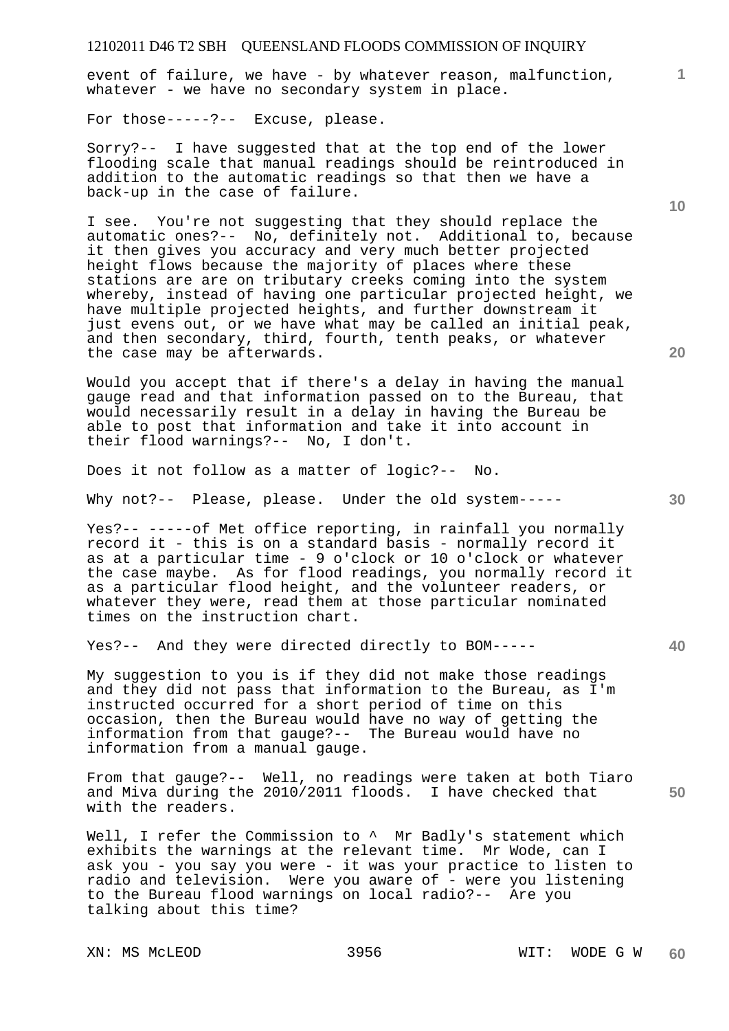event of failure, we have - by whatever reason, malfunction, whatever - we have no secondary system in place.

For those-----?-- Excuse, please.

Sorry?-- I have suggested that at the top end of the lower flooding scale that manual readings should be reintroduced in addition to the automatic readings so that then we have a back-up in the case of failure.

I see. You're not suggesting that they should replace the automatic ones?-- No, definitely not. Additional to, because it then gives you accuracy and very much better projected height flows because the majority of places where these stations are are on tributary creeks coming into the system whereby, instead of having one particular projected height, we have multiple projected heights, and further downstream it just evens out, or we have what may be called an initial peak, and then secondary, third, fourth, tenth peaks, or whatever the case may be afterwards.

Would you accept that if there's a delay in having the manual gauge read and that information passed on to the Bureau, that would necessarily result in a delay in having the Bureau be able to post that information and take it into account in their flood warnings?-- No, I don't.

Does it not follow as a matter of logic?-- No.

Why not?-- Please, please. Under the old system-----

Yes?-- -----of Met office reporting, in rainfall you normally record it - this is on a standard basis - normally record it as at a particular time - 9 o'clock or 10 o'clock or whatever the case maybe. As for flood readings, you normally record it as a particular flood height, and the volunteer readers, or whatever they were, read them at those particular nominated times on the instruction chart.

Yes?-- And they were directed directly to BOM-----

My suggestion to you is if they did not make those readings and they did not pass that information to the Bureau, as I'm instructed occurred for a short period of time on this occasion, then the Bureau would have no way of getting the information from that gauge?-- The Bureau would have no information from a manual gauge.

From that gauge?-- Well, no readings were taken at both Tiaro and Miva during the 2010/2011 floods. I have checked that with the readers.

Well, I refer the Commission to ^ Mr Badly's statement which exhibits the warnings at the relevant time. Mr Wode, can I ask you - you say you were - it was your practice to listen to radio and television. Were you aware of - were you listening to the Bureau flood warnings on local radio?-- Are you talking about this time?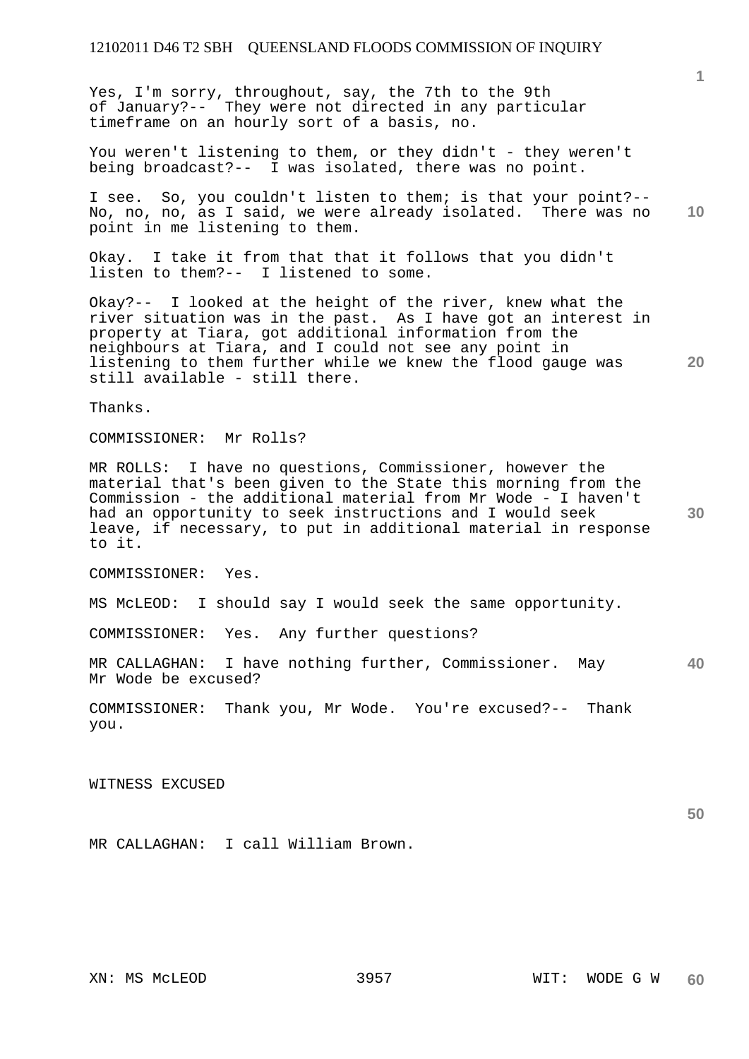Yes, I'm sorry, throughout, say, the 7th to the 9th of January?-- They were not directed in any particular timeframe on an hourly sort of a basis, no.

You weren't listening to them, or they didn't - they weren't being broadcast?-- I was isolated, there was no point.

I see. So, you couldn't listen to them; is that your point?-- No, no, no, as I said, we were already isolated. There was no point in me listening to them.

Okay. I take it from that that it follows that you didn't listen to them?-- I listened to some.

Okay?-- I looked at the height of the river, knew what the river situation was in the past. As I have got an interest in property at Tiara, got additional information from the neighbours at Tiara, and I could not see any point in listening to them further while we knew the flood gauge was still available - still there.

Thanks.

COMMISSIONER: Mr Rolls?

MR ROLLS: I have no questions, Commissioner, however the material that's been given to the State this morning from the Commission - the additional material from Mr Wode - I haven't had an opportunity to seek instructions and I would seek leave, if necessary, to put in additional material in response to it.

COMMISSIONER: Yes.

MS McLEOD: I should say I would seek the same opportunity.

COMMISSIONER: Yes. Any further questions?

MR CALLAGHAN: I have nothing further, Commissioner. May Mr Wode be excused?

COMMISSIONER: Thank you, Mr Wode. You're excused?-- Thank you.

WITNESS EXCUSED

MR CALLAGHAN: I call William Brown.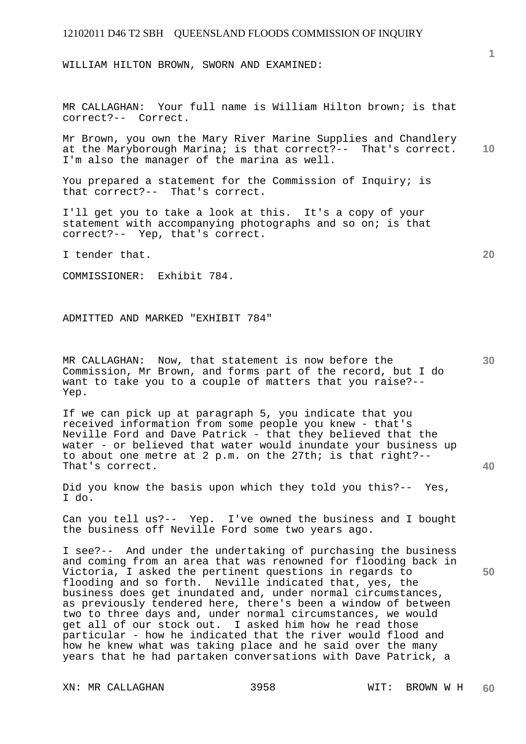WILLIAM HILTON BROWN, SWORN AND EXAMINED:

MR CALLAGHAN: Your full name is William Hilton brown; is that correct?-- Correct.

Mr Brown, you own the Mary River Marine Supplies and Chandlery at the Maryborough Marina; is that correct?-- That's correct. I'm also the manager of the marina as well.

You prepared a statement for the Commission of Inquiry; is that correct?-- That's correct.

I'll get you to take a look at this. It's a copy of your statement with accompanying photographs and so on; is that correct?-- Yep, that's correct.

I tender that.

COMMISSIONER: Exhibit 784.

ADMITTED AND MARKED "EXHIBIT 784"

MR CALLAGHAN: Now, that statement is now before the Commission, Mr Brown, and forms part of the record, but I do want to take you to a couple of matters that you raise?-- Yep.

If we can pick up at paragraph 5, you indicate that you received information from some people you knew - that's Neville Ford and Dave Patrick - that they believed that the water - or believed that water would inundate your business up to about one metre at 2 p.m. on the 27th; is that right?-- That's correct.

Did you know the basis upon which they told you this?-- Yes, I do.

Can you tell us?-- Yep. I've owned the business and I bought the business off Neville Ford some two years ago.

I see?-- And under the undertaking of purchasing the business and coming from an area that was renowned for flooding back in Victoria, I asked the pertinent questions in regards to flooding and so forth. Neville indicated that, yes, the business does get inundated and, under normal circumstances, as previously tendered here, there's been a window of between two to three days and, under normal circumstances, we would get all of our stock out. I asked him how he read those particular - how he indicated that the river would flood and how he knew what was taking place and he said over the many years that he had partaken conversations with Dave Patrick, a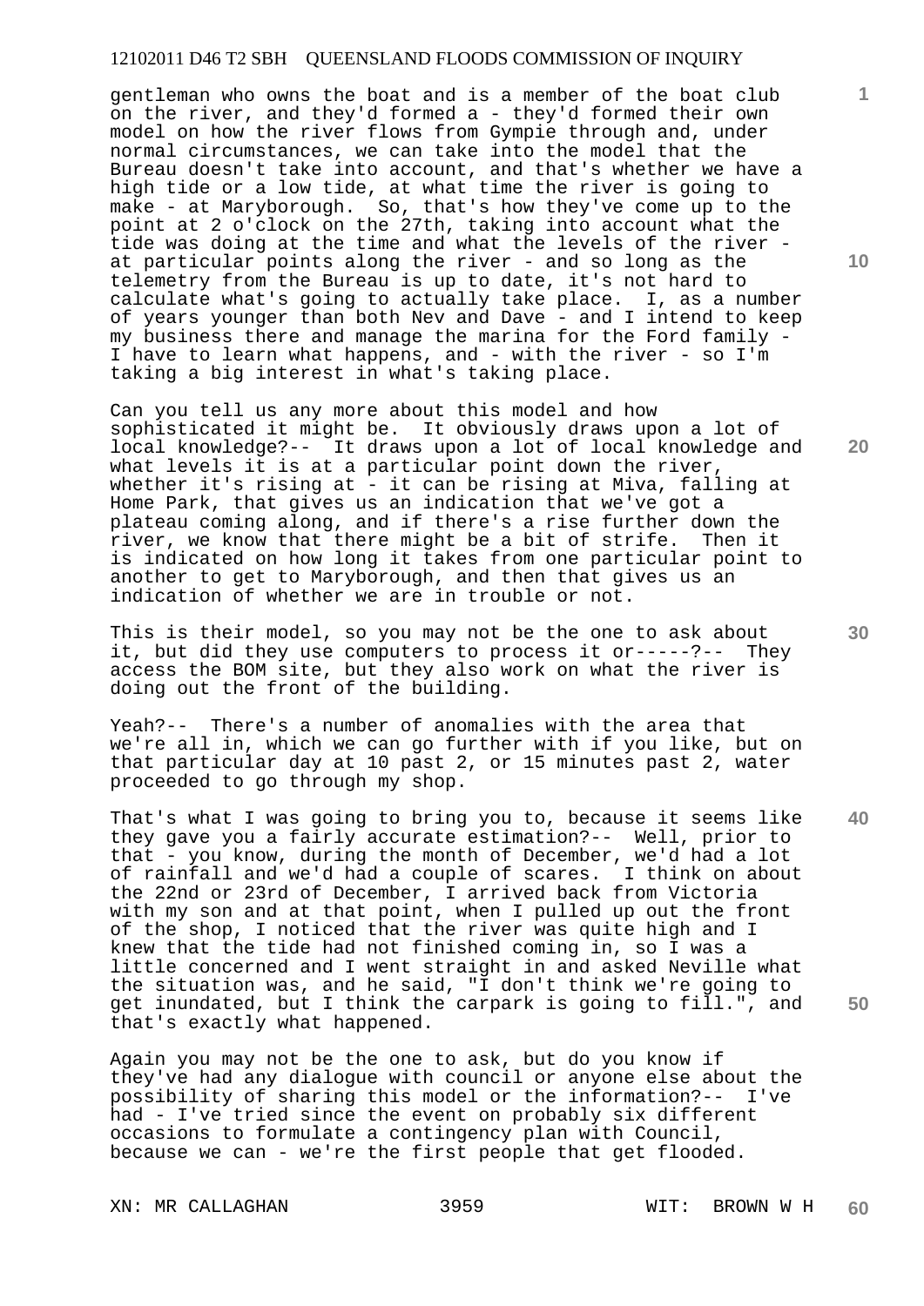gentleman who owns the boat and is a member of the boat club on the river, and they'd formed a - they'd formed their own model on how the river flows from Gympie through and, under normal circumstances, we can take into the model that the Bureau doesn't take into account, and that's whether we have a high tide or a low tide, at what time the river is going to make - at Maryborough. So, that's how they've come up to the point at 2 o'clock on the 27th, taking into account what the tide was doing at the time and what the levels of the river - at particular points along the river - and so long as the telemetry from the Bureau is up to date, it's not hard to calculate what's going to actually take place. I, as a number of years younger than both Nev and Dave - and I intend to keep my business there and manage the marina for the Ford family - I have to learn what happens, and - with the river - so I'm taking a big interest in what's taking place.

Can you tell us any more about this model and how sophisticated it might be. It obviously draws upon a lot of local knowledge?-- It draws upon a lot of local knowledge and what levels it is at a particular point down the river, whether it's rising at - it can be rising at Miva, falling at Home Park, that gives us an indication that we've got a plateau coming along, and if there's a rise further down the river, we know that there might be a bit of strife. Then it is indicated on how long it takes from one particular point to another to get to Maryborough, and then that gives us an indication of whether we are in trouble or not.

This is their model, so you may not be the one to ask about it, but did they use computers to process it or-----?-- They access the BOM site, but they also work on what the river is doing out the front of the building.

Yeah?-- There's a number of anomalies with the area that we're all in, which we can go further with if you like, but on that particular day at 10 past 2, or 15 minutes past 2, water proceeded to go through my shop.

That's what I was going to bring you to, because it seems like they gave you a fairly accurate estimation?-- Well, prior to that - you know, during the month of December, we'd had a lot of rainfall and we'd had a couple of scares. I think on about the 22nd or 23rd of December, I arrived back from Victoria with my son and at that point, when I pulled up out the front of the shop, I noticed that the river was quite high and I knew that the tide had not finished coming in, so I was a little concerned and I went straight in and asked Neville what the situation was, and he said, "I don't think we're going to get inundated, but I think the carpark is going to fill.", and that's exactly what happened.

Again you may not be the one to ask, but do you know if they've had any dialogue with council or anyone else about the possibility of sharing this model or the information?-- I've had - I've tried since the event on probably six different occasions to formulate a contingency plan with Council, because we can - we're the first people that get flooded.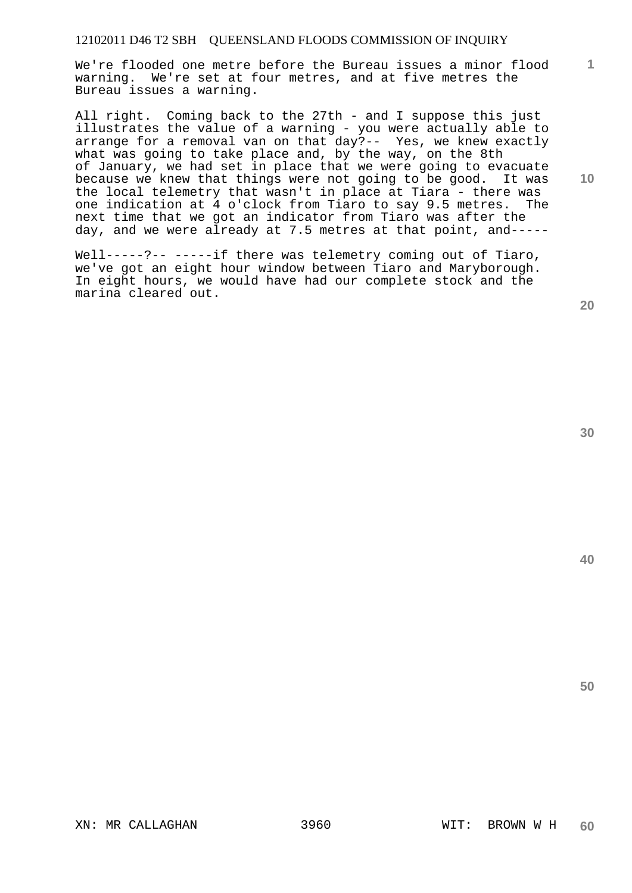We're flooded one metre before the Bureau issues a minor flood warning.  We're set at four metres, and at five metres the Bureau issues a warning.

All right.  Coming back to the 27th - and I suppose this just illustrates the value of a warning - you were actually able to arrange for a removal van on that day?--  Yes, we knew exactly what was going to take place and, by the way, on the 8th of January, we had set in place that we were going to evacuate because we knew that things were not going to be good.  It was the local telemetry that wasn't in place at Tiara - there was one indication at 4 o'clock from Tiaro to say 9.5 metres.  The next time that we got an indicator from Tiaro was after the day, and we were already at 7.5 metres at that point, and-----

Well-----?-- -----if there was telemetry coming out of Tiaro, we've got an eight hour window between Tiaro and Maryborough.  In eight hours, we would have had our complete stock and the marina cleared out.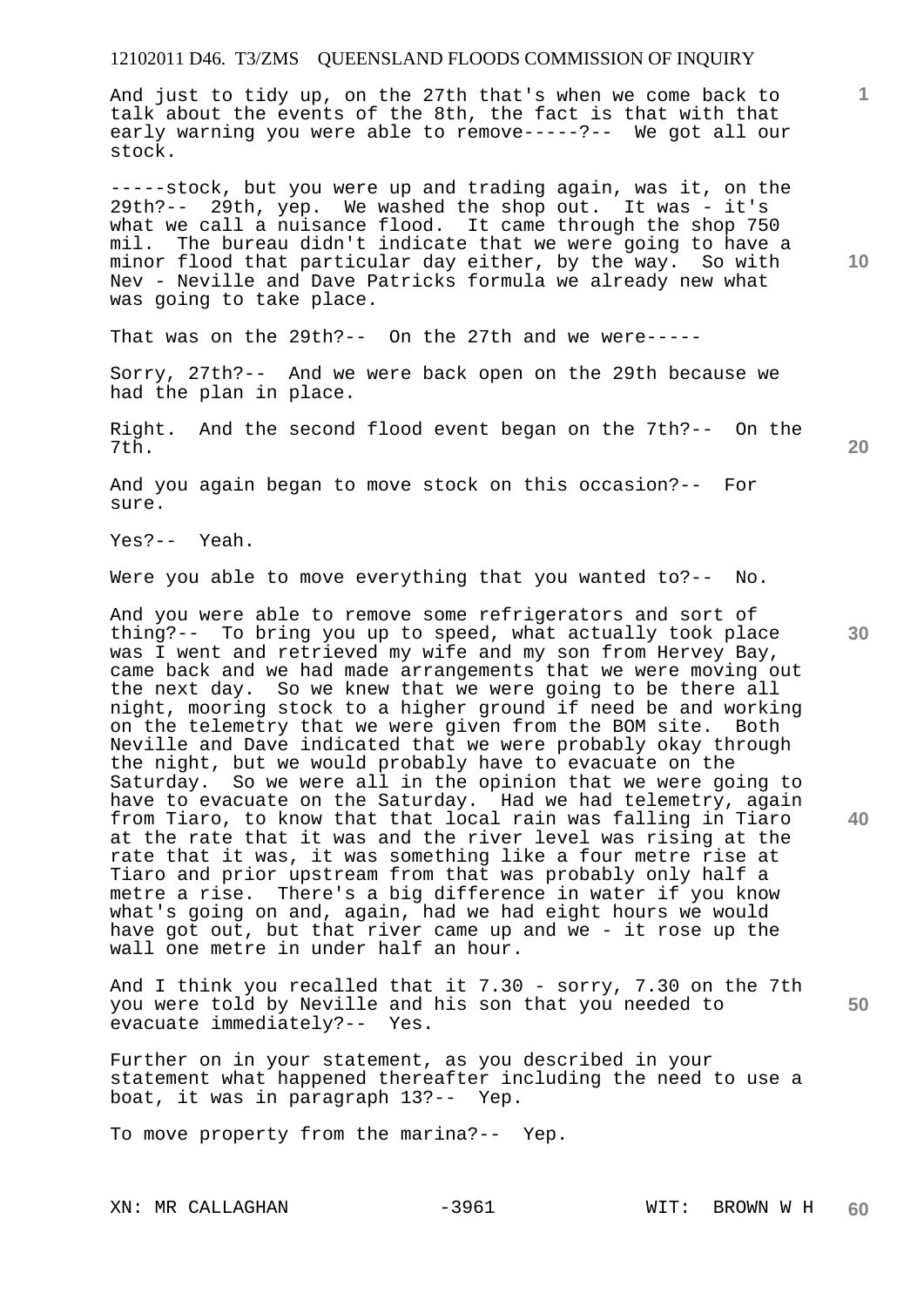And just to tidy up, on the 27th that's when we come back to talk about the events of the 8th, the fact is that with that early warning you were able to remove-----?-- We got all our stock.

-----stock, but you were up and trading again, was it, on the 29th?-- 29th, yep. We washed the shop out. It was - it's what we call a nuisance flood. It came through the shop 750 mil. The bureau didn't indicate that we were going to have a minor flood that particular day either, by the way. So with Nev - Neville and Dave Patricks formula we already new what was going to take place.

That was on the 29th?-- On the 27th and we were-----

Sorry, 27th?-- And we were back open on the 29th because we had the plan in place.

Right. And the second flood event began on the 7th?-- On the 7th.

And you again began to move stock on this occasion?-- For sure.

Yes?-- Yeah.

Were you able to move everything that you wanted to?-- No.

And you were able to remove some refrigerators and sort of thing?-- To bring you up to speed, what actually took place was I went and retrieved my wife and my son from Hervey Bay, came back and we had made arrangements that we were moving out the next day. So we knew that we were going to be there all night, mooring stock to a higher ground if need be and working on the telemetry that we were given from the BOM site. Both Neville and Dave indicated that we were probably okay through the night, but we would probably have to evacuate on the Saturday. So we were all in the opinion that we were going to have to evacuate on the Saturday. Had we had telemetry, again from Tiaro, to know that that local rain was falling in Tiaro at the rate that it was and the river level was rising at the rate that it was, it was something like a four metre rise at Tiaro and prior upstream from that was probably only half a metre a rise. There's a big difference in water if you know what's going on and, again, had we had eight hours we would have got out, but that river came up and we - it rose up the wall one metre in under half an hour.

And I think you recalled that it 7.30 - sorry, 7.30 on the 7th you were told by Neville and his son that you needed to evacuate immediately?-- Yes.

Further on in your statement, as you described in your statement what happened thereafter including the need to use a boat, it was in paragraph 13?-- Yep.

To move property from the marina?-- Yep.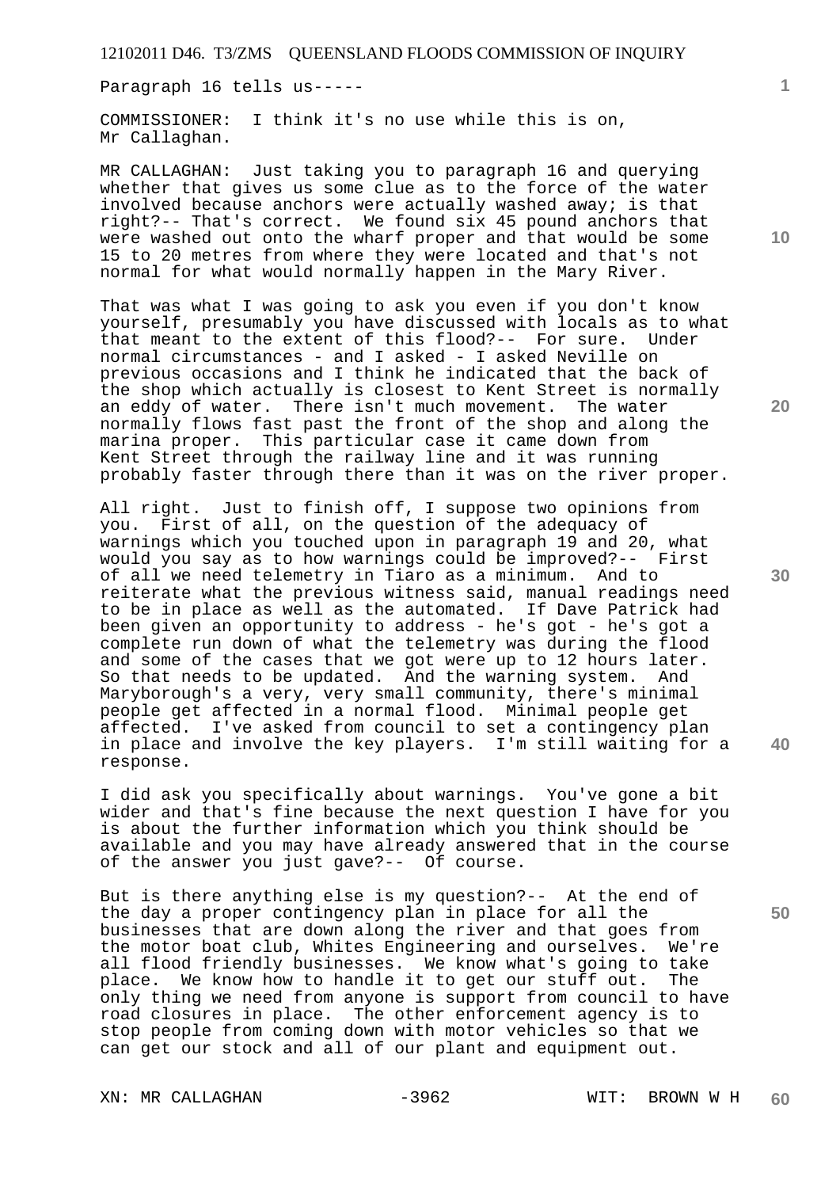Paragraph 16 tells us-----

COMMISSIONER: I think it's no use while this is on, Mr Callaghan.

MR CALLAGHAN: Just taking you to paragraph 16 and querying whether that gives us some clue as to the force of the water involved because anchors were actually washed away; is that right?-- That's correct. We found six 45 pound anchors that were washed out onto the wharf proper and that would be some 15 to 20 metres from where they were located and that's not normal for what would normally happen in the Mary River.

That was what I was going to ask you even if you don't know yourself, presumably you have discussed with locals as to what that meant to the extent of this flood?-- For sure. Under normal circumstances - and I asked - I asked Neville on previous occasions and I think he indicated that the back of the shop which actually is closest to Kent Street is normally an eddy of water. There isn't much movement. The water normally flows fast past the front of the shop and along the marina proper. This particular case it came down from Kent Street through the railway line and it was running probably faster through there than it was on the river proper.

All right. Just to finish off, I suppose two opinions from you. First of all, on the question of the adequacy of warnings which you touched upon in paragraph 19 and 20, what would you say as to how warnings could be improved?-- First of all we need telemetry in Tiaro as a minimum. And to reiterate what the previous witness said, manual readings need to be in place as well as the automated. If Dave Patrick had been given an opportunity to address - he's got - he's got a complete run down of what the telemetry was during the flood and some of the cases that we got were up to 12 hours later. So that needs to be updated. And the warning system. And Maryborough's a very, very small community, there's minimal people get affected in a normal flood. Minimal people get affected. I've asked from council to set a contingency plan in place and involve the key players. I'm still waiting for a response.

I did ask you specifically about warnings. You've gone a bit wider and that's fine because the next question I have for you is about the further information which you think should be available and you may have already answered that in the course of the answer you just gave?-- Of course.

But is there anything else is my question?-- At the end of the day a proper contingency plan in place for all the businesses that are down along the river and that goes from the motor boat club, Whites Engineering and ourselves. We're all flood friendly businesses. We know what's going to take place. We know how to handle it to get our stuff out. The only thing we need from anyone is support from council to have road closures in place. The other enforcement agency is to stop people from coming down with motor vehicles so that we can get our stock and all of our plant and equipment out.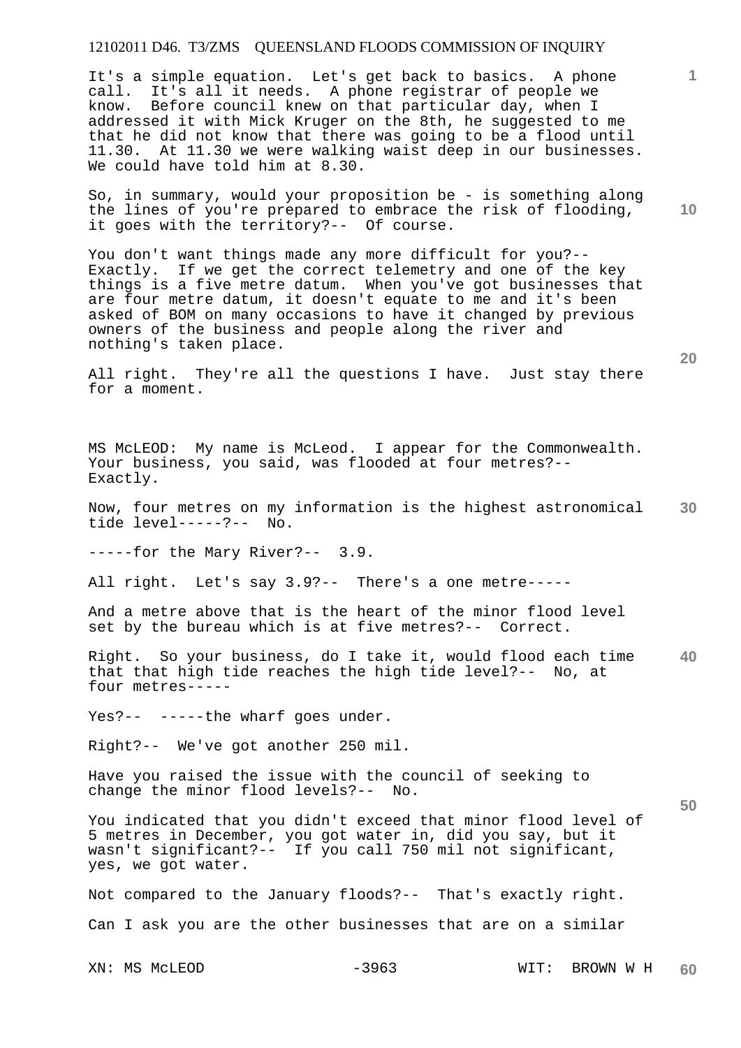It's a simple equation. Let's get back to basics. A phone call. It's all it needs. A phone registrar of people we know. Before council knew on that particular day, when I addressed it with Mick Kruger on the 8th, he suggested to me that he did not know that there was going to be a flood until 11.30. At 11.30 we were walking waist deep in our businesses. We could have told him at 8.30.

So, in summary, would your proposition be - is something along the lines of you're prepared to embrace the risk of flooding, it goes with the territory?-- Of course.

You don't want things made any more difficult for you?-- Exactly. If we get the correct telemetry and one of the key things is a five metre datum. When you've got businesses that are four metre datum, it doesn't equate to me and it's been asked of BOM on many occasions to have it changed by previous owners of the business and people along the river and nothing's taken place.

All right. They're all the questions I have. Just stay there for a moment.

MS McLEOD: My name is McLeod. I appear for the Commonwealth. Your business, you said, was flooded at four metres?-- Exactly.

Now, four metres on my information is the highest astronomical tide level-----?-- No.

-----for the Mary River?-- 3.9.

All right. Let's say 3.9?-- There's a one metre-----

And a metre above that is the heart of the minor flood level set by the bureau which is at five metres?-- Correct.

Right. So your business, do I take it, would flood each time that that high tide reaches the high tide level?-- No, at four metres-----

Yes?-- -----the wharf goes under.

Right?-- We've got another 250 mil.

Have you raised the issue with the council of seeking to change the minor flood levels?-- No.

You indicated that you didn't exceed that minor flood level of 5 metres in December, you got water in, did you say, but it wasn't significant?-- If you call 750 mil not significant, yes, we got water.

Not compared to the January floods?-- That's exactly right.

Can I ask you are the other businesses that are on a similar

XN: MS McLEOD WIT: BROWN W H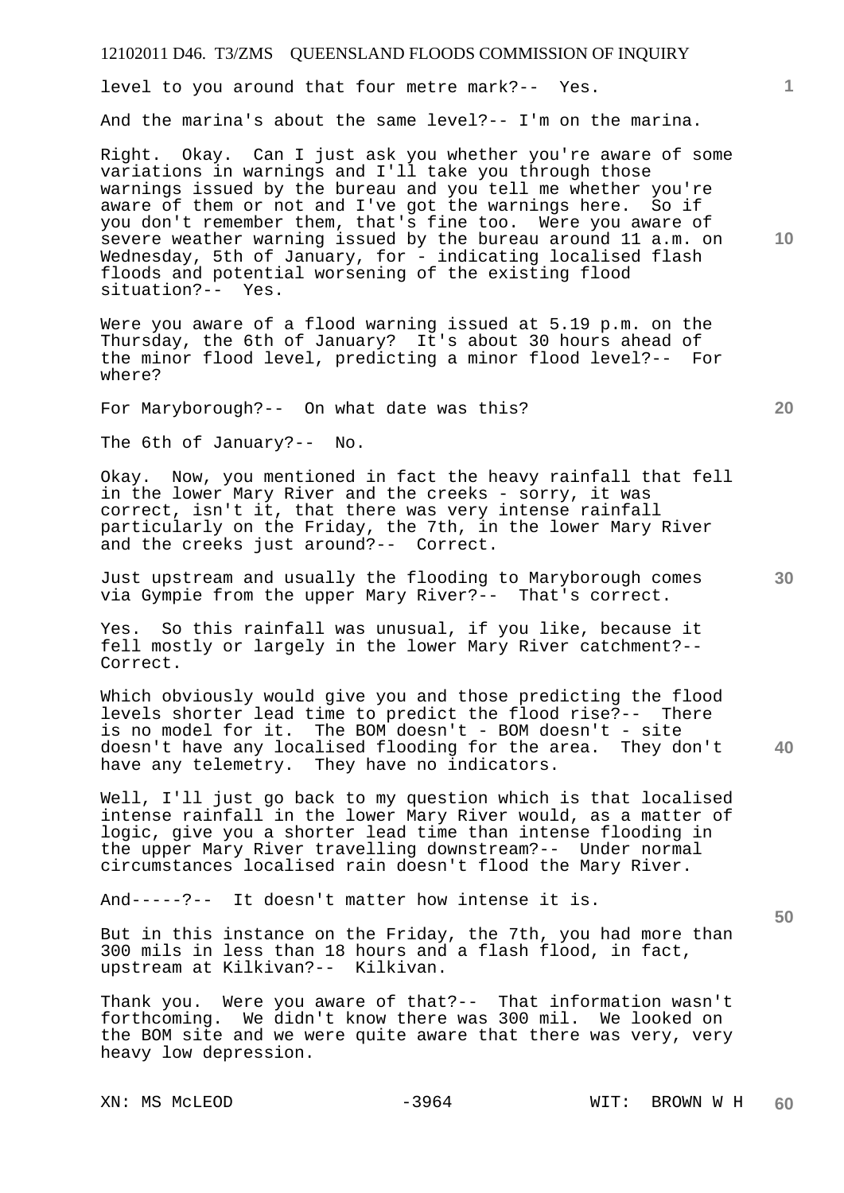level to you around that four metre mark?-- Yes.

And the marina's about the same level?-- I'm on the marina.

Right. Okay. Can I just ask you whether you're aware of some variations in warnings and I'll take you through those warnings issued by the bureau and you tell me whether you're aware of them or not and I've got the warnings here. So if you don't remember them, that's fine too. Were you aware of severe weather warning issued by the bureau around 11 a.m. on Wednesday, 5th of January, for - indicating localised flash floods and potential worsening of the existing flood situation?-- Yes.

Were you aware of a flood warning issued at 5.19 p.m. on the Thursday, the 6th of January? It's about 30 hours ahead of the minor flood level, predicting a minor flood level?-- For where?

For Maryborough?-- On what date was this?

The 6th of January?-- No.

Okay. Now, you mentioned in fact the heavy rainfall that fell in the lower Mary River and the creeks - sorry, it was correct, isn't it, that there was very intense rainfall particularly on the Friday, the 7th, in the lower Mary River and the creeks just around?-- Correct.

Just upstream and usually the flooding to Maryborough comes via Gympie from the upper Mary River?-- That's correct.

Yes. So this rainfall was unusual, if you like, because it fell mostly or largely in the lower Mary River catchment?-- Correct.

Which obviously would give you and those predicting the flood levels shorter lead time to predict the flood rise?-- There is no model for it. The BOM doesn't - BOM doesn't - site doesn't have any localised flooding for the area. They don't have any telemetry. They have no indicators.

Well, I'll just go back to my question which is that localised intense rainfall in the lower Mary River would, as a matter of logic, give you a shorter lead time than intense flooding in the upper Mary River travelling downstream?-- Under normal circumstances localised rain doesn't flood the Mary River.

And-----?-- It doesn't matter how intense it is.

But in this instance on the Friday, the 7th, you had more than 300 mils in less than 18 hours and a flash flood, in fact, upstream at Kilkivan?-- Kilkivan.

Thank you. Were you aware of that?-- That information wasn't forthcoming. We didn't know there was 300 mil. We looked on the BOM site and we were quite aware that there was very, very heavy low depression.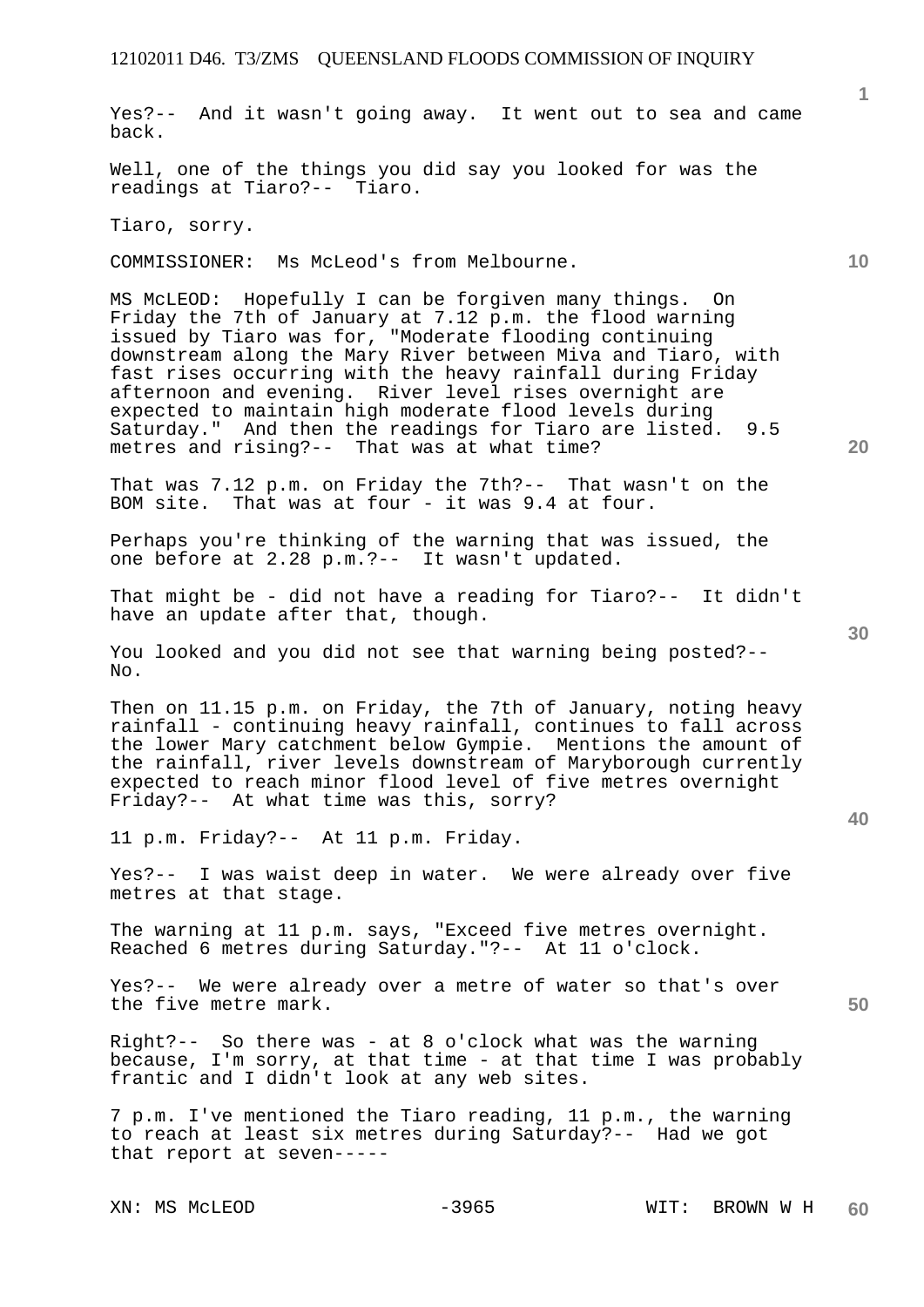Yes?-- And it wasn't going away. It went out to sea and came back.

Well, one of the things you did say you looked for was the readings at Tiaro?-- Tiaro.

Tiaro, sorry.

COMMISSIONER: Ms McLeod's from Melbourne.

MS McLEOD: Hopefully I can be forgiven many things. On Friday the 7th of January at 7.12 p.m. the flood warning issued by Tiaro was for, "Moderate flooding continuing downstream along the Mary River between Miva and Tiaro, with fast rises occurring with the heavy rainfall during Friday afternoon and evening. River level rises overnight are expected to maintain high moderate flood levels during Saturday." And then the readings for Tiaro are listed. 9.5 metres and rising?-- That was at what time?

That was 7.12 p.m. on Friday the 7th?-- That wasn't on the BOM site. That was at four - it was 9.4 at four.

Perhaps you're thinking of the warning that was issued, the one before at 2.28 p.m.?-- It wasn't updated.

That might be - did not have a reading for Tiaro?-- It didn't have an update after that, though.

You looked and you did not see that warning being posted?-- No.

Then on 11.15 p.m. on Friday, the 7th of January, noting heavy rainfall - continuing heavy rainfall, continues to fall across the lower Mary catchment below Gympie. Mentions the amount of the rainfall, river levels downstream of Maryborough currently expected to reach minor flood level of five metres overnight Friday?-- At what time was this, sorry?

11 p.m. Friday?-- At 11 p.m. Friday.

Yes?-- I was waist deep in water. We were already over five metres at that stage.

The warning at 11 p.m. says, "Exceed five metres overnight. Reached 6 metres during Saturday."?-- At 11 o'clock.

Yes?-- We were already over a metre of water so that's over the five metre mark.

Right?-- So there was - at 8 o'clock what was the warning because, I'm sorry, at that time - at that time I was probably frantic and I didn't look at any web sites.

7 p.m. I've mentioned the Tiaro reading, 11 p.m., the warning to reach at least six metres during Saturday?-- Had we got that report at seven-----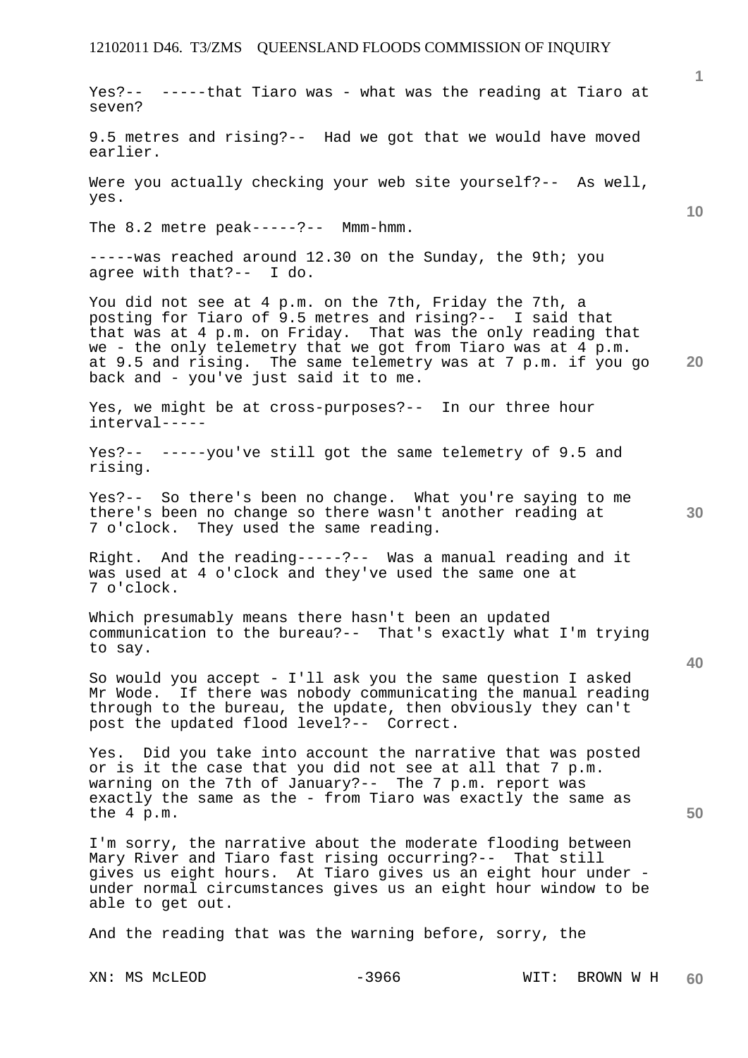Yes?-- -----that Tiaro was - what was the reading at Tiaro at seven?

9.5 metres and rising?-- Had we got that we would have moved earlier.

Were you actually checking your web site yourself?-- As well, yes.

The 8.2 metre peak-----?-- Mmm-hmm.

-----was reached around 12.30 on the Sunday, the 9th; you agree with that?-- I do.

You did not see at 4 p.m. on the 7th, Friday the 7th, a posting for Tiaro of 9.5 metres and rising?-- I said that that was at 4 p.m. on Friday. That was the only reading that we - the only telemetry that we got from Tiaro was at 4 p.m. at 9.5 and rising. The same telemetry was at 7 p.m. if you go back and - you've just said it to me.

Yes, we might be at cross-purposes?-- In our three hour interval-----

Yes?-- -----you've still got the same telemetry of 9.5 and rising.

Yes?-- So there's been no change. What you're saying to me there's been no change so there wasn't another reading at 7 o'clock. They used the same reading.

Right. And the reading-----?-- Was a manual reading and it was used at 4 o'clock and they've used the same one at 7 o'clock.

Which presumably means there hasn't been an updated communication to the bureau?-- That's exactly what I'm trying to say.

So would you accept - I'll ask you the same question I asked Mr Wode. If there was nobody communicating the manual reading through to the bureau, the update, then obviously they can't post the updated flood level?-- Correct.

Yes. Did you take into account the narrative that was posted or is it the case that you did not see at all that 7 p.m. warning on the 7th of January?-- The 7 p.m. report was exactly the same as the - from Tiaro was exactly the same as the 4 p.m.

I'm sorry, the narrative about the moderate flooding between Mary River and Tiaro fast rising occurring?-- That still gives us eight hours. At Tiaro gives us an eight hour under - under normal circumstances gives us an eight hour window to be able to get out.

And the reading that was the warning before, sorry, the

XN: MS McLEOD WIT: BROWN W H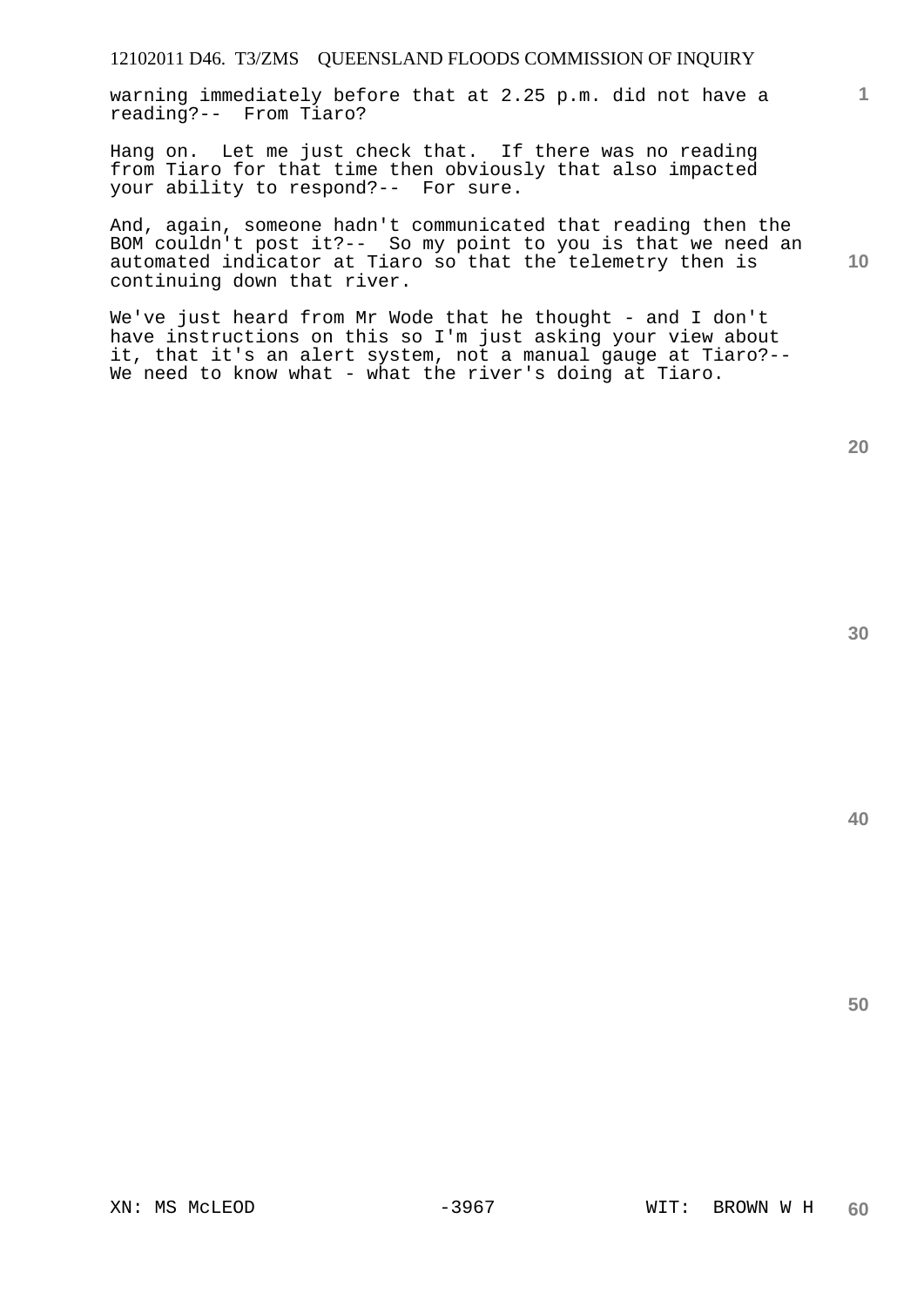warning immediately before that at 2.25 p.m. did not have a reading?-- From Tiaro?

Hang on. Let me just check that. If there was no reading from Tiaro for that time then obviously that also impacted your ability to respond?-- For sure.

And, again, someone hadn't communicated that reading then the BOM couldn't post it?-- So my point to you is that we need an automated indicator at Tiaro so that the telemetry then is continuing down that river.

We've just heard from Mr Wode that he thought - and I don't have instructions on this so I'm just asking your view about it, that it's an alert system, not a manual gauge at Tiaro?-- We need to know what - what the river's doing at Tiaro.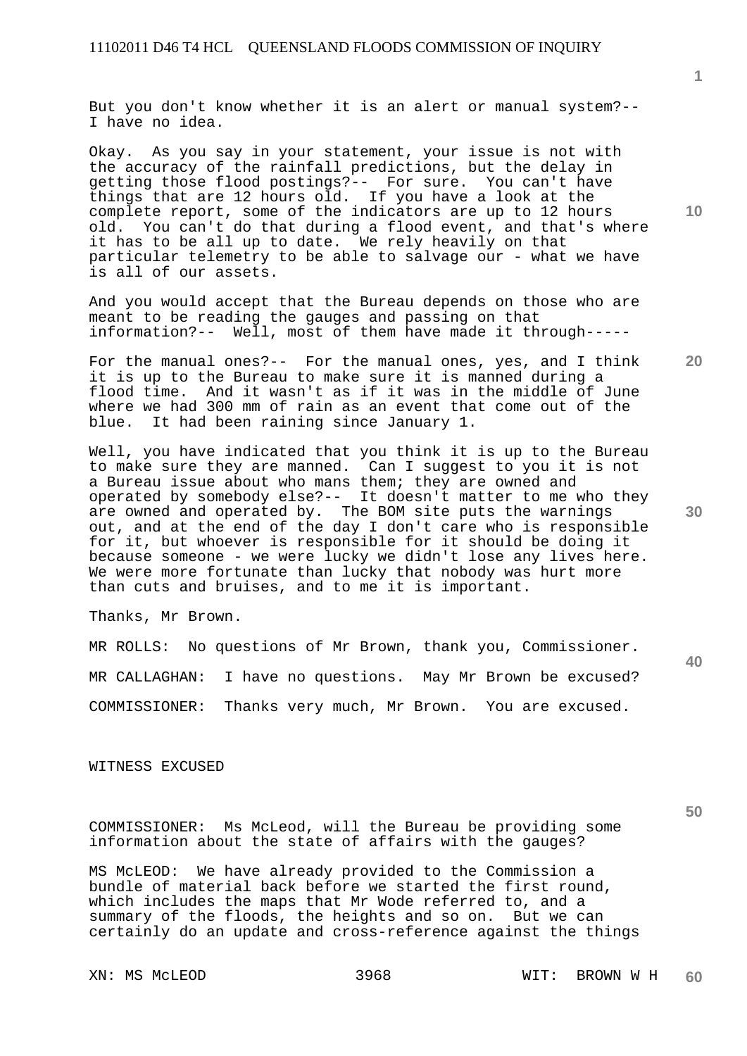But you don't know whether it is an alert or manual system?-- I have no idea.

Okay. As you say in your statement, your issue is not with the accuracy of the rainfall predictions, but the delay in getting those flood postings?-- For sure. You can't have things that are 12 hours old. If you have a look at the complete report, some of the indicators are up to 12 hours old. You can't do that during a flood event, and that's where it has to be all up to date. We rely heavily on that particular telemetry to be able to salvage our - what we have is all of our assets.

And you would accept that the Bureau depends on those who are meant to be reading the gauges and passing on that information?-- Well, most of them have made it through-----

For the manual ones?-- For the manual ones, yes, and I think it is up to the Bureau to make sure it is manned during a flood time. And it wasn't as if it was in the middle of June where we had 300 mm of rain as an event that come out of the blue. It had been raining since January 1.

Well, you have indicated that you think it is up to the Bureau to make sure they are manned. Can I suggest to you it is not a Bureau issue about who mans them; they are owned and operated by somebody else?-- It doesn't matter to me who they are owned and operated by. The BOM site puts the warnings out, and at the end of the day I don't care who is responsible for it, but whoever is responsible for it should be doing it because someone - we were lucky we didn't lose any lives here. We were more fortunate than lucky that nobody was hurt more than cuts and bruises, and to me it is important.

Thanks, Mr Brown.

MR ROLLS: No questions of Mr Brown, thank you, Commissioner.

MR CALLAGHAN: I have no questions. May Mr Brown be excused?

COMMISSIONER: Thanks very much, Mr Brown. You are excused.

WITNESS EXCUSED

COMMISSIONER: Ms McLeod, will the Bureau be providing some information about the state of affairs with the gauges?

MS McLEOD: We have already provided to the Commission a bundle of material back before we started the first round, which includes the maps that Mr Wode referred to, and a summary of the floods, the heights and so on. But we can certainly do an update and cross-reference against the things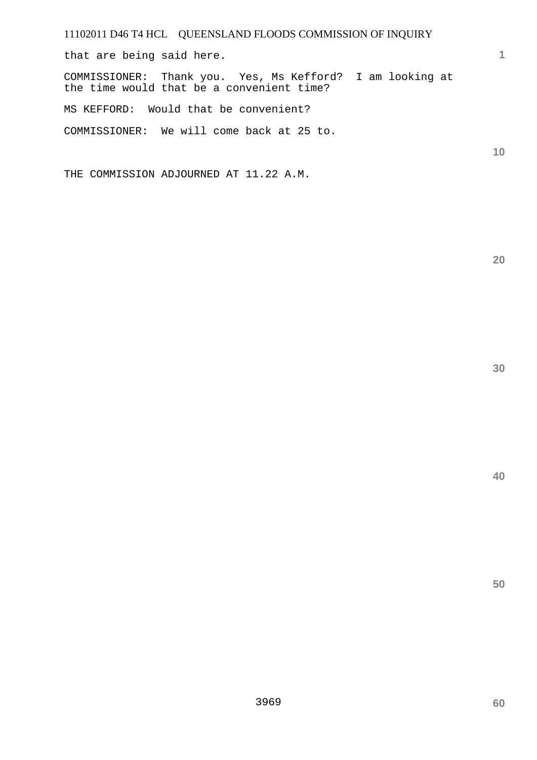that are being said here.

COMMISSIONER: Thank you. Yes, Ms Kefford? I am looking at the time would that be a convenient time?

MS KEFFORD: Would that be convenient?

COMMISSIONER: We will come back at 25 to.

THE COMMISSION ADJOURNED AT 11.22 A.M.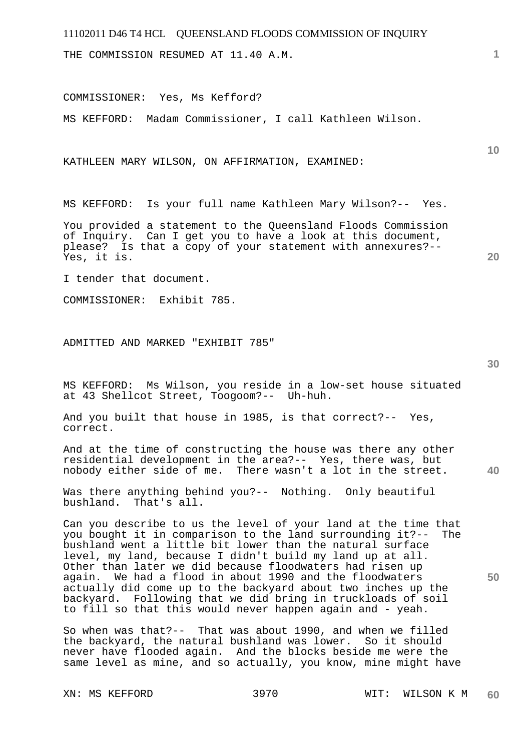THE COMMISSION RESUMED AT 11.40 A.M.

COMMISSIONER: Yes, Ms Kefford?

MS KEFFORD: Madam Commissioner, I call Kathleen Wilson.

KATHLEEN MARY WILSON, ON AFFIRMATION, EXAMINED:

MS KEFFORD: Is your full name Kathleen Mary Wilson?-- Yes.

You provided a statement to the Queensland Floods Commission of Inquiry. Can I get you to have a look at this document, please? Is that a copy of your statement with annexures?-- Yes, it is.

I tender that document.

COMMISSIONER: Exhibit 785.

ADMITTED AND MARKED "EXHIBIT 785"

MS KEFFORD: Ms Wilson, you reside in a low-set house situated at 43 Shellcot Street, Toogoom?-- Uh-huh.

And you built that house in 1985, is that correct?-- Yes, correct.

And at the time of constructing the house was there any other residential development in the area?-- Yes, there was, but nobody either side of me. There wasn't a lot in the street.

Was there anything behind you?-- Nothing. Only beautiful bushland. That's all.

Can you describe to us the level of your land at the time that you bought it in comparison to the land surrounding it?-- The bushland went a little bit lower than the natural surface level, my land, because I didn't build my land up at all. Other than later we did because floodwaters had risen up again. We had a flood in about 1990 and the floodwaters actually did come up to the backyard about two inches up the backyard. Following that we did bring in truckloads of soil to fill so that this would never happen again and - yeah.

So when was that?-- That was about 1990, and when we filled the backyard, the natural bushland was lower. So it should never have flooded again. And the blocks beside me were the same level as mine, and so actually, you know, mine might have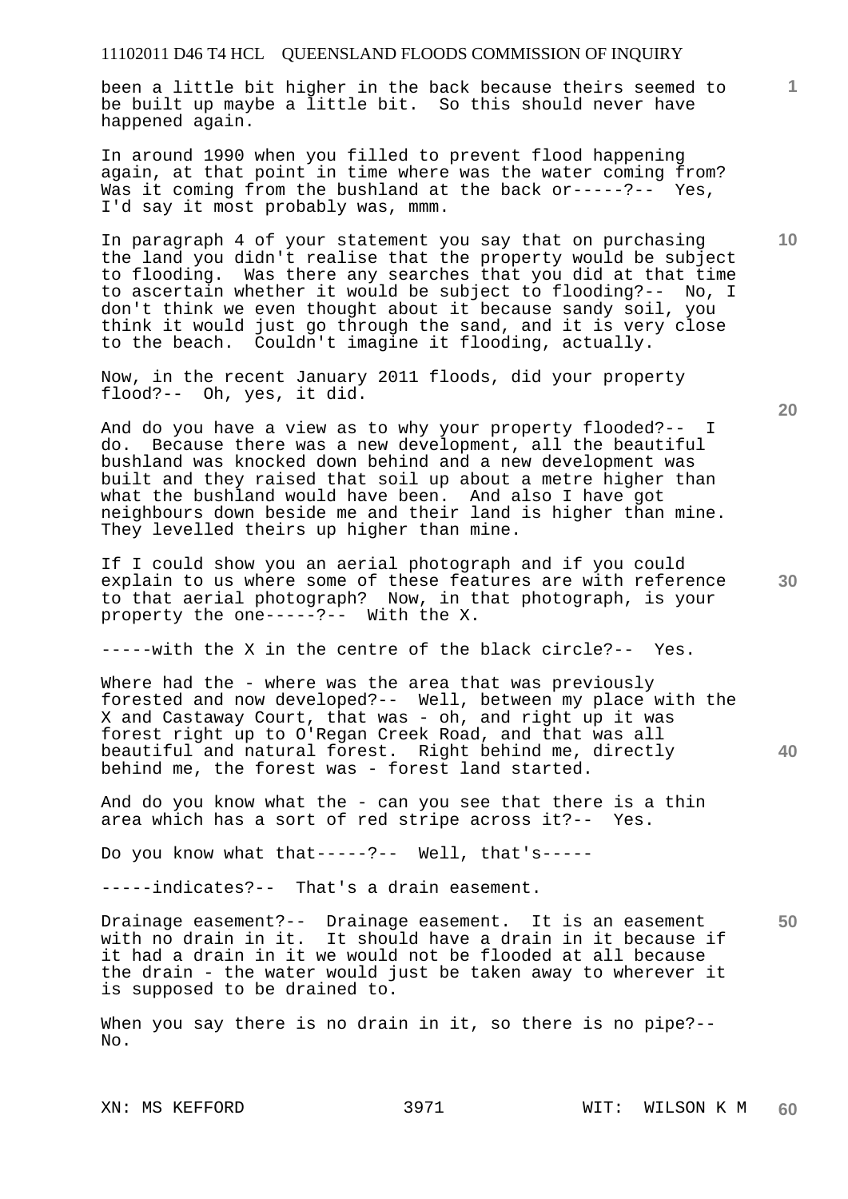been a little bit higher in the back because theirs seemed to be built up maybe a little bit. So this should never have happened again.

In around 1990 when you filled to prevent flood happening again, at that point in time where was the water coming from? Was it coming from the bushland at the back or-----?-- Yes, I'd say it most probably was, mmm.

In paragraph 4 of your statement you say that on purchasing the land you didn't realise that the property would be subject to flooding. Was there any searches that you did at that time to ascertain whether it would be subject to flooding?-- No, I don't think we even thought about it because sandy soil, you think it would just go through the sand, and it is very close to the beach. Couldn't imagine it flooding, actually.

Now, in the recent January 2011 floods, did your property flood?-- Oh, yes, it did.

And do you have a view as to why your property flooded?-- I do. Because there was a new development, all the beautiful bushland was knocked down behind and a new development was built and they raised that soil up about a metre higher than what the bushland would have been. And also I have got neighbours down beside me and their land is higher than mine. They levelled theirs up higher than mine.

If I could show you an aerial photograph and if you could explain to us where some of these features are with reference to that aerial photograph? Now, in that photograph, is your property the one-----?-- With the X.

-----with the X in the centre of the black circle?-- Yes.

Where had the - where was the area that was previously forested and now developed?-- Well, between my place with the X and Castaway Court, that was - oh, and right up it was forest right up to O'Regan Creek Road, and that was all beautiful and natural forest. Right behind me, directly behind me, the forest was - forest land started.

And do you know what the - can you see that there is a thin area which has a sort of red stripe across it?-- Yes.

Do you know what that-----?-- Well, that's-----

-----indicates?-- That's a drain easement.

Drainage easement?-- Drainage easement. It is an easement with no drain in it. It should have a drain in it because if it had a drain in it we would not be flooded at all because the drain - the water would just be taken away to wherever it is supposed to be drained to.

When you say there is no drain in it, so there is no pipe?-- No.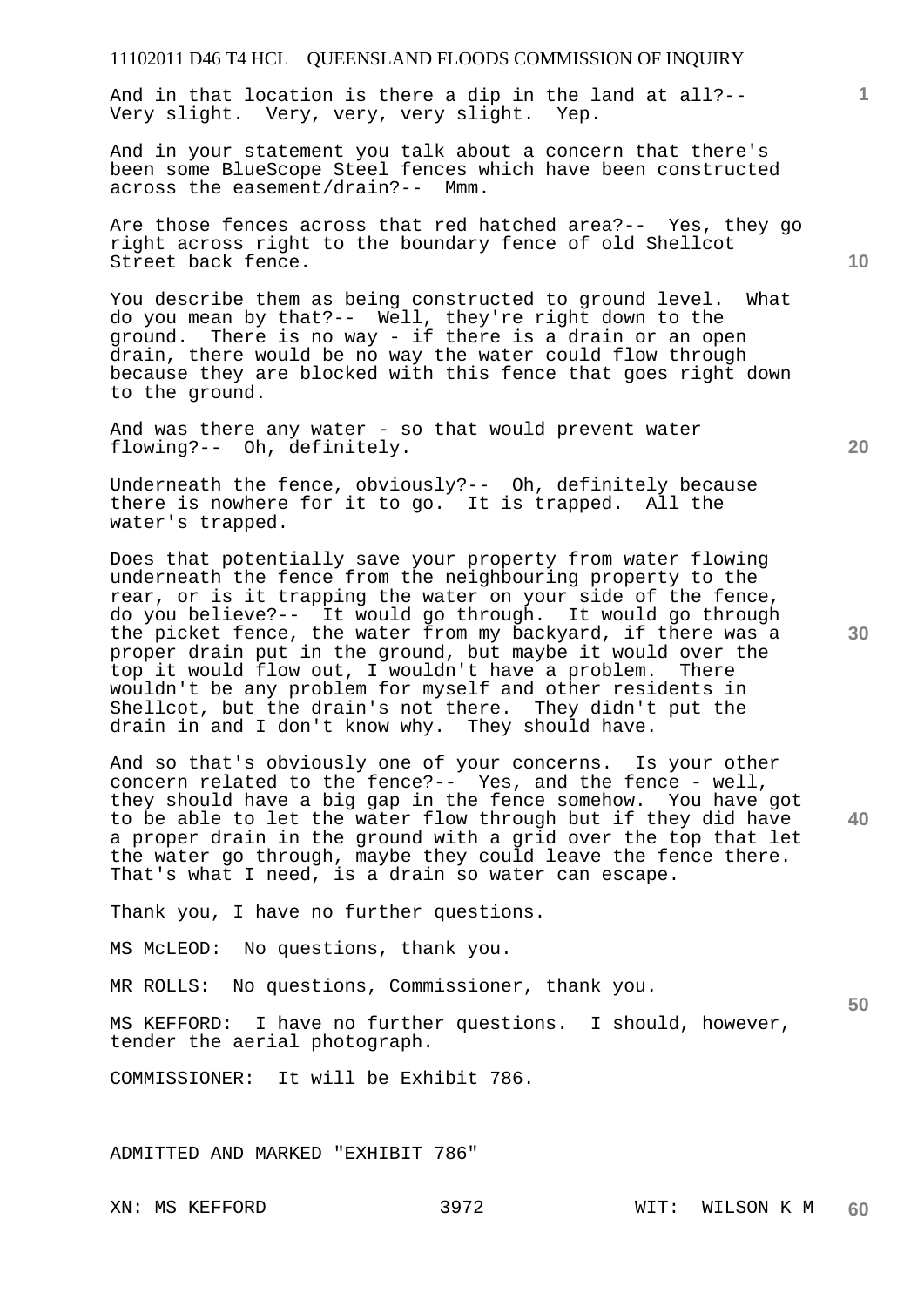And in that location is there a dip in the land at all?-- Very slight. Very, very, very slight. Yep.

And in your statement you talk about a concern that there's been some BlueScope Steel fences which have been constructed across the easement/drain?-- Mmm.

Are those fences across that red hatched area?-- Yes, they go right across right to the boundary fence of old Shellcot Street back fence.

You describe them as being constructed to ground level. What do you mean by that?-- Well, they're right down to the ground. There is no way - if there is a drain or an open drain, there would be no way the water could flow through because they are blocked with this fence that goes right down to the ground.

And was there any water - so that would prevent water flowing?-- Oh, definitely.

Underneath the fence, obviously?-- Oh, definitely because there is nowhere for it to go. It is trapped. All the water's trapped.

Does that potentially save your property from water flowing underneath the fence from the neighbouring property to the rear, or is it trapping the water on your side of the fence, do you believe?-- It would go through. It would go through the picket fence, the water from my backyard, if there was a proper drain put in the ground, but maybe it would over the top it would flow out, I wouldn't have a problem. There wouldn't be any problem for myself and other residents in Shellcot, but the drain's not there. They didn't put the drain in and I don't know why. They should have.

And so that's obviously one of your concerns. Is your other concern related to the fence?-- Yes, and the fence - well, they should have a big gap in the fence somehow. You have got to be able to let the water flow through but if they did have a proper drain in the ground with a grid over the top that let the water go through, maybe they could leave the fence there. That's what I need, is a drain so water can escape.

Thank you, I have no further questions.

MS McLEOD: No questions, thank you.

MR ROLLS: No questions, Commissioner, thank you.

MS KEFFORD: I have no further questions. I should, however, tender the aerial photograph.

COMMISSIONER: It will be Exhibit 786.

ADMITTED AND MARKED "EXHIBIT 786"

XN: MS KEFFORD WIT: WILSON K M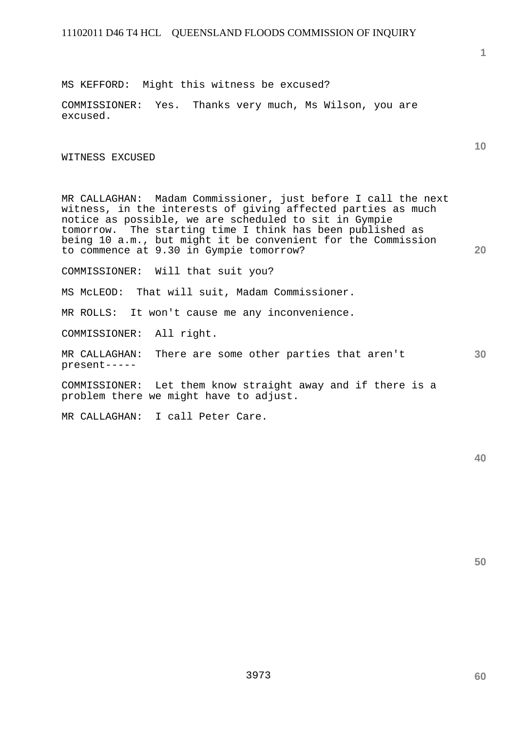MS KEFFORD: Might this witness be excused?

COMMISSIONER: Yes. Thanks very much, Ms Wilson, you are excused.

WITNESS EXCUSED

MR CALLAGHAN: Madam Commissioner, just before I call the next witness, in the interests of giving affected parties as much notice as possible, we are scheduled to sit in Gympie tomorrow. The starting time I think has been published as being 10 a.m., but might it be convenient for the Commission to commence at 9.30 in Gympie tomorrow?

COMMISSIONER: Will that suit you?

MS McLEOD: That will suit, Madam Commissioner.

MR ROLLS: It won't cause me any inconvenience.

COMMISSIONER: All right.

MR CALLAGHAN: There are some other parties that aren't present-----

COMMISSIONER: Let them know straight away and if there is a problem there we might have to adjust.

MR CALLAGHAN: I call Peter Care.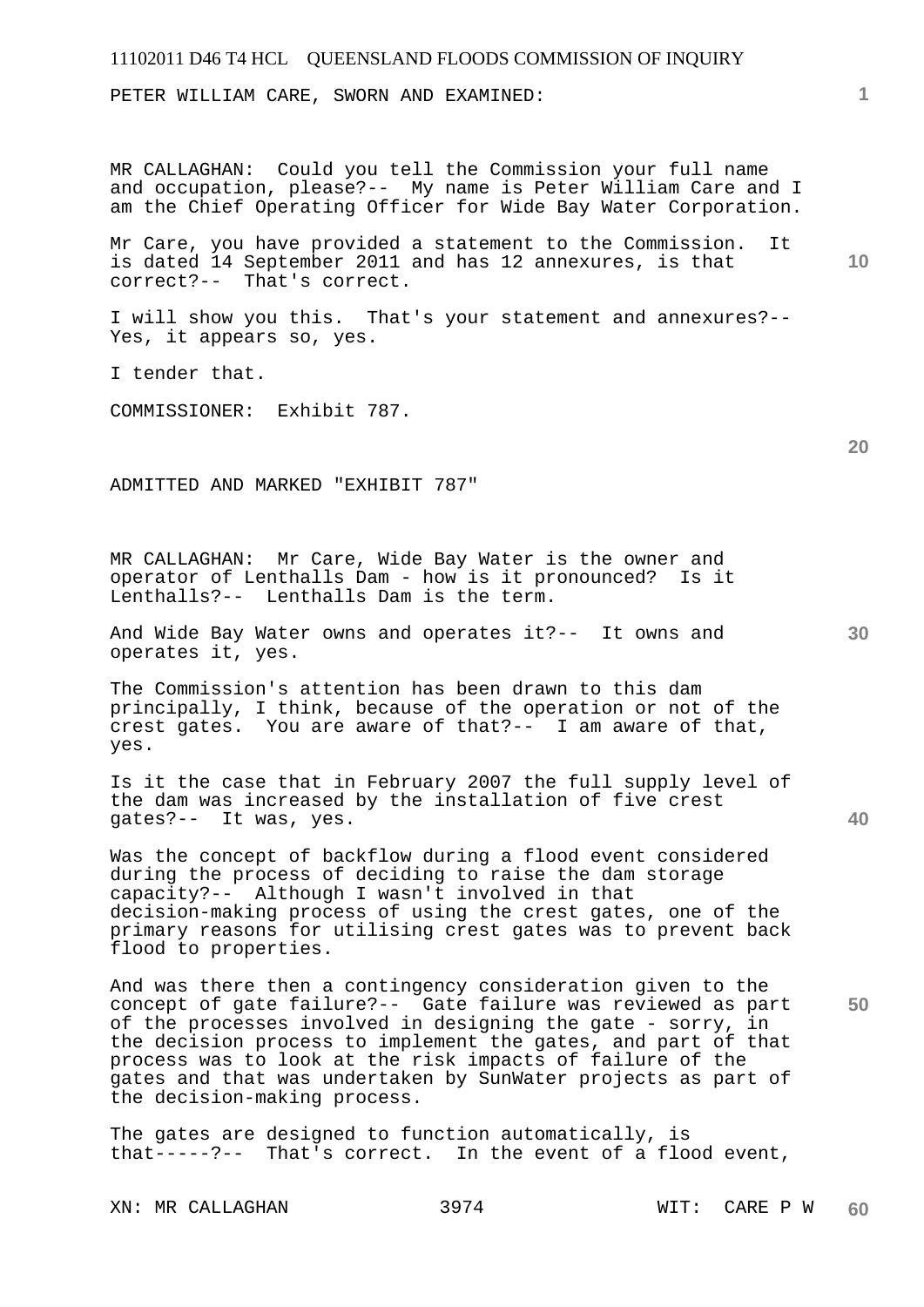PETER WILLIAM CARE, SWORN AND EXAMINED:

MR CALLAGHAN: Could you tell the Commission your full name and occupation, please?-- My name is Peter William Care and I am the Chief Operating Officer for Wide Bay Water Corporation.

Mr Care, you have provided a statement to the Commission. It is dated 14 September 2011 and has 12 annexures, is that correct?-- That's correct.

I will show you this. That's your statement and annexures?-- Yes, it appears so, yes.

I tender that.

COMMISSIONER: Exhibit 787.

ADMITTED AND MARKED "EXHIBIT 787"

MR CALLAGHAN: Mr Care, Wide Bay Water is the owner and operator of Lenthalls Dam - how is it pronounced? Is it Lenthalls?-- Lenthalls Dam is the term.

And Wide Bay Water owns and operates it?-- It owns and operates it, yes.

The Commission's attention has been drawn to this dam principally, I think, because of the operation or not of the crest gates. You are aware of that?-- I am aware of that, yes.

Is it the case that in February 2007 the full supply level of the dam was increased by the installation of five crest gates?-- It was, yes.

Was the concept of backflow during a flood event considered during the process of deciding to raise the dam storage capacity?-- Although I wasn't involved in that decision-making process of using the crest gates, one of the primary reasons for utilising crest gates was to prevent back flood to properties.

And was there then a contingency consideration given to the concept of gate failure?-- Gate failure was reviewed as part of the processes involved in designing the gate - sorry, in the decision process to implement the gates, and part of that process was to look at the risk impacts of failure of the gates and that was undertaken by SunWater projects as part of the decision-making process.

The gates are designed to function automatically, is that-----?-- That's correct. In the event of a flood event,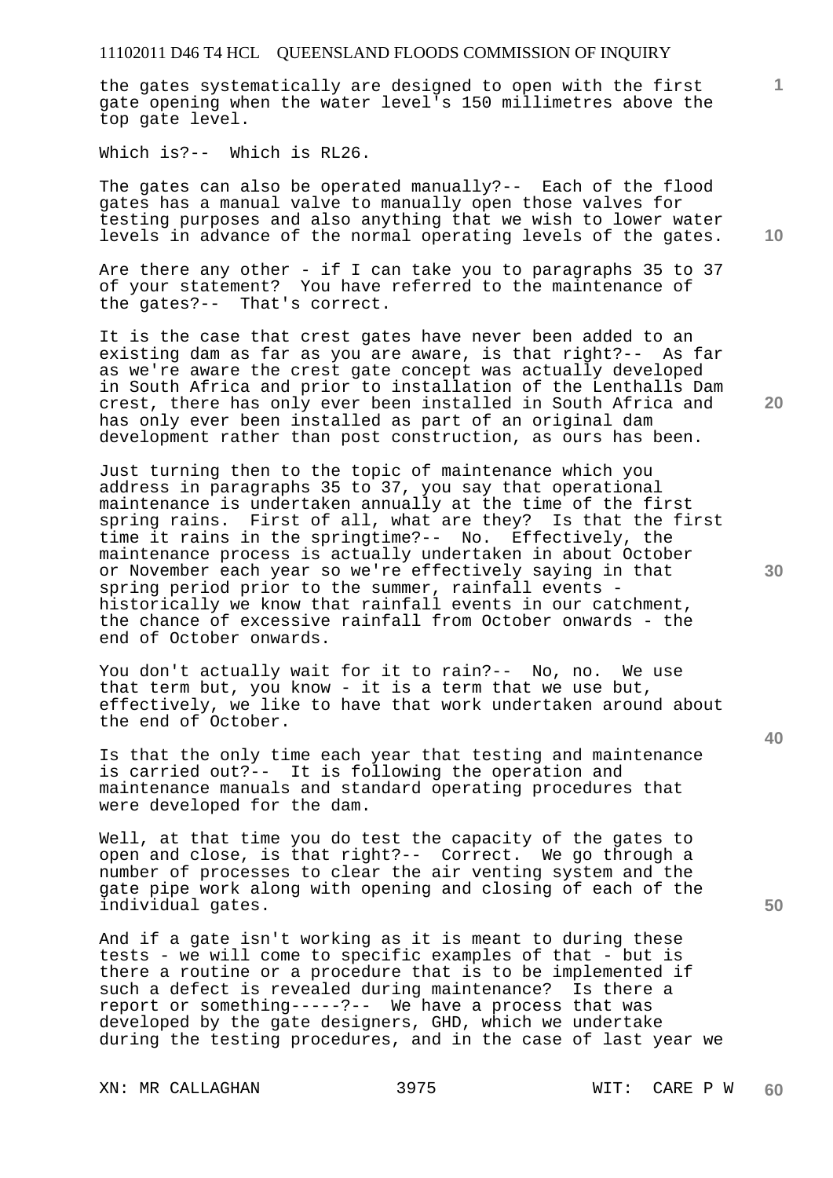the gates systematically are designed to open with the first gate opening when the water level's 150 millimetres above the top gate level.

Which is?-- Which is RL26.

The gates can also be operated manually?-- Each of the flood gates has a manual valve to manually open those valves for testing purposes and also anything that we wish to lower water levels in advance of the normal operating levels of the gates.

Are there any other - if I can take you to paragraphs 35 to 37 of your statement? You have referred to the maintenance of the gates?-- That's correct.

It is the case that crest gates have never been added to an existing dam as far as you are aware, is that right?-- As far as we're aware the crest gate concept was actually developed in South Africa and prior to installation of the Lenthalls Dam crest, there has only ever been installed in South Africa and has only ever been installed as part of an original dam development rather than post construction, as ours has been.

Just turning then to the topic of maintenance which you address in paragraphs 35 to 37, you say that operational maintenance is undertaken annually at the time of the first spring rains. First of all, what are they? Is that the first time it rains in the springtime?-- No. Effectively, the maintenance process is actually undertaken in about October or November each year so we're effectively saying in that spring period prior to the summer, rainfall events - historically we know that rainfall events in our catchment, the chance of excessive rainfall from October onwards - the end of October onwards.

You don't actually wait for it to rain?-- No, no. We use that term but, you know - it is a term that we use but, effectively, we like to have that work undertaken around about the end of October.

Is that the only time each year that testing and maintenance is carried out?-- It is following the operation and maintenance manuals and standard operating procedures that were developed for the dam.

Well, at that time you do test the capacity of the gates to open and close, is that right?-- Correct. We go through a number of processes to clear the air venting system and the gate pipe work along with opening and closing of each of the individual gates.

And if a gate isn't working as it is meant to during these tests - we will come to specific examples of that - but is there a routine or a procedure that is to be implemented if such a defect is revealed during maintenance? Is there a report or something-----?-- We have a process that was developed by the gate designers, GHD, which we undertake during the testing procedures, and in the case of last year we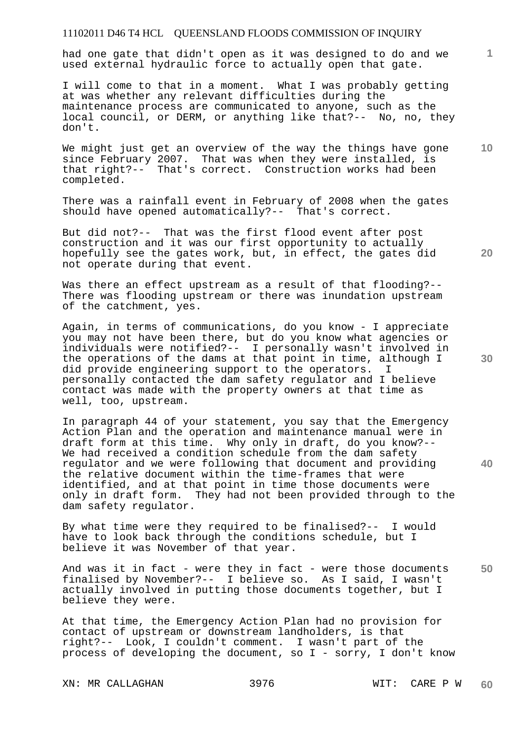had one gate that didn't open as it was designed to do and we used external hydraulic force to actually open that gate.

I will come to that in a moment. What I was probably getting at was whether any relevant difficulties during the maintenance process are communicated to anyone, such as the local council, or DERM, or anything like that?-- No, no, they don't.

We might just get an overview of the way the things have gone since February 2007. That was when they were installed, is that right?-- That's correct. Construction works had been completed.

There was a rainfall event in February of 2008 when the gates should have opened automatically?-- That's correct.

But did not?-- That was the first flood event after post construction and it was our first opportunity to actually hopefully see the gates work, but, in effect, the gates did not operate during that event.

Was there an effect upstream as a result of that flooding?-- There was flooding upstream or there was inundation upstream of the catchment, yes.

Again, in terms of communications, do you know - I appreciate you may not have been there, but do you know what agencies or individuals were notified?-- I personally wasn't involved in the operations of the dams at that point in time, although I did provide engineering support to the operators. I personally contacted the dam safety regulator and I believe contact was made with the property owners at that time as well, too, upstream.

In paragraph 44 of your statement, you say that the Emergency Action Plan and the operation and maintenance manual were in draft form at this time. Why only in draft, do you know?-- We had received a condition schedule from the dam safety regulator and we were following that document and providing the relative document within the time-frames that were identified, and at that point in time those documents were only in draft form. They had not been provided through to the dam safety regulator.

By what time were they required to be finalised?-- I would have to look back through the conditions schedule, but I believe it was November of that year.

And was it in fact - were they in fact - were those documents finalised by November?-- I believe so. As I said, I wasn't actually involved in putting those documents together, but I believe they were.

At that time, the Emergency Action Plan had no provision for contact of upstream or downstream landholders, is that right?-- Look, I couldn't comment. I wasn't part of the process of developing the document, so I - sorry, I don't know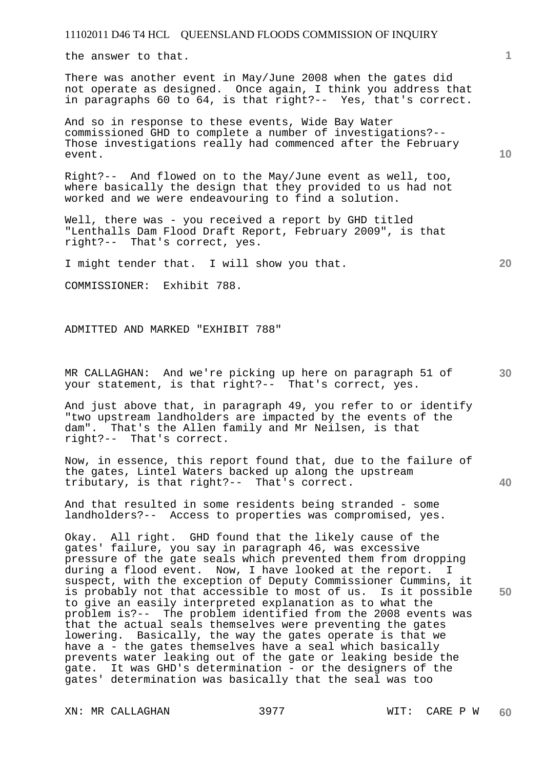the answer to that.

There was another event in May/June 2008 when the gates did not operate as designed. Once again, I think you address that in paragraphs 60 to 64, is that right?-- Yes, that's correct.

And so in response to these events, Wide Bay Water commissioned GHD to complete a number of investigations?-- Those investigations really had commenced after the February event.

Right?-- And flowed on to the May/June event as well, too, where basically the design that they provided to us had not worked and we were endeavouring to find a solution.

Well, there was - you received a report by GHD titled "Lenthalls Dam Flood Draft Report, February 2009", is that right?-- That's correct, yes.

I might tender that. I will show you that.

COMMISSIONER: Exhibit 788.

ADMITTED AND MARKED "EXHIBIT 788"

MR CALLAGHAN: And we're picking up here on paragraph 51 of your statement, is that right?-- That's correct, yes.

And just above that, in paragraph 49, you refer to or identify "two upstream landholders are impacted by the events of the dam". That's the Allen family and Mr Neilsen, is that right?-- That's correct.

Now, in essence, this report found that, due to the failure of the gates, Lintel Waters backed up along the upstream tributary, is that right?-- That's correct.

And that resulted in some residents being stranded - some landholders?-- Access to properties was compromised, yes.

Okay. All right. GHD found that the likely cause of the gates' failure, you say in paragraph 46, was excessive pressure of the gate seals which prevented them from dropping during a flood event. Now, I have looked at the report. I suspect, with the exception of Deputy Commissioner Cummins, it is probably not that accessible to most of us. Is it possible to give an easily interpreted explanation as to what the problem is?-- The problem identified from the 2008 events was that the actual seals themselves were preventing the gates lowering. Basically, the way the gates operate is that we have a - the gates themselves have a seal which basically prevents water leaking out of the gate or leaking beside the gate. It was GHD's determination - or the designers of the gates' determination was basically that the seal was too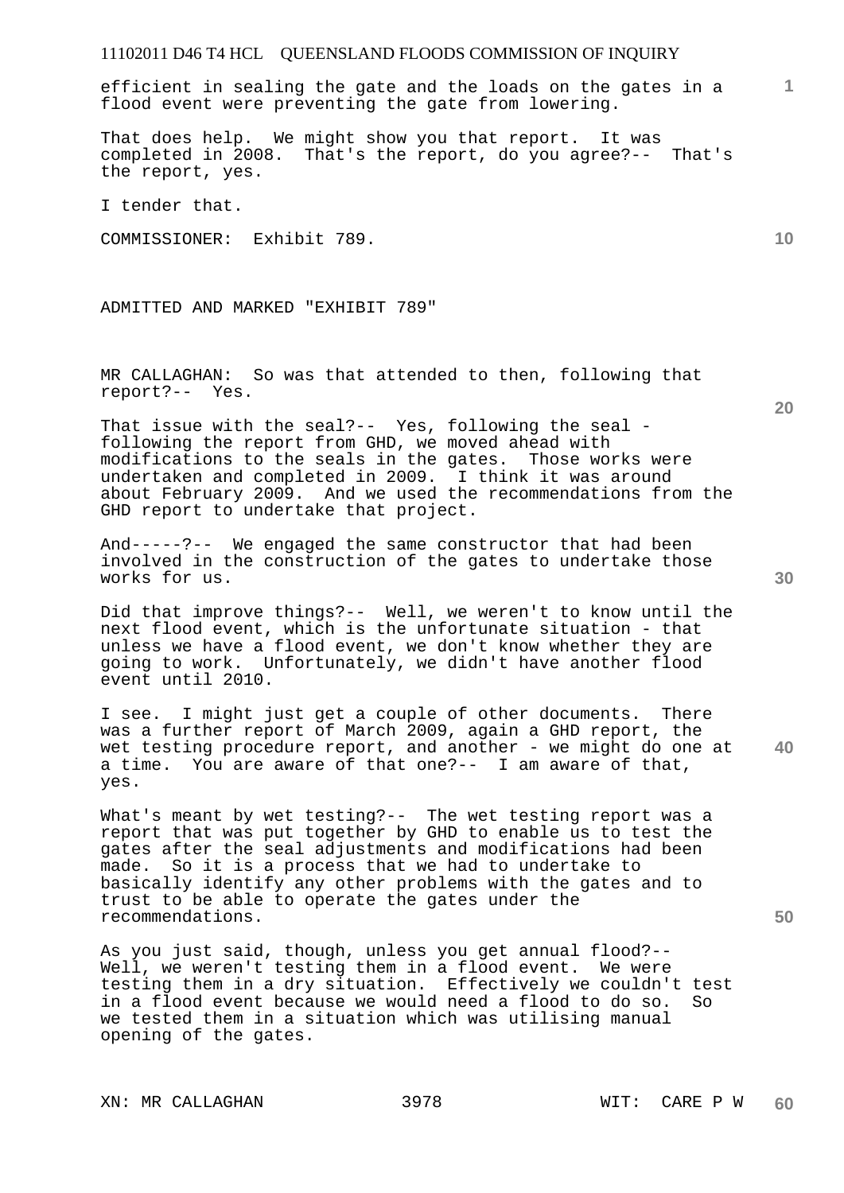efficient in sealing the gate and the loads on the gates in a flood event were preventing the gate from lowering.

That does help. We might show you that report. It was completed in 2008. That's the report, do you agree?-- That's the report, yes.

I tender that.

COMMISSIONER: Exhibit 789.

ADMITTED AND MARKED "EXHIBIT 789"

MR CALLAGHAN: So was that attended to then, following that report?-- Yes.

That issue with the seal?-- Yes, following the seal - following the report from GHD, we moved ahead with modifications to the seals in the gates. Those works were undertaken and completed in 2009. I think it was around about February 2009. And we used the recommendations from the GHD report to undertake that project.

And-----?-- We engaged the same constructor that had been involved in the construction of the gates to undertake those works for us.

Did that improve things?-- Well, we weren't to know until the next flood event, which is the unfortunate situation - that unless we have a flood event, we don't know whether they are going to work. Unfortunately, we didn't have another flood event until 2010.

I see. I might just get a couple of other documents. There was a further report of March 2009, again a GHD report, the wet testing procedure report, and another - we might do one at a time. You are aware of that one?-- I am aware of that, yes.

What's meant by wet testing?-- The wet testing report was a report that was put together by GHD to enable us to test the gates after the seal adjustments and modifications had been made. So it is a process that we had to undertake to basically identify any other problems with the gates and to trust to be able to operate the gates under the recommendations.

As you just said, though, unless you get annual flood?-- Well, we weren't testing them in a flood event. We were testing them in a dry situation. Effectively we couldn't test in a flood event because we would need a flood to do so. So we tested them in a situation which was utilising manual opening of the gates.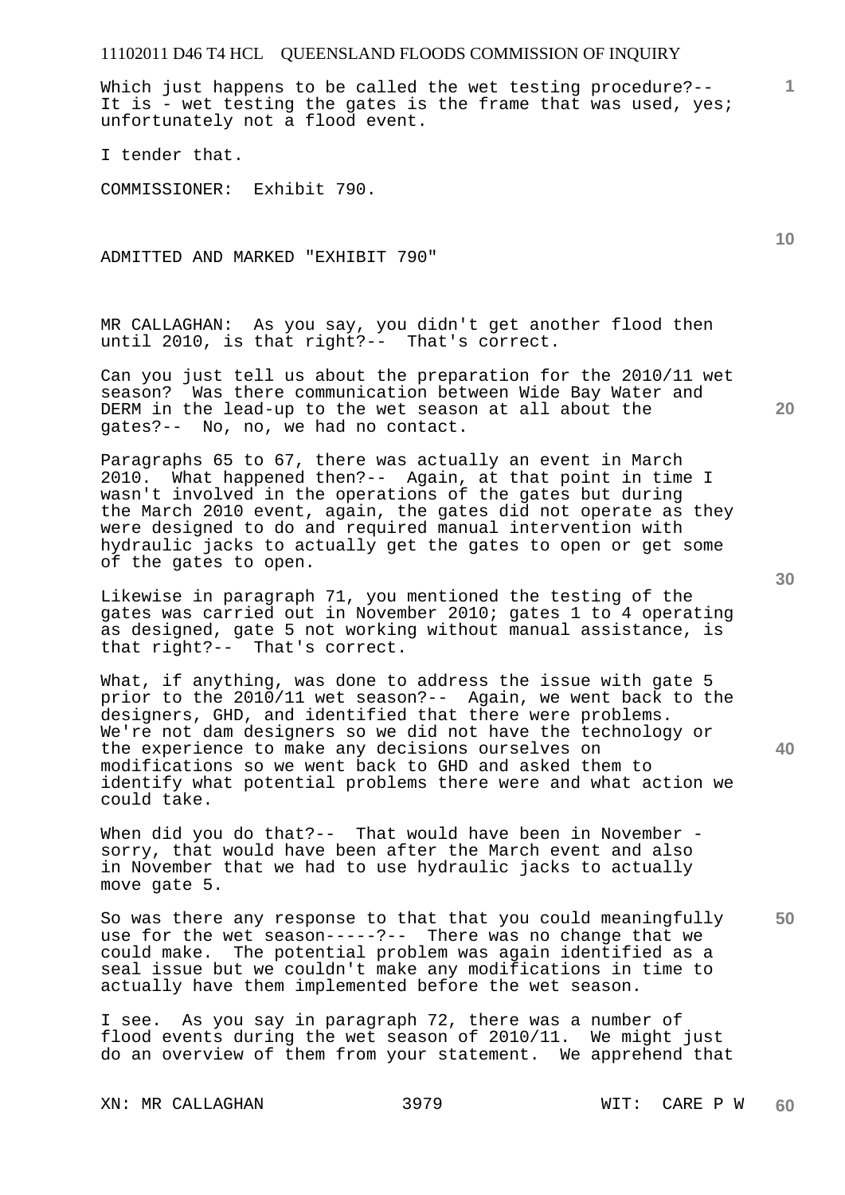Which just happens to be called the wet testing procedure?-- It is - wet testing the gates is the frame that was used, yes; unfortunately not a flood event.

I tender that.

COMMISSIONER: Exhibit 790.

ADMITTED AND MARKED "EXHIBIT 790"

MR CALLAGHAN: As you say, you didn't get another flood then until 2010, is that right?-- That's correct.

Can you just tell us about the preparation for the 2010/11 wet season? Was there communication between Wide Bay Water and DERM in the lead-up to the wet season at all about the gates?-- No, no, we had no contact.

Paragraphs 65 to 67, there was actually an event in March 2010. What happened then?-- Again, at that point in time I wasn't involved in the operations of the gates but during the March 2010 event, again, the gates did not operate as they were designed to do and required manual intervention with hydraulic jacks to actually get the gates to open or get some of the gates to open.

Likewise in paragraph 71, you mentioned the testing of the gates was carried out in November 2010; gates 1 to 4 operating as designed, gate 5 not working without manual assistance, is that right?-- That's correct.

What, if anything, was done to address the issue with gate 5 prior to the 2010/11 wet season?-- Again, we went back to the designers, GHD, and identified that there were problems. We're not dam designers so we did not have the technology or the experience to make any decisions ourselves on modifications so we went back to GHD and asked them to identify what potential problems there were and what action we could take.

When did you do that?-- That would have been in November - sorry, that would have been after the March event and also in November that we had to use hydraulic jacks to actually move gate 5.

So was there any response to that that you could meaningfully use for the wet season-----?-- There was no change that we could make. The potential problem was again identified as a seal issue but we couldn't make any modifications in time to actually have them implemented before the wet season.

I see. As you say in paragraph 72, there was a number of flood events during the wet season of 2010/11. We might just do an overview of them from your statement. We apprehend that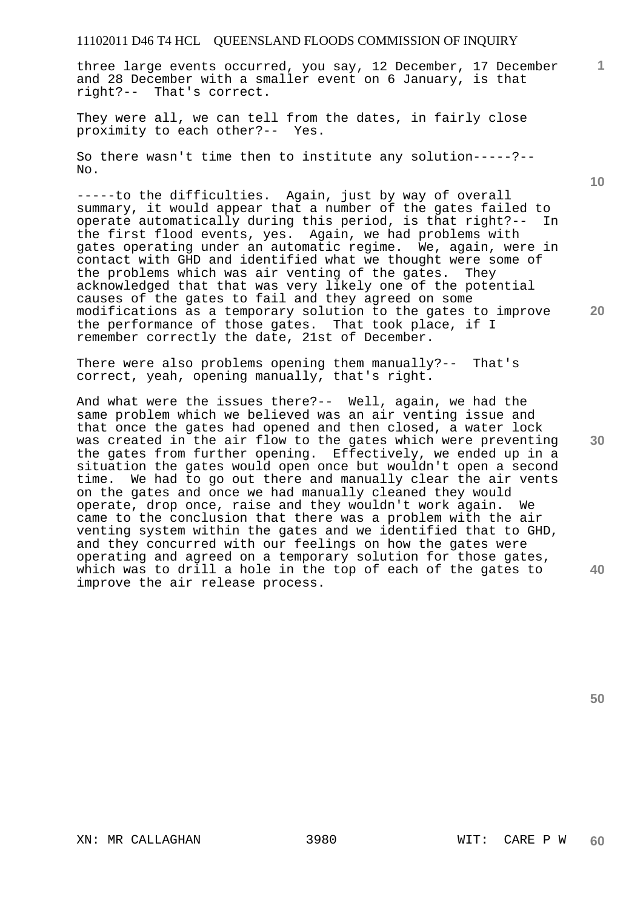three large events occurred, you say, 12 December, 17 December and 28 December with a smaller event on 6 January, is that right?-- That's correct.

They were all, we can tell from the dates, in fairly close proximity to each other?-- Yes.

So there wasn't time then to institute any solution-----?-- No.

-----to the difficulties. Again, just by way of overall summary, it would appear that a number of the gates failed to operate automatically during this period, is that right?-- In the first flood events, yes. Again, we had problems with gates operating under an automatic regime. We, again, were in contact with GHD and identified what we thought were some of the problems which was air venting of the gates. They acknowledged that that was very likely one of the potential causes of the gates to fail and they agreed on some modifications as a temporary solution to the gates to improve the performance of those gates. That took place, if I remember correctly the date, 21st of December.

There were also problems opening them manually?-- That's correct, yeah, opening manually, that's right.

And what were the issues there?-- Well, again, we had the same problem which we believed was an air venting issue and that once the gates had opened and then closed, a water lock was created in the air flow to the gates which were preventing the gates from further opening. Effectively, we ended up in a situation the gates would open once but wouldn't open a second time. We had to go out there and manually clear the air vents on the gates and once we had manually cleaned they would operate, drop once, raise and they wouldn't work again. We came to the conclusion that there was a problem with the air venting system within the gates and we identified that to GHD, and they concurred with our feelings on how the gates were operating and agreed on a temporary solution for those gates, which was to drill a hole in the top of each of the gates to improve the air release process.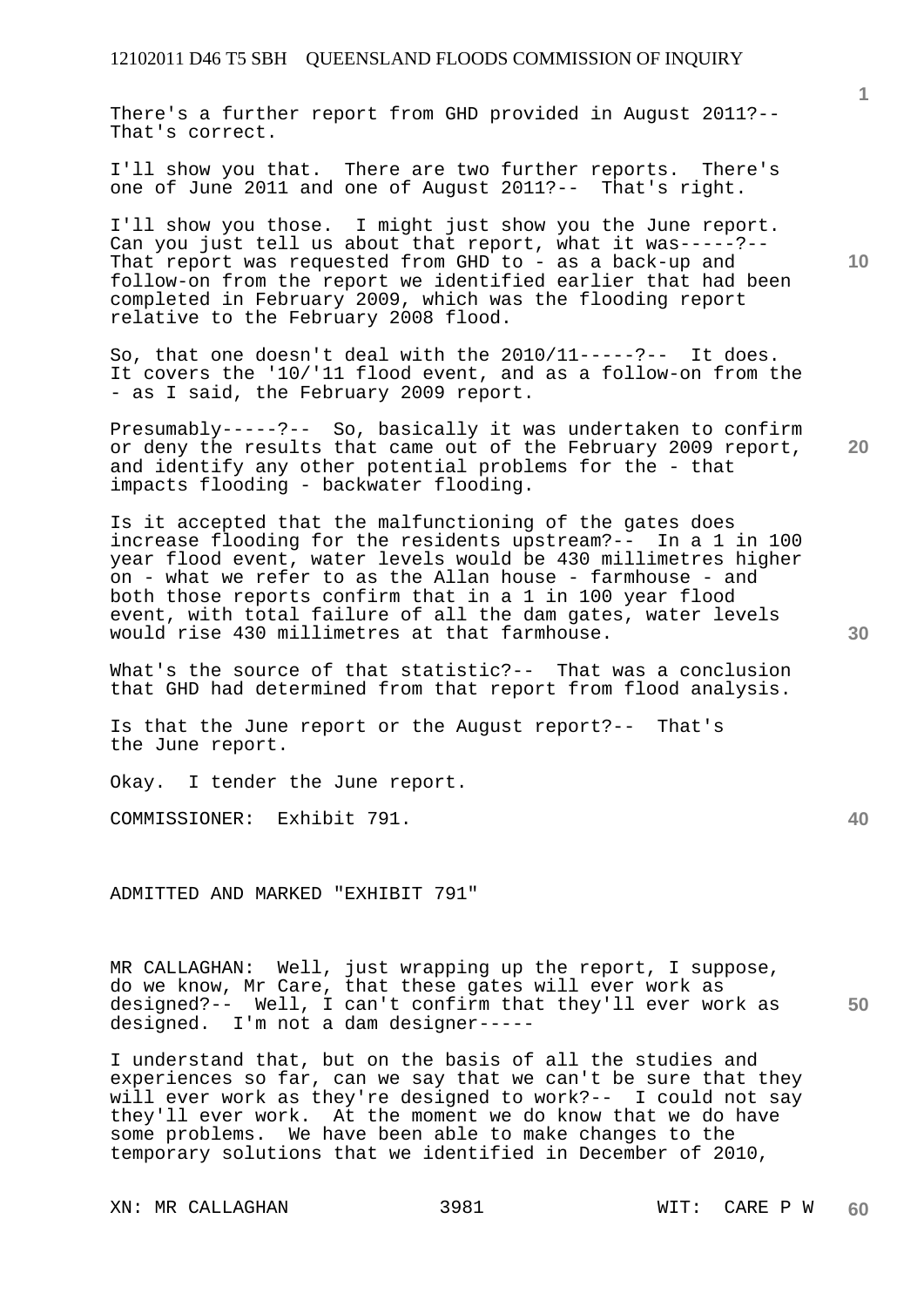There's a further report from GHD provided in August 2011?-- That's correct.

I'll show you that. There are two further reports. There's one of June 2011 and one of August 2011?-- That's right.

I'll show you those. I might just show you the June report. Can you just tell us about that report, what it was-----?-- That report was requested from GHD to - as a back-up and follow-on from the report we identified earlier that had been completed in February 2009, which was the flooding report relative to the February 2008 flood.

So, that one doesn't deal with the 2010/11-----?-- It does. It covers the '10/'11 flood event, and as a follow-on from the - as I said, the February 2009 report.

Presumably-----?-- So, basically it was undertaken to confirm or deny the results that came out of the February 2009 report, and identify any other potential problems for the - that impacts flooding - backwater flooding.

Is it accepted that the malfunctioning of the gates does increase flooding for the residents upstream?-- In a 1 in 100 year flood event, water levels would be 430 millimetres higher on - what we refer to as the Allan house - farmhouse - and both those reports confirm that in a 1 in 100 year flood event, with total failure of all the dam gates, water levels would rise 430 millimetres at that farmhouse.

What's the source of that statistic?-- That was a conclusion that GHD had determined from that report from flood analysis.

Is that the June report or the August report?-- That's the June report.

Okay. I tender the June report.

COMMISSIONER: Exhibit 791.

ADMITTED AND MARKED "EXHIBIT 791"

MR CALLAGHAN: Well, just wrapping up the report, I suppose, do we know, Mr Care, that these gates will ever work as designed?-- Well, I can't confirm that they'll ever work as designed. I'm not a dam designer-----

I understand that, but on the basis of all the studies and experiences so far, can we say that we can't be sure that they will ever work as they're designed to work?-- I could not say they'll ever work. At the moment we do know that we do have some problems. We have been able to make changes to the temporary solutions that we identified in December of 2010,

XN: MR CALLAGHAN WIT: CARE P W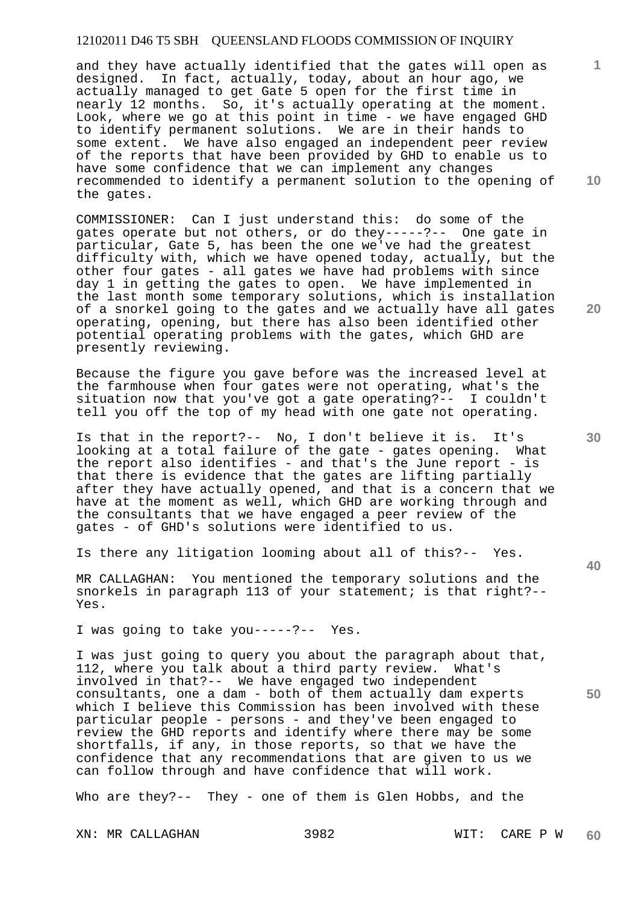and they have actually identified that the gates will open as designed. In fact, actually, today, about an hour ago, we actually managed to get Gate 5 open for the first time in nearly 12 months. So, it's actually operating at the moment. Look, where we go at this point in time - we have engaged GHD to identify permanent solutions. We are in their hands to some extent. We have also engaged an independent peer review of the reports that have been provided by GHD to enable us to have some confidence that we can implement any changes recommended to identify a permanent solution to the opening of the gates.

COMMISSIONER: Can I just understand this: do some of the gates operate but not others, or do they-----?-- One gate in particular, Gate 5, has been the one we've had the greatest difficulty with, which we have opened today, actually, but the other four gates - all gates we have had problems with since day 1 in getting the gates to open. We have implemented in the last month some temporary solutions, which is installation of a snorkel going to the gates and we actually have all gates operating, opening, but there has also been identified other potential operating problems with the gates, which GHD are presently reviewing.

Because the figure you gave before was the increased level at the farmhouse when four gates were not operating, what's the situation now that you've got a gate operating?-- I couldn't tell you off the top of my head with one gate not operating.

Is that in the report?-- No, I don't believe it is. It's looking at a total failure of the gate - gates opening. What the report also identifies - and that's the June report - is that there is evidence that the gates are lifting partially after they have actually opened, and that is a concern that we have at the moment as well, which GHD are working through and the consultants that we have engaged a peer review of the gates - of GHD's solutions were identified to us.

Is there any litigation looming about all of this?-- Yes.

MR CALLAGHAN: You mentioned the temporary solutions and the snorkels in paragraph 113 of your statement; is that right?-- Yes.

I was going to take you-----?-- Yes.

I was just going to query you about the paragraph about that, 112, where you talk about a third party review. What's involved in that?-- We have engaged two independent consultants, one a dam - both of them actually dam experts which I believe this Commission has been involved with these particular people - persons - and they've been engaged to review the GHD reports and identify where there may be some shortfalls, if any, in those reports, so that we have the confidence that any recommendations that are given to us we can follow through and have confidence that will work.

Who are they?-- They - one of them is Glen Hobbs, and the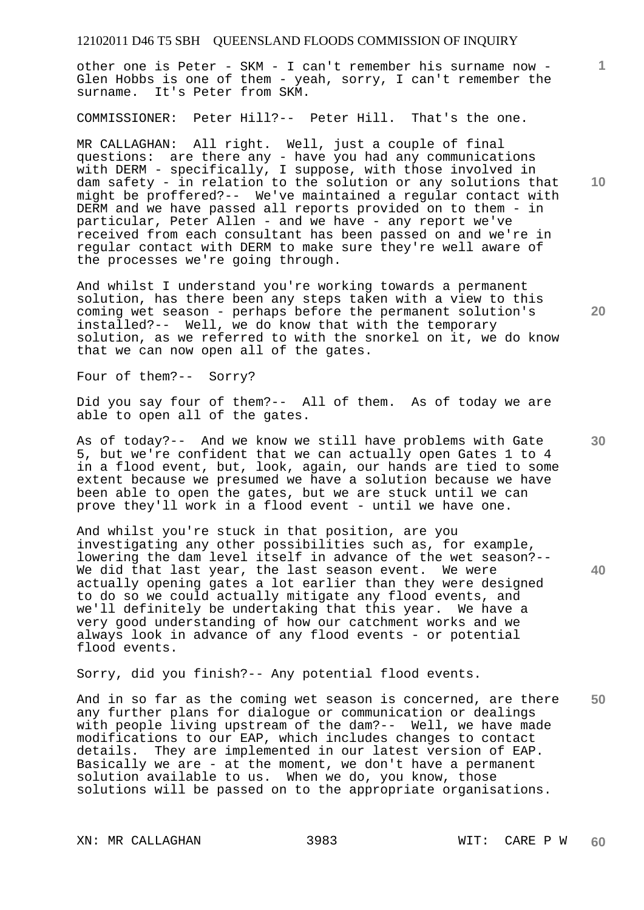other one is Peter - SKM - I can't remember his surname now - Glen Hobbs is one of them - yeah, sorry, I can't remember the surname. It's Peter from SKM.

COMMISSIONER: Peter Hill?-- Peter Hill. That's the one.

MR CALLAGHAN: All right. Well, just a couple of final questions: are there any - have you had any communications with DERM - specifically, I suppose, with those involved in dam safety - in relation to the solution or any solutions that might be proffered?-- We've maintained a regular contact with DERM and we have passed all reports provided on to them - in particular, Peter Allen - and we have - any report we've received from each consultant has been passed on and we're in regular contact with DERM to make sure they're well aware of the processes we're going through.

And whilst I understand you're working towards a permanent solution, has there been any steps taken with a view to this coming wet season - perhaps before the permanent solution's installed?-- Well, we do know that with the temporary solution, as we referred to with the snorkel on it, we do know that we can now open all of the gates.

Four of them?-- Sorry?

Did you say four of them?-- All of them. As of today we are able to open all of the gates.

As of today?-- And we know we still have problems with Gate 5, but we're confident that we can actually open Gates 1 to 4 in a flood event, but, look, again, our hands are tied to some extent because we presumed we have a solution because we have been able to open the gates, but we are stuck until we can prove they'll work in a flood event - until we have one.

And whilst you're stuck in that position, are you investigating any other possibilities such as, for example, lowering the dam level itself in advance of the wet season?-- We did that last year, the last season event. We were actually opening gates a lot earlier than they were designed to do so we could actually mitigate any flood events, and we'll definitely be undertaking that this year. We have a very good understanding of how our catchment works and we always look in advance of any flood events - or potential flood events.

Sorry, did you finish?-- Any potential flood events.

And in so far as the coming wet season is concerned, are there any further plans for dialogue or communication or dealings with people living upstream of the dam?-- Well, we have made modifications to our EAP, which includes changes to contact details. They are implemented in our latest version of EAP. Basically we are - at the moment, we don't have a permanent solution available to us. When we do, you know, those solutions will be passed on to the appropriate organisations.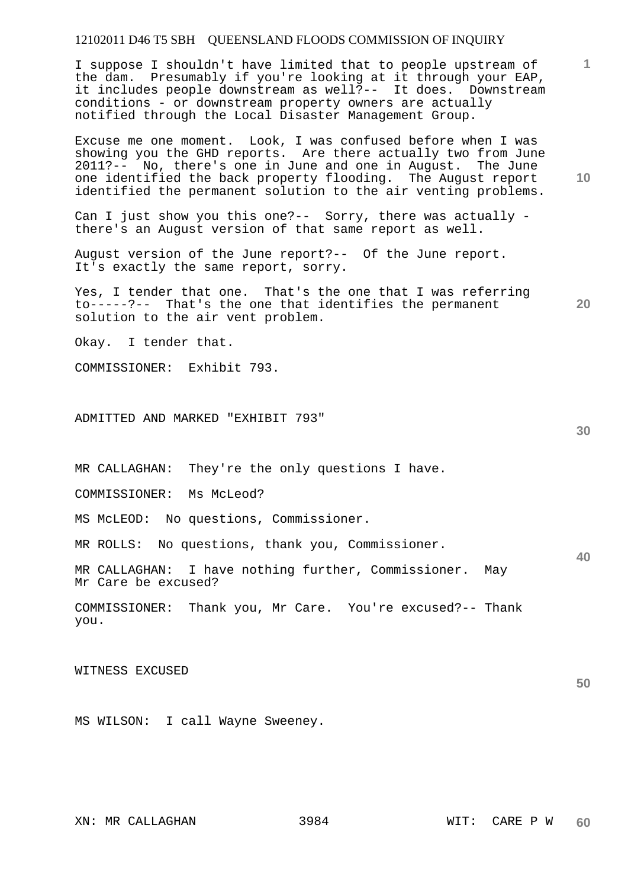I suppose I shouldn't have limited that to people upstream of the dam. Presumably if you're looking at it through your EAP, it includes people downstream as well?-- It does. Downstream conditions - or downstream property owners are actually notified through the Local Disaster Management Group.

Excuse me one moment. Look, I was confused before when I was showing you the GHD reports. Are there actually two from June 2011?-- No, there's one in June and one in August. The June one identified the back property flooding. The August report identified the permanent solution to the air venting problems.

Can I just show you this one?-- Sorry, there was actually - there's an August version of that same report as well.

August version of the June report?-- Of the June report. It's exactly the same report, sorry.

Yes, I tender that one. That's the one that I was referring to-----?-- That's the one that identifies the permanent solution to the air vent problem.

Okay. I tender that.

COMMISSIONER: Exhibit 793.

ADMITTED AND MARKED "EXHIBIT 793"

MR CALLAGHAN: They're the only questions I have.

COMMISSIONER: Ms McLeod?

MS McLEOD: No questions, Commissioner.

MR ROLLS: No questions, thank you, Commissioner.

MR CALLAGHAN: I have nothing further, Commissioner. May Mr Care be excused?

COMMISSIONER: Thank you, Mr Care. You're excused?-- Thank you.

WITNESS EXCUSED

MS WILSON: I call Wayne Sweeney.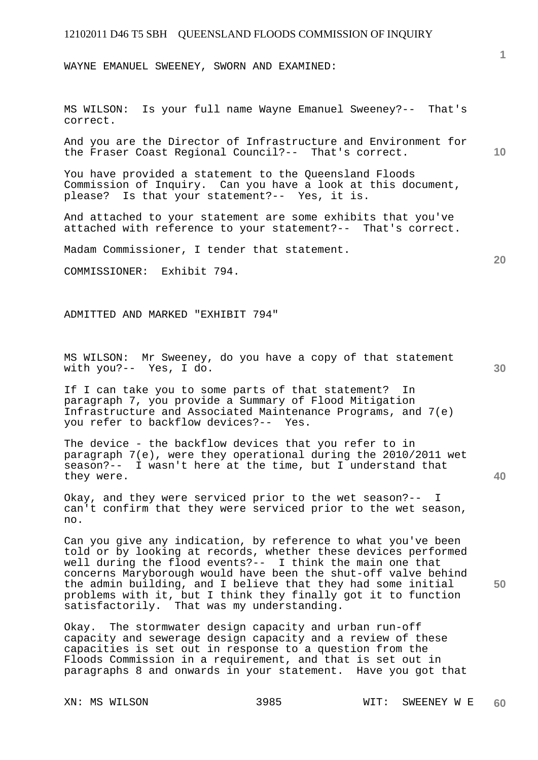WAYNE EMANUEL SWEENEY, SWORN AND EXAMINED:

MS WILSON: Is your full name Wayne Emanuel Sweeney?-- That's correct.

And you are the Director of Infrastructure and Environment for the Fraser Coast Regional Council?-- That's correct.

You have provided a statement to the Queensland Floods Commission of Inquiry. Can you have a look at this document, please? Is that your statement?-- Yes, it is.

And attached to your statement are some exhibits that you've attached with reference to your statement?-- That's correct.

Madam Commissioner, I tender that statement.

COMMISSIONER: Exhibit 794.

ADMITTED AND MARKED "EXHIBIT 794"

MS WILSON: Mr Sweeney, do you have a copy of that statement with you?-- Yes, I do.

If I can take you to some parts of that statement? In paragraph 7, you provide a Summary of Flood Mitigation Infrastructure and Associated Maintenance Programs, and 7(e) you refer to backflow devices?-- Yes.

The device - the backflow devices that you refer to in paragraph 7(e), were they operational during the 2010/2011 wet season?-- I wasn't here at the time, but I understand that they were.

Okay, and they were serviced prior to the wet season?-- I can't confirm that they were serviced prior to the wet season, no.

Can you give any indication, by reference to what you've been told or by looking at records, whether these devices performed well during the flood events?-- I think the main one that concerns Maryborough would have been the shut-off valve behind the admin building, and I believe that they had some initial problems with it, but I think they finally got it to function satisfactorily. That was my understanding.

Okay. The stormwater design capacity and urban run-off capacity and sewerage design capacity and a review of these capacities is set out in response to a question from the Floods Commission in a requirement, and that is set out in paragraphs 8 and onwards in your statement. Have you got that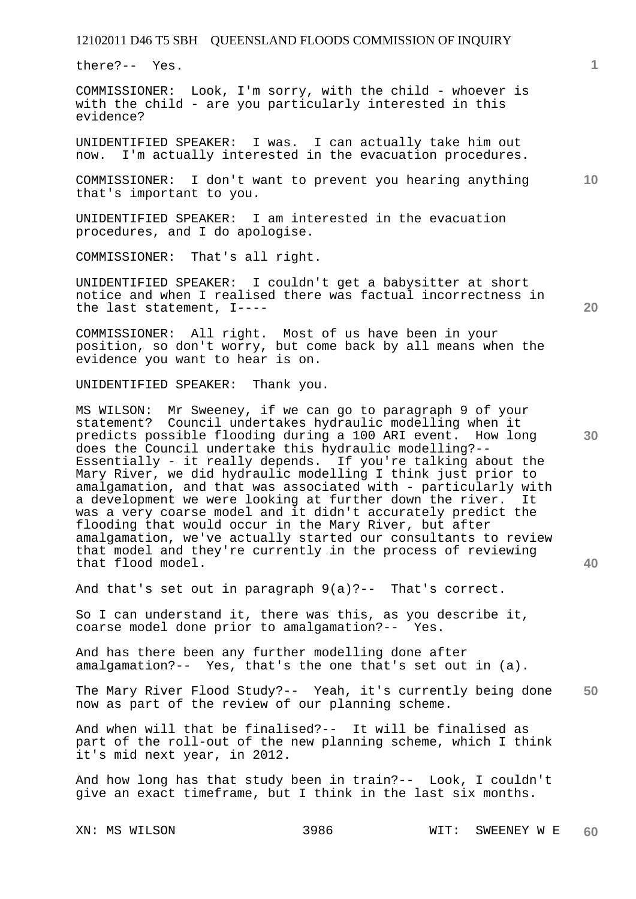there?-- Yes.

COMMISSIONER: Look, I'm sorry, with the child - whoever is with the child - are you particularly interested in this evidence?

UNIDENTIFIED SPEAKER: I was. I can actually take him out now. I'm actually interested in the evacuation procedures.

COMMISSIONER: I don't want to prevent you hearing anything that's important to you.

UNIDENTIFIED SPEAKER: I am interested in the evacuation procedures, and I do apologise.

COMMISSIONER: That's all right.

UNIDENTIFIED SPEAKER: I couldn't get a babysitter at short notice and when I realised there was factual incorrectness in the last statement, I----

COMMISSIONER: All right. Most of us have been in your position, so don't worry, but come back by all means when the evidence you want to hear is on.

UNIDENTIFIED SPEAKER: Thank you.

MS WILSON: Mr Sweeney, if we can go to paragraph 9 of your statement? Council undertakes hydraulic modelling when it predicts possible flooding during a 100 ARI event. How long does the Council undertake this hydraulic modelling?-- Essentially - it really depends. If you're talking about the Mary River, we did hydraulic modelling I think just prior to amalgamation, and that was associated with - particularly with a development we were looking at further down the river. It was a very coarse model and it didn't accurately predict the flooding that would occur in the Mary River, but after amalgamation, we've actually started our consultants to review that model and they're currently in the process of reviewing that flood model.

And that's set out in paragraph 9(a)?-- That's correct.

So I can understand it, there was this, as you describe it, coarse model done prior to amalgamation?-- Yes.

And has there been any further modelling done after amalgamation?-- Yes, that's the one that's set out in (a).

The Mary River Flood Study?-- Yeah, it's currently being done now as part of the review of our planning scheme.

And when will that be finalised?-- It will be finalised as part of the roll-out of the new planning scheme, which I think it's mid next year, in 2012.

And how long has that study been in train?-- Look, I couldn't give an exact timeframe, but I think in the last six months.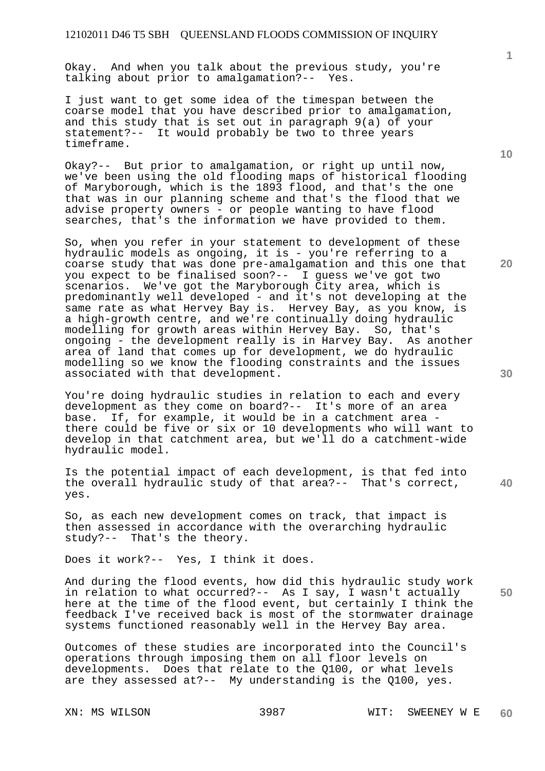Okay. And when you talk about the previous study, you're talking about prior to amalgamation?-- Yes.

I just want to get some idea of the timespan between the coarse model that you have described prior to amalgamation, and this study that is set out in paragraph 9(a) of your statement?-- It would probably be two to three years timeframe.

Okay?-- But prior to amalgamation, or right up until now, we've been using the old flooding maps of historical flooding of Maryborough, which is the 1893 flood, and that's the one that was in our planning scheme and that's the flood that we advise property owners - or people wanting to have flood searches, that's the information we have provided to them.

So, when you refer in your statement to development of these hydraulic models as ongoing, it is - you're referring to a coarse study that was done pre-amalgamation and this one that you expect to be finalised soon?-- I guess we've got two scenarios. We've got the Maryborough City area, which is predominantly well developed - and it's not developing at the same rate as what Hervey Bay is. Hervey Bay, as you know, is a high-growth centre, and we're continually doing hydraulic modelling for growth areas within Hervey Bay. So, that's ongoing - the development really is in Harvey Bay. As another area of land that comes up for development, we do hydraulic modelling so we know the flooding constraints and the issues associated with that development.

You're doing hydraulic studies in relation to each and every development as they come on board?-- It's more of an area base. If, for example, it would be in a catchment area - there could be five or six or 10 developments who will want to develop in that catchment area, but we'll do a catchment-wide hydraulic model.

Is the potential impact of each development, is that fed into the overall hydraulic study of that area?-- That's correct, yes.

So, as each new development comes on track, that impact is then assessed in accordance with the overarching hydraulic study?-- That's the theory.

Does it work?-- Yes, I think it does.

And during the flood events, how did this hydraulic study work in relation to what occurred?-- As I say, I wasn't actually here at the time of the flood event, but certainly I think the feedback I've received back is most of the stormwater drainage systems functioned reasonably well in the Hervey Bay area.

Outcomes of these studies are incorporated into the Council's operations through imposing them on all floor levels on developments. Does that relate to the Q100, or what levels are they assessed at?-- My understanding is the Q100, yes.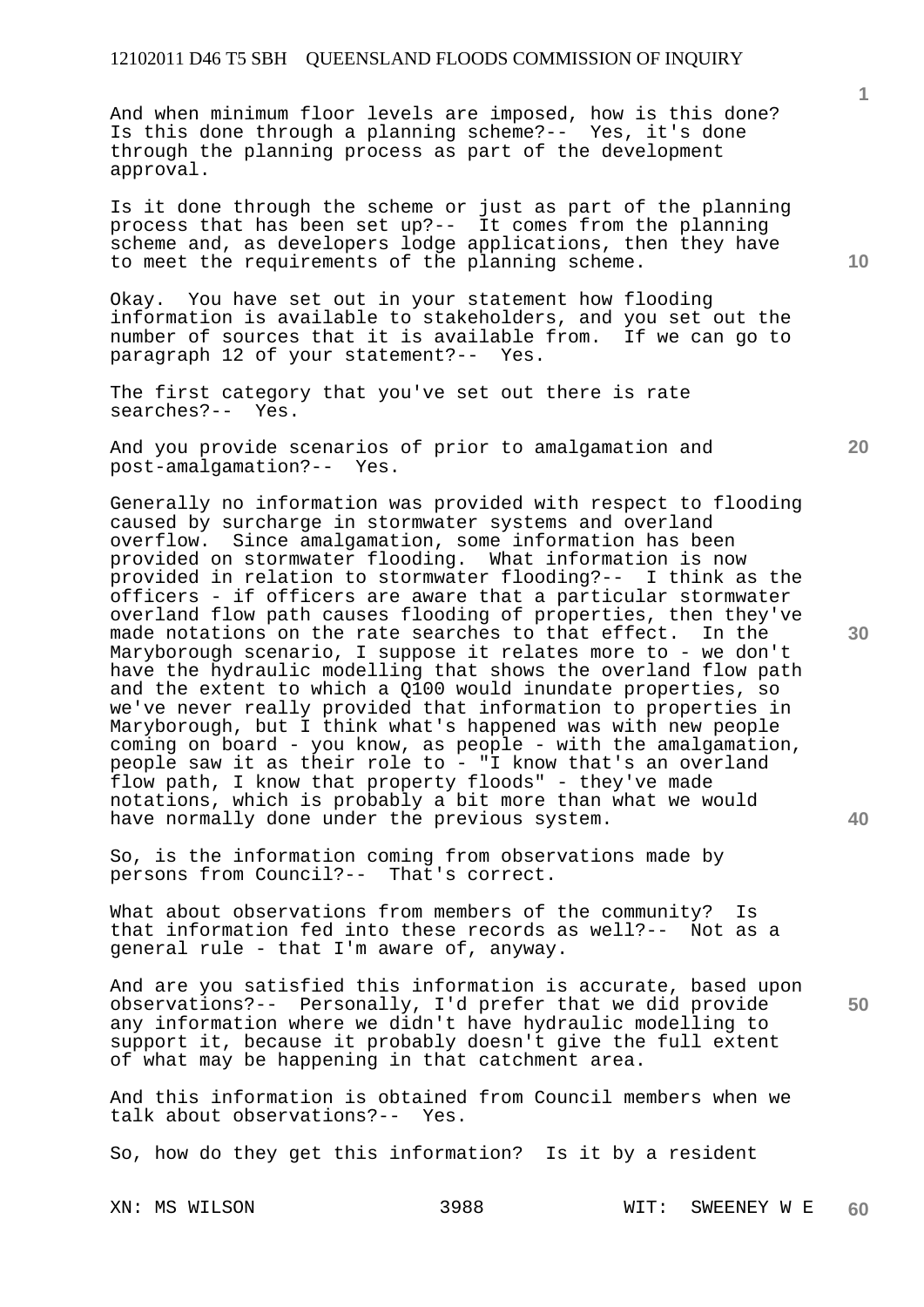And when minimum floor levels are imposed, how is this done? Is this done through a planning scheme?-- Yes, it's done through the planning process as part of the development approval.

Is it done through the scheme or just as part of the planning process that has been set up?-- It comes from the planning scheme and, as developers lodge applications, then they have to meet the requirements of the planning scheme.

Okay. You have set out in your statement how flooding information is available to stakeholders, and you set out the number of sources that it is available from. If we can go to paragraph 12 of your statement?-- Yes.

The first category that you've set out there is rate searches?-- Yes.

And you provide scenarios of prior to amalgamation and post-amalgamation?-- Yes.

Generally no information was provided with respect to flooding caused by surcharge in stormwater systems and overland overflow. Since amalgamation, some information has been provided on stormwater flooding. What information is now provided in relation to stormwater flooding?-- I think as the officers - if officers are aware that a particular stormwater overland flow path causes flooding of properties, then they've made notations on the rate searches to that effect. In the Maryborough scenario, I suppose it relates more to - we don't have the hydraulic modelling that shows the overland flow path and the extent to which a Q100 would inundate properties, so we've never really provided that information to properties in Maryborough, but I think what's happened was with new people coming on board - you know, as people - with the amalgamation, people saw it as their role to - "I know that's an overland flow path, I know that property floods" - they've made notations, which is probably a bit more than what we would have normally done under the previous system.

So, is the information coming from observations made by persons from Council?-- That's correct.

What about observations from members of the community? Is that information fed into these records as well?-- Not as a general rule - that I'm aware of, anyway.

And are you satisfied this information is accurate, based upon observations?-- Personally, I'd prefer that we did provide any information where we didn't have hydraulic modelling to support it, because it probably doesn't give the full extent of what may be happening in that catchment area.

And this information is obtained from Council members when we talk about observations?-- Yes.

So, how do they get this information? Is it by a resident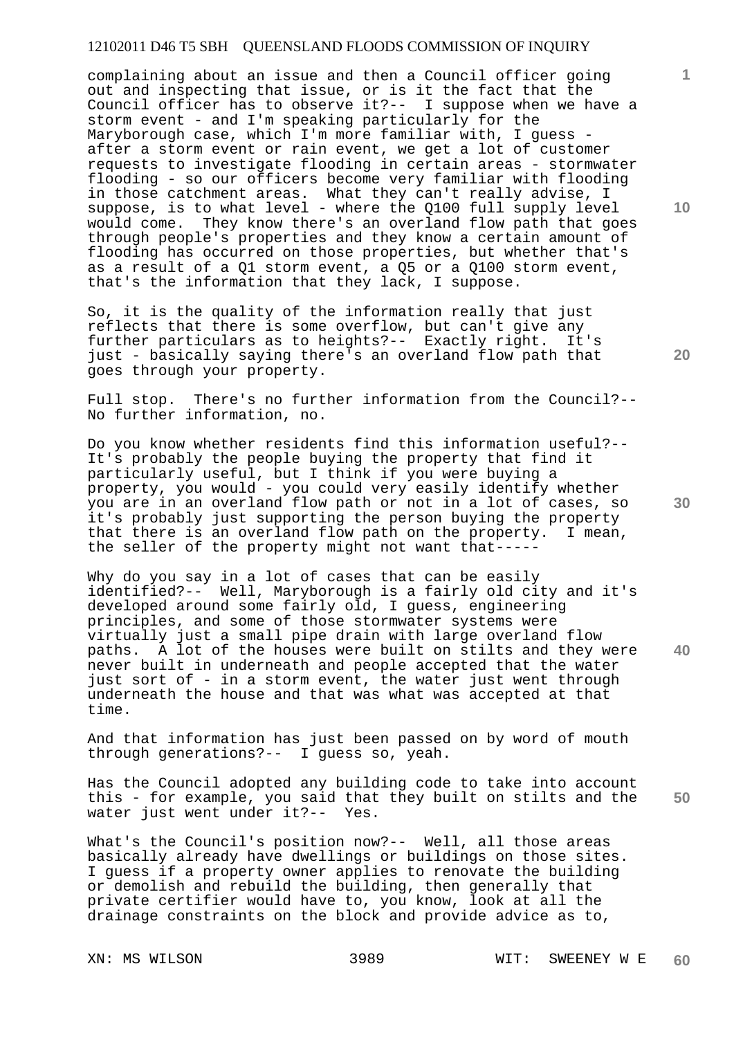complaining about an issue and then a Council officer going out and inspecting that issue, or is it the fact that the Council officer has to observe it?-- I suppose when we have a storm event - and I'm speaking particularly for the Maryborough case, which I'm more familiar with, I guess - after a storm event or rain event, we get a lot of customer requests to investigate flooding in certain areas - stormwater flooding - so our officers become very familiar with flooding in those catchment areas. What they can't really advise, I suppose, is to what level - where the Q100 full supply level would come. They know there's an overland flow path that goes through people's properties and they know a certain amount of flooding has occurred on those properties, but whether that's as a result of a Q1 storm event, a Q5 or a Q100 storm event, that's the information that they lack, I suppose.

So, it is the quality of the information really that just reflects that there is some overflow, but can't give any further particulars as to heights?-- Exactly right. It's just - basically saying there's an overland flow path that goes through your property.

Full stop. There's no further information from the Council?-- No further information, no.

Do you know whether residents find this information useful?-- It's probably the people buying the property that find it particularly useful, but I think if you were buying a property, you would - you could very easily identify whether you are in an overland flow path or not in a lot of cases, so it's probably just supporting the person buying the property that there is an overland flow path on the property. I mean, the seller of the property might not want that-----

Why do you say in a lot of cases that can be easily identified?-- Well, Maryborough is a fairly old city and it's developed around some fairly old, I guess, engineering principles, and some of those stormwater systems were virtually just a small pipe drain with large overland flow paths. A lot of the houses were built on stilts and they were never built in underneath and people accepted that the water just sort of - in a storm event, the water just went through underneath the house and that was what was accepted at that time.

And that information has just been passed on by word of mouth through generations?-- I guess so, yeah.

Has the Council adopted any building code to take into account this - for example, you said that they built on stilts and the water just went under it?-- Yes.

What's the Council's position now?-- Well, all those areas basically already have dwellings or buildings on those sites. I guess if a property owner applies to renovate the building or demolish and rebuild the building, then generally that private certifier would have to, you know, look at all the drainage constraints on the block and provide advice as to,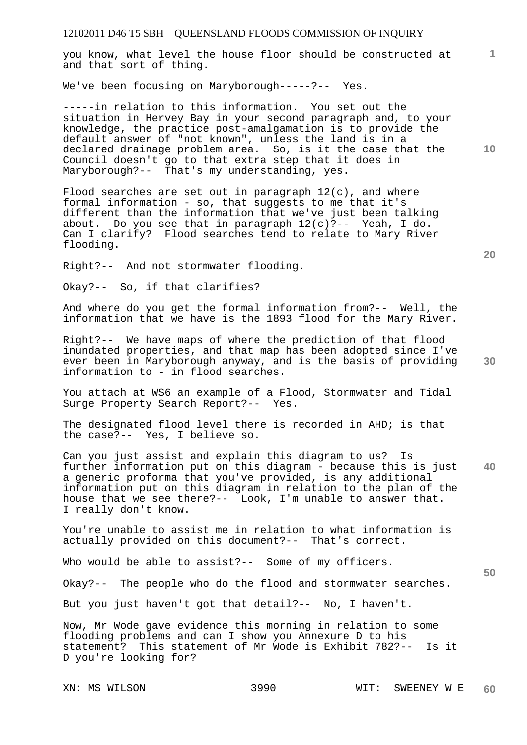you know, what level the house floor should be constructed at and that sort of thing.

We've been focusing on Maryborough-----?-- Yes.

-----in relation to this information. You set out the situation in Hervey Bay in your second paragraph and, to your knowledge, the practice post-amalgamation is to provide the default answer of "not known", unless the land is in a declared drainage problem area. So, is it the case that the Council doesn't go to that extra step that it does in Maryborough?-- That's my understanding, yes.

Flood searches are set out in paragraph 12(c), and where formal information - so, that suggests to me that it's different than the information that we've just been talking about. Do you see that in paragraph 12(c)?-- Yeah, I do. Can I clarify? Flood searches tend to relate to Mary River flooding.

Right?-- And not stormwater flooding.

Okay?-- So, if that clarifies?

And where do you get the formal information from?-- Well, the information that we have is the 1893 flood for the Mary River.

Right?-- We have maps of where the prediction of that flood inundated properties, and that map has been adopted since I've ever been in Maryborough anyway, and is the basis of providing information to - in flood searches.

You attach at WS6 an example of a Flood, Stormwater and Tidal Surge Property Search Report?-- Yes.

The designated flood level there is recorded in AHD; is that the case?-- Yes, I believe so.

Can you just assist and explain this diagram to us? Is further information put on this diagram - because this is just a generic proforma that you've provided, is any additional information put on this diagram in relation to the plan of the house that we see there?-- Look, I'm unable to answer that. I really don't know.

You're unable to assist me in relation to what information is actually provided on this document?-- That's correct.

Who would be able to assist?-- Some of my officers.

Okay?-- The people who do the flood and stormwater searches.

But you just haven't got that detail?-- No, I haven't.

Now, Mr Wode gave evidence this morning in relation to some flooding problems and can I show you Annexure D to his statement? This statement of Mr Wode is Exhibit 782?-- Is it D you're looking for?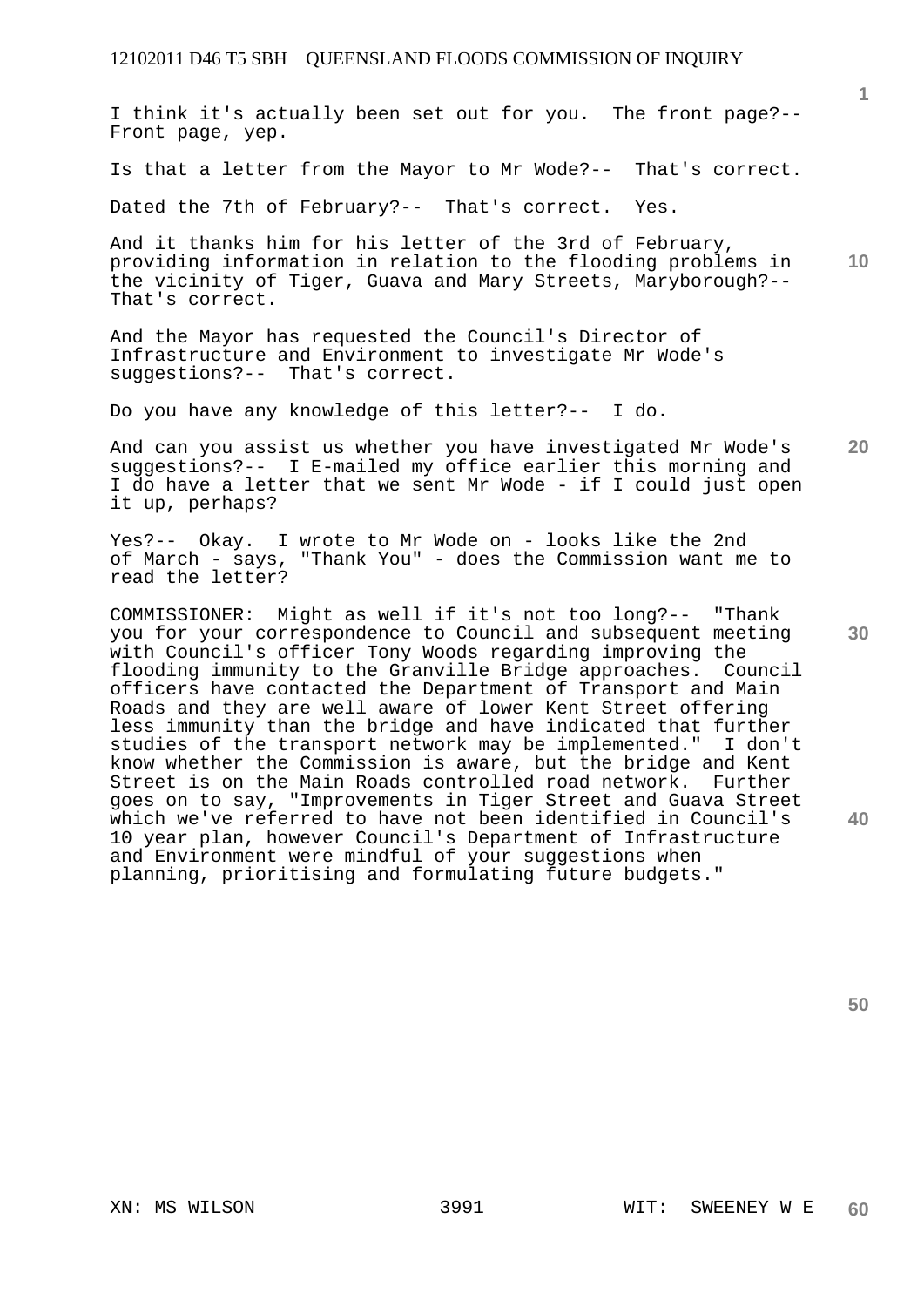I think it's actually been set out for you. The front page?-- Front page, yep.

Is that a letter from the Mayor to Mr Wode?-- That's correct.

Dated the 7th of February?-- That's correct. Yes.

And it thanks him for his letter of the 3rd of February, providing information in relation to the flooding problems in the vicinity of Tiger, Guava and Mary Streets, Maryborough?-- That's correct.

And the Mayor has requested the Council's Director of Infrastructure and Environment to investigate Mr Wode's suggestions?-- That's correct.

Do you have any knowledge of this letter?-- I do.

And can you assist us whether you have investigated Mr Wode's suggestions?-- I E-mailed my office earlier this morning and I do have a letter that we sent Mr Wode - if I could just open it up, perhaps?

Yes?-- Okay. I wrote to Mr Wode on - looks like the 2nd of March - says, "Thank You" - does the Commission want me to read the letter?

COMMISSIONER: Might as well if it's not too long?-- "Thank you for your correspondence to Council and subsequent meeting with Council's officer Tony Woods regarding improving the flooding immunity to the Granville Bridge approaches. Council officers have contacted the Department of Transport and Main Roads and they are well aware of lower Kent Street offering less immunity than the bridge and have indicated that further studies of the transport network may be implemented." I don't know whether the Commission is aware, but the bridge and Kent Street is on the Main Roads controlled road network. Further goes on to say, "Improvements in Tiger Street and Guava Street which we've referred to have not been identified in Council's 10 year plan, however Council's Department of Infrastructure and Environment were mindful of your suggestions when planning, prioritising and formulating future budgets."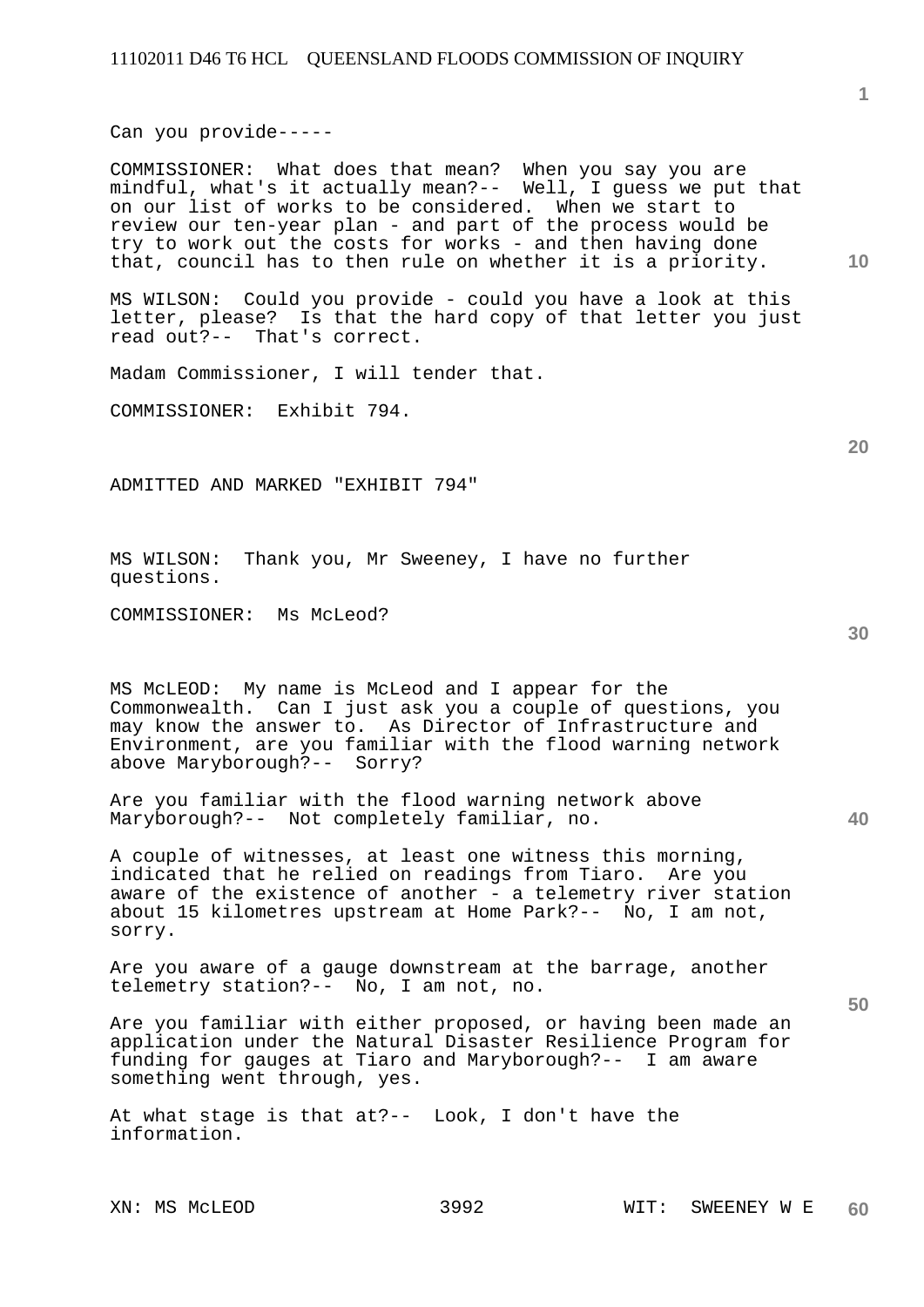Can you provide-----

COMMISSIONER: What does that mean? When you say you are mindful, what's it actually mean?-- Well, I guess we put that on our list of works to be considered. When we start to review our ten-year plan - and part of the process would be try to work out the costs for works - and then having done that, council has to then rule on whether it is a priority.

MS WILSON: Could you provide - could you have a look at this letter, please? Is that the hard copy of that letter you just read out?-- That's correct.

Madam Commissioner, I will tender that.

COMMISSIONER: Exhibit 794.

ADMITTED AND MARKED "EXHIBIT 794"

MS WILSON: Thank you, Mr Sweeney, I have no further questions.

COMMISSIONER: Ms McLeod?

MS McLEOD: My name is McLeod and I appear for the Commonwealth. Can I just ask you a couple of questions, you may know the answer to. As Director of Infrastructure and Environment, are you familiar with the flood warning network above Maryborough?-- Sorry?

Are you familiar with the flood warning network above Maryborough?-- Not completely familiar, no.

A couple of witnesses, at least one witness this morning, indicated that he relied on readings from Tiaro. Are you aware of the existence of another - a telemetry river station about 15 kilometres upstream at Home Park?-- No, I am not, sorry.

Are you aware of a gauge downstream at the barrage, another telemetry station?-- No, I am not, no.

Are you familiar with either proposed, or having been made an application under the Natural Disaster Resilience Program for funding for gauges at Tiaro and Maryborough?-- I am aware something went through, yes.

At what stage is that at?-- Look, I don't have the information.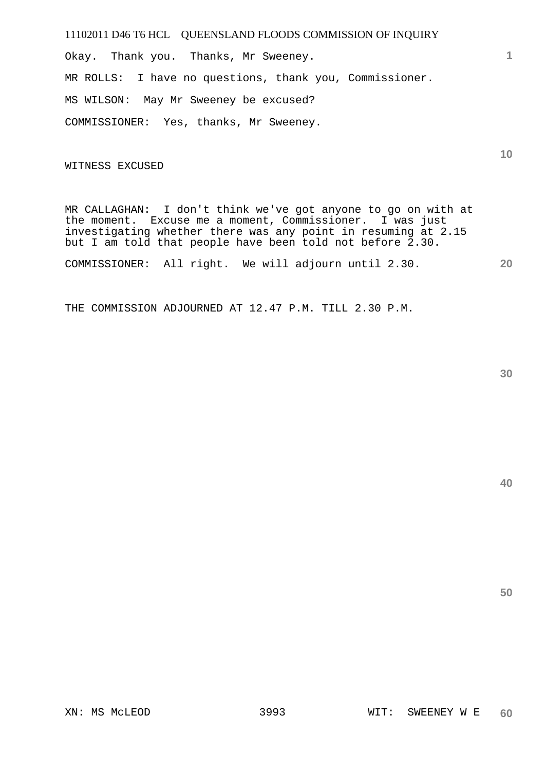Okay. Thank you. Thanks, Mr Sweeney.

MR ROLLS: I have no questions, thank you, Commissioner.

MS WILSON: May Mr Sweeney be excused?

COMMISSIONER: Yes, thanks, Mr Sweeney.

WITNESS EXCUSED

MR CALLAGHAN: I don't think we've got anyone to go on with at the moment. Excuse me a moment, Commissioner. I was just investigating whether there was any point in resuming at 2.15 but I am told that people have been told not before 2.30.

COMMISSIONER: All right. We will adjourn until 2.30.

THE COMMISSION ADJOURNED AT 12.47 P.M. TILL 2.30 P.M.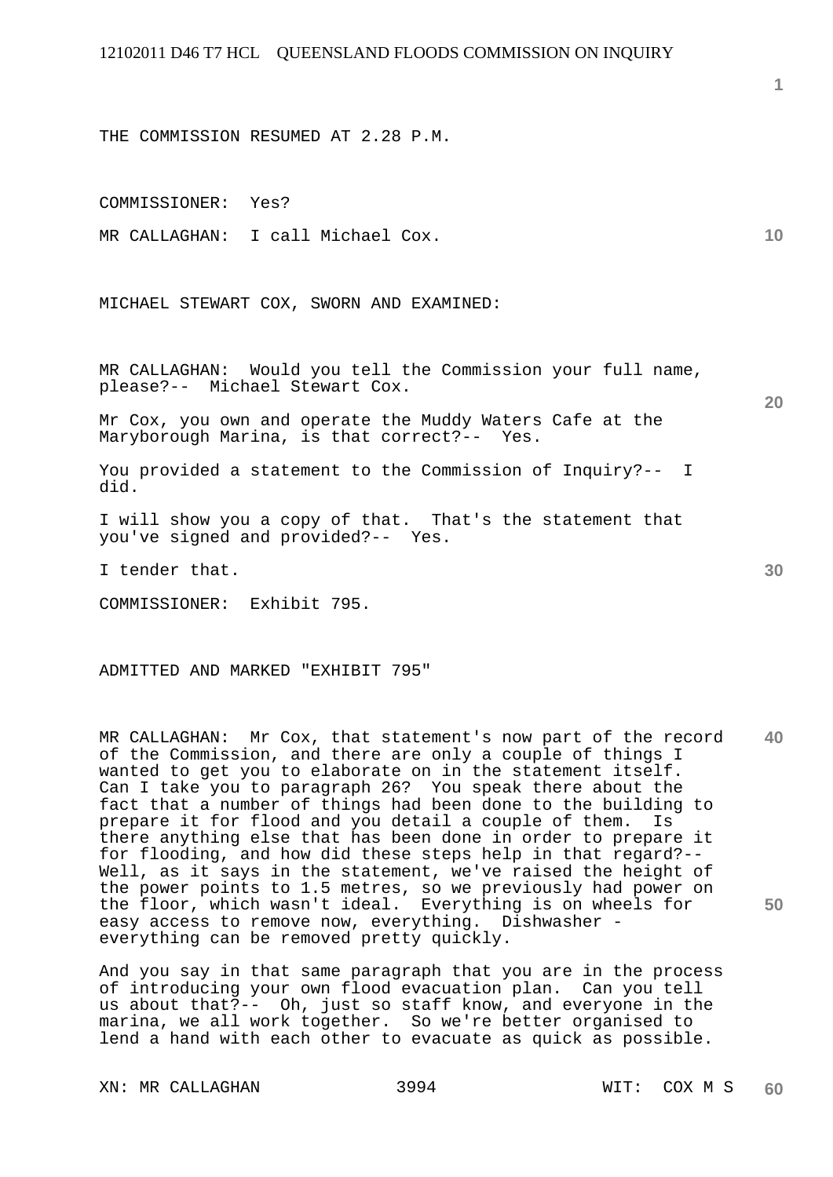THE COMMISSION RESUMED AT 2.28 P.M.

COMMISSIONER: Yes?

MR CALLAGHAN: I call Michael Cox.

MICHAEL STEWART COX, SWORN AND EXAMINED:

MR CALLAGHAN: Would you tell the Commission your full name, please?-- Michael Stewart Cox.

Mr Cox, you own and operate the Muddy Waters Cafe at the Maryborough Marina, is that correct?-- Yes.

You provided a statement to the Commission of Inquiry?-- I did.

I will show you a copy of that. That's the statement that you've signed and provided?-- Yes.

I tender that.

COMMISSIONER: Exhibit 795.

ADMITTED AND MARKED "EXHIBIT 795"

MR CALLAGHAN: Mr Cox, that statement's now part of the record of the Commission, and there are only a couple of things I wanted to get you to elaborate on in the statement itself. Can I take you to paragraph 26? You speak there about the fact that a number of things had been done to the building to prepare it for flood and you detail a couple of them. Is there anything else that has been done in order to prepare it for flooding, and how did these steps help in that regard?-- Well, as it says in the statement, we've raised the height of the power points to 1.5 metres, so we previously had power on the floor, which wasn't ideal. Everything is on wheels for easy access to remove now, everything. Dishwasher - everything can be removed pretty quickly.

And you say in that same paragraph that you are in the process of introducing your own flood evacuation plan. Can you tell us about that?-- Oh, just so staff know, and everyone in the marina, we all work together. So we're better organised to lend a hand with each other to evacuate as quick as possible.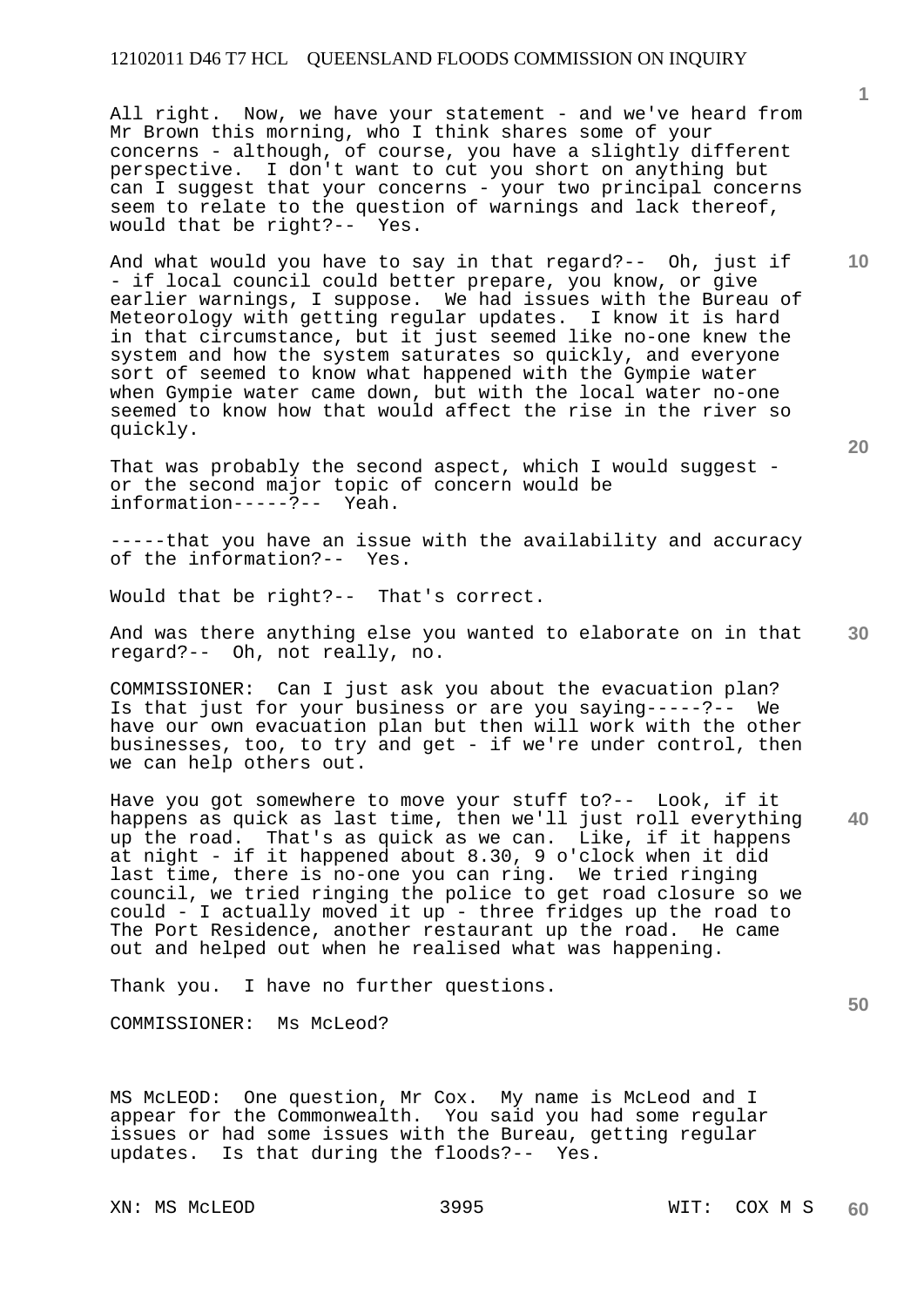All right. Now, we have your statement - and we've heard from Mr Brown this morning, who I think shares some of your concerns - although, of course, you have a slightly different perspective. I don't want to cut you short on anything but can I suggest that your concerns - your two principal concerns seem to relate to the question of warnings and lack thereof, would that be right?-- Yes.

And what would you have to say in that regard?-- Oh, just if - if local council could better prepare, you know, or give earlier warnings, I suppose. We had issues with the Bureau of Meteorology with getting regular updates. I know it is hard in that circumstance, but it just seemed like no-one knew the system and how the system saturates so quickly, and everyone sort of seemed to know what happened with the Gympie water when Gympie water came down, but with the local water no-one seemed to know how that would affect the rise in the river so quickly.

That was probably the second aspect, which I would suggest - or the second major topic of concern would be information-----?-- Yeah.

-----that you have an issue with the availability and accuracy of the information?-- Yes.

Would that be right?-- That's correct.

And was there anything else you wanted to elaborate on in that regard?-- Oh, not really, no.

COMMISSIONER: Can I just ask you about the evacuation plan? Is that just for your business or are you saying-----?-- We have our own evacuation plan but then will work with the other businesses, too, to try and get - if we're under control, then we can help others out.

Have you got somewhere to move your stuff to?-- Look, if it happens as quick as last time, then we'll just roll everything up the road. That's as quick as we can. Like, if it happens at night - if it happened about 8.30, 9 o'clock when it did last time, there is no-one you can ring. We tried ringing council, we tried ringing the police to get road closure so we could - I actually moved it up - three fridges up the road to The Port Residence, another restaurant up the road. He came out and helped out when he realised what was happening.

Thank you. I have no further questions.

COMMISSIONER: Ms McLeod?

MS McLEOD: One question, Mr Cox. My name is McLeod and I appear for the Commonwealth. You said you had some regular issues or had some issues with the Bureau, getting regular updates. Is that during the floods?-- Yes.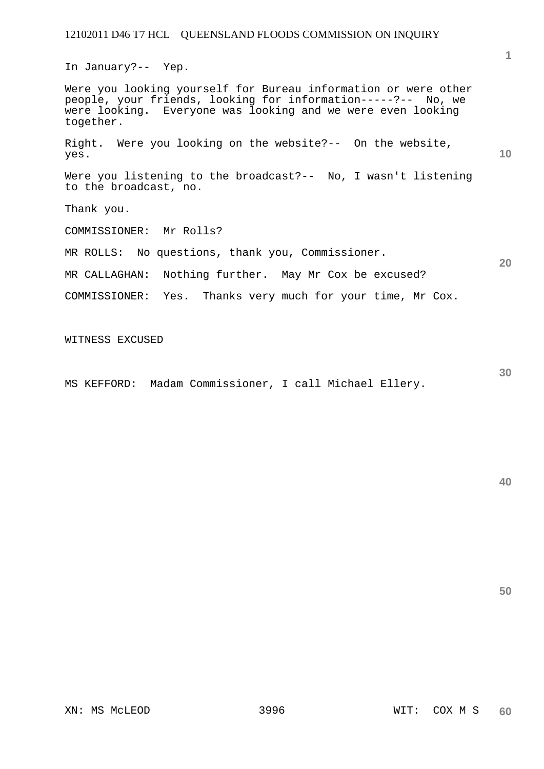In January?-- Yep.

Were you looking yourself for Bureau information or were other people, your friends, looking for information-----?-- No, we were looking. Everyone was looking and we were even looking together.

Right. Were you looking on the website?-- On the website, yes.

Were you listening to the broadcast?-- No, I wasn't listening to the broadcast, no.

Thank you.

COMMISSIONER: Mr Rolls?

MR ROLLS: No questions, thank you, Commissioner.

MR CALLAGHAN: Nothing further. May Mr Cox be excused?

COMMISSIONER: Yes. Thanks very much for your time, Mr Cox.

WITNESS EXCUSED

MS KEFFORD: Madam Commissioner, I call Michael Ellery.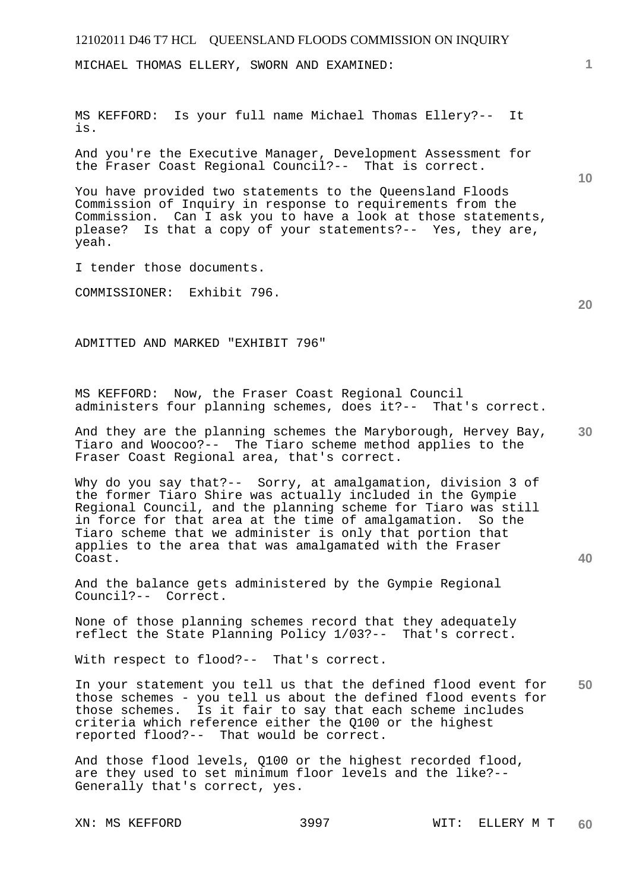MICHAEL THOMAS ELLERY, SWORN AND EXAMINED:

MS KEFFORD: Is your full name Michael Thomas Ellery?-- It is.

And you're the Executive Manager, Development Assessment for the Fraser Coast Regional Council?-- That is correct.

You have provided two statements to the Queensland Floods Commission of Inquiry in response to requirements from the Commission. Can I ask you to have a look at those statements, please? Is that a copy of your statements?-- Yes, they are, yeah.

I tender those documents.

COMMISSIONER: Exhibit 796.

ADMITTED AND MARKED "EXHIBIT 796"

MS KEFFORD: Now, the Fraser Coast Regional Council administers four planning schemes, does it?-- That's correct.

And they are the planning schemes the Maryborough, Hervey Bay, Tiaro and Woocoo?-- The Tiaro scheme method applies to the Fraser Coast Regional area, that's correct.

Why do you say that?-- Sorry, at amalgamation, division 3 of the former Tiaro Shire was actually included in the Gympie Regional Council, and the planning scheme for Tiaro was still in force for that area at the time of amalgamation. So the Tiaro scheme that we administer is only that portion that applies to the area that was amalgamated with the Fraser Coast.

And the balance gets administered by the Gympie Regional Council?-- Correct.

None of those planning schemes record that they adequately reflect the State Planning Policy 1/03?-- That's correct.

With respect to flood?-- That's correct.

In your statement you tell us that the defined flood event for those schemes - you tell us about the defined flood events for those schemes. Is it fair to say that each scheme includes criteria which reference either the Q100 or the highest reported flood?-- That would be correct.

And those flood levels, Q100 or the highest recorded flood, are they used to set minimum floor levels and the like?-- Generally that's correct, yes.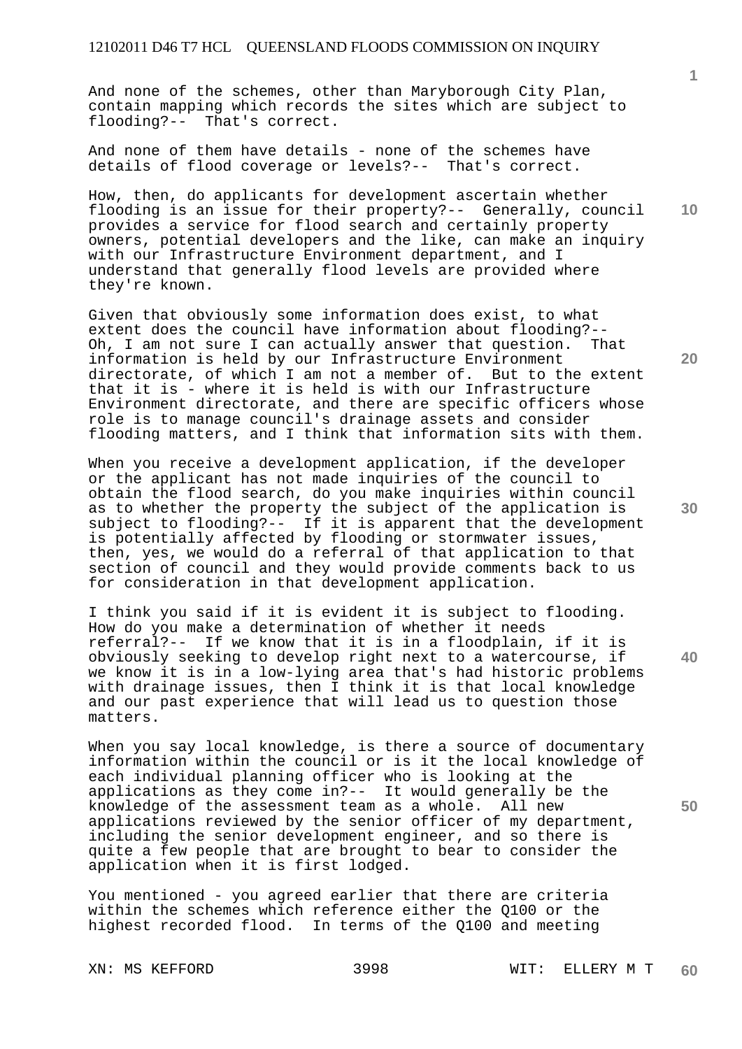And none of the schemes, other than Maryborough City Plan, contain mapping which records the sites which are subject to flooding?-- That's correct.

And none of them have details - none of the schemes have details of flood coverage or levels?-- That's correct.

How, then, do applicants for development ascertain whether flooding is an issue for their property?-- Generally, council provides a service for flood search and certainly property owners, potential developers and the like, can make an inquiry with our Infrastructure Environment department, and I understand that generally flood levels are provided where they're known.

Given that obviously some information does exist, to what extent does the council have information about flooding?-- Oh, I am not sure I can actually answer that question. That information is held by our Infrastructure Environment directorate, of which I am not a member of. But to the extent that it is - where it is held is with our Infrastructure Environment directorate, and there are specific officers whose role is to manage council's drainage assets and consider flooding matters, and I think that information sits with them.

When you receive a development application, if the developer or the applicant has not made inquiries of the council to obtain the flood search, do you make inquiries within council as to whether the property the subject of the application is subject to flooding?-- If it is apparent that the development is potentially affected by flooding or stormwater issues, then, yes, we would do a referral of that application to that section of council and they would provide comments back to us for consideration in that development application.

I think you said if it is evident it is subject to flooding. How do you make a determination of whether it needs referral?-- If we know that it is in a floodplain, if it is obviously seeking to develop right next to a watercourse, if we know it is in a low-lying area that's had historic problems with drainage issues, then I think it is that local knowledge and our past experience that will lead us to question those matters.

When you say local knowledge, is there a source of documentary information within the council or is it the local knowledge of each individual planning officer who is looking at the applications as they come in?-- It would generally be the knowledge of the assessment team as a whole. All new applications reviewed by the senior officer of my department, including the senior development engineer, and so there is quite a few people that are brought to bear to consider the application when it is first lodged.

You mentioned - you agreed earlier that there are criteria within the schemes which reference either the Q100 or the highest recorded flood. In terms of the Q100 and meeting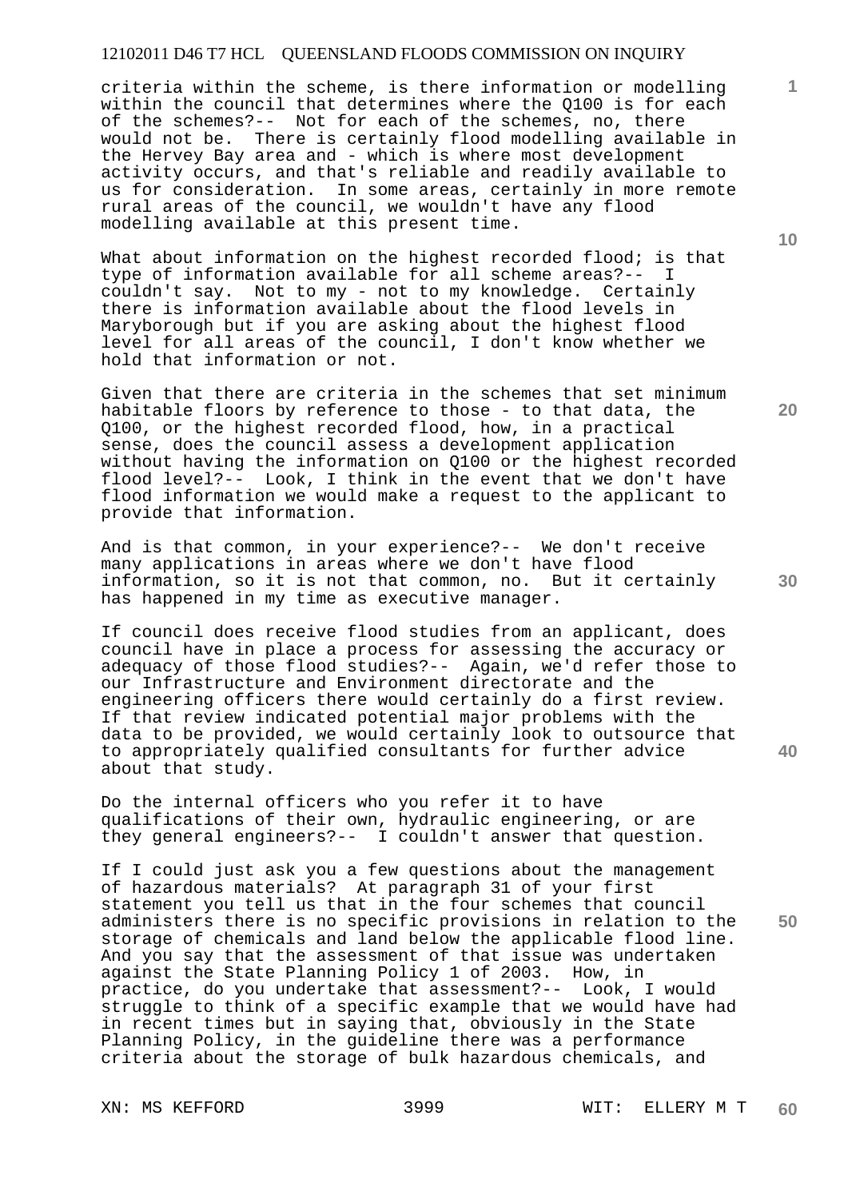criteria within the scheme, is there information or modelling within the council that determines where the Q100 is for each of the schemes?-- Not for each of the schemes, no, there would not be. There is certainly flood modelling available in the Hervey Bay area and - which is where most development activity occurs, and that's reliable and readily available to us for consideration. In some areas, certainly in more remote rural areas of the council, we wouldn't have any flood modelling available at this present time.

What about information on the highest recorded flood; is that type of information available for all scheme areas?-- I couldn't say. Not to my - not to my knowledge. Certainly there is information available about the flood levels in Maryborough but if you are asking about the highest flood level for all areas of the council, I don't know whether we hold that information or not.

Given that there are criteria in the schemes that set minimum habitable floors by reference to those - to that data, the Q100, or the highest recorded flood, how, in a practical sense, does the council assess a development application without having the information on Q100 or the highest recorded flood level?-- Look, I think in the event that we don't have flood information we would make a request to the applicant to provide that information.

And is that common, in your experience?-- We don't receive many applications in areas where we don't have flood information, so it is not that common, no. But it certainly has happened in my time as executive manager.

If council does receive flood studies from an applicant, does council have in place a process for assessing the accuracy or adequacy of those flood studies?-- Again, we'd refer those to our Infrastructure and Environment directorate and the engineering officers there would certainly do a first review. If that review indicated potential major problems with the data to be provided, we would certainly look to outsource that to appropriately qualified consultants for further advice about that study.

Do the internal officers who you refer it to have qualifications of their own, hydraulic engineering, or are they general engineers?-- I couldn't answer that question.

If I could just ask you a few questions about the management of hazardous materials? At paragraph 31 of your first statement you tell us that in the four schemes that council administers there is no specific provisions in relation to the storage of chemicals and land below the applicable flood line. And you say that the assessment of that issue was undertaken against the State Planning Policy 1 of 2003. How, in practice, do you undertake that assessment?-- Look, I would struggle to think of a specific example that we would have had in recent times but in saying that, obviously in the State Planning Policy, in the guideline there was a performance criteria about the storage of bulk hazardous chemicals, and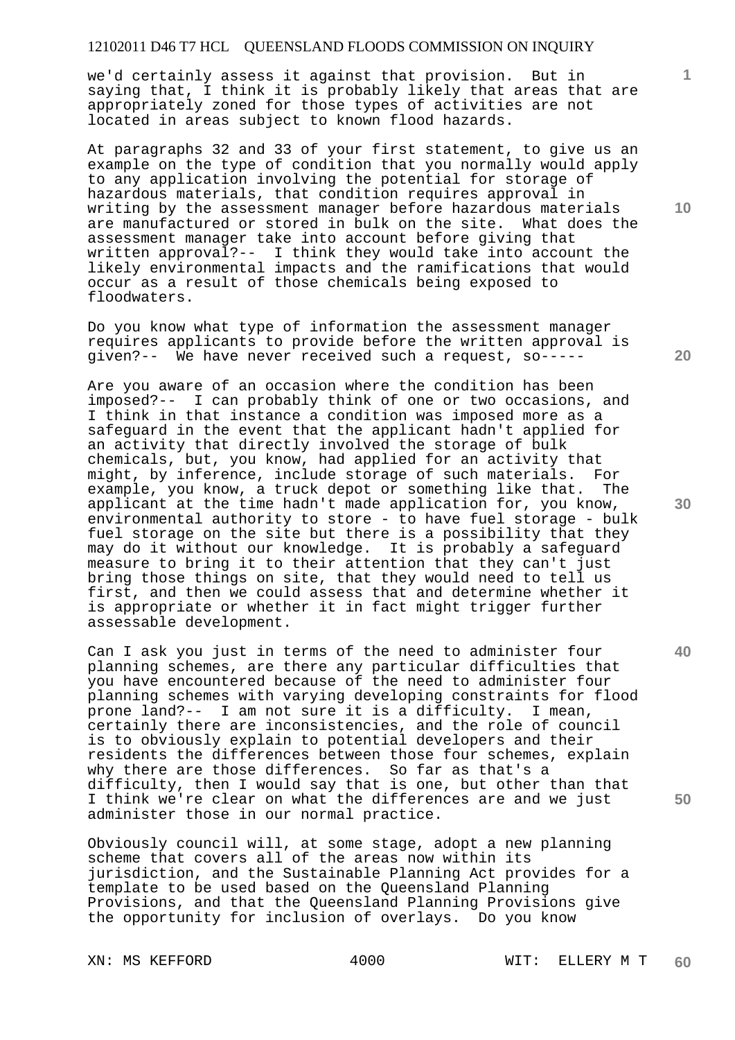we'd certainly assess it against that provision. But in saying that, I think it is probably likely that areas that are appropriately zoned for those types of activities are not located in areas subject to known flood hazards.

At paragraphs 32 and 33 of your first statement, to give us an example on the type of condition that you normally would apply to any application involving the potential for storage of hazardous materials, that condition requires approval in writing by the assessment manager before hazardous materials are manufactured or stored in bulk on the site. What does the assessment manager take into account before giving that written approval?-- I think they would take into account the likely environmental impacts and the ramifications that would occur as a result of those chemicals being exposed to floodwaters.

Do you know what type of information the assessment manager requires applicants to provide before the written approval is given?-- We have never received such a request, so-----

Are you aware of an occasion where the condition has been imposed?-- I can probably think of one or two occasions, and I think in that instance a condition was imposed more as a safeguard in the event that the applicant hadn't applied for an activity that directly involved the storage of bulk chemicals, but, you know, had applied for an activity that might, by inference, include storage of such materials. For example, you know, a truck depot or something like that. The applicant at the time hadn't made application for, you know, environmental authority to store - to have fuel storage - bulk fuel storage on the site but there is a possibility that they may do it without our knowledge. It is probably a safeguard measure to bring it to their attention that they can't just bring those things on site, that they would need to tell us first, and then we could assess that and determine whether it is appropriate or whether it in fact might trigger further assessable development.

Can I ask you just in terms of the need to administer four planning schemes, are there any particular difficulties that you have encountered because of the need to administer four planning schemes with varying developing constraints for flood prone land?-- I am not sure it is a difficulty. I mean, certainly there are inconsistencies, and the role of council is to obviously explain to potential developers and their residents the differences between those four schemes, explain why there are those differences. So far as that's a difficulty, then I would say that is one, but other than that I think we're clear on what the differences are and we just administer those in our normal practice.

Obviously council will, at some stage, adopt a new planning scheme that covers all of the areas now within its jurisdiction, and the Sustainable Planning Act provides for a template to be used based on the Queensland Planning Provisions, and that the Queensland Planning Provisions give the opportunity for inclusion of overlays. Do you know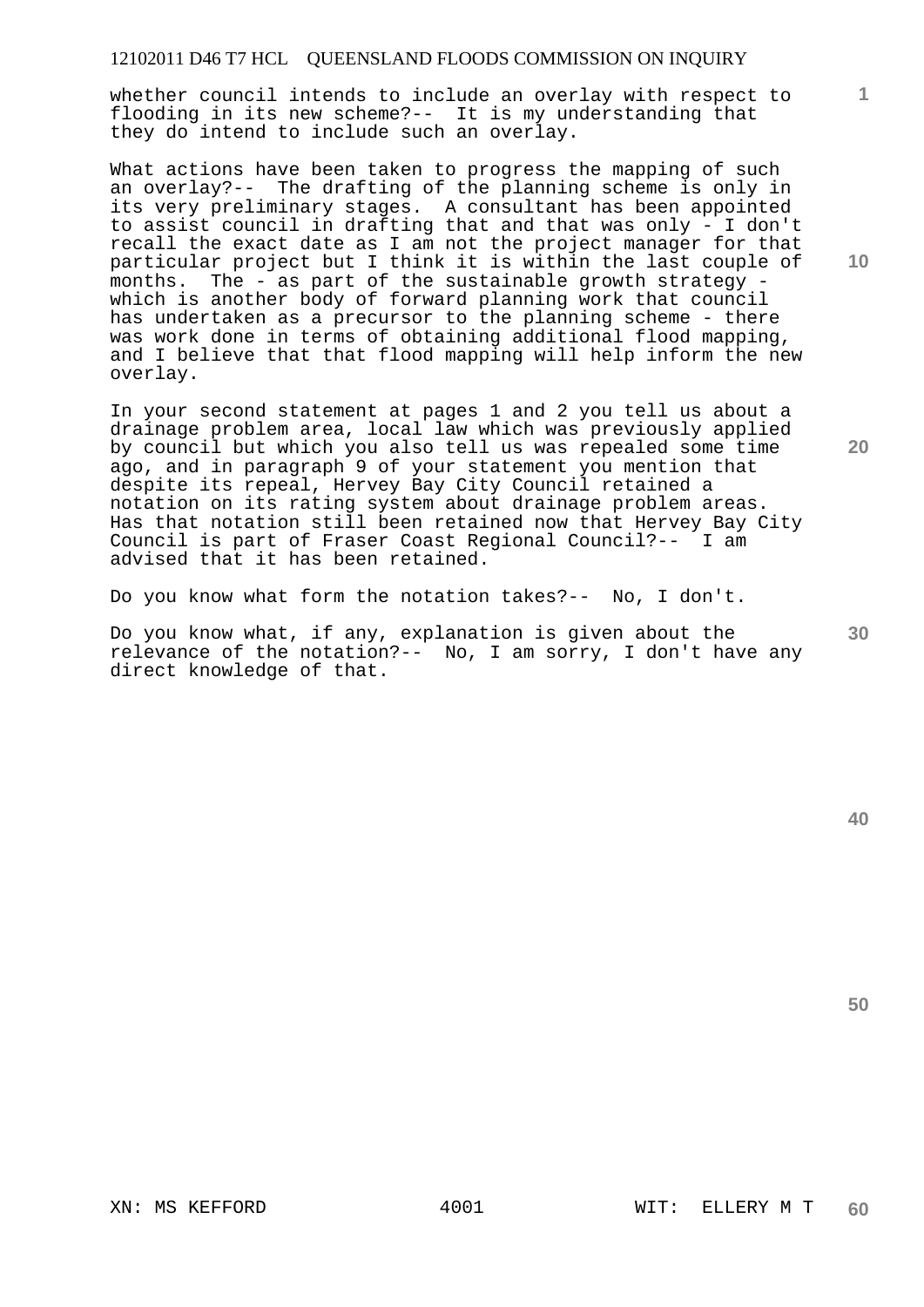whether council intends to include an overlay with respect to flooding in its new scheme?-- It is my understanding that they do intend to include such an overlay.

What actions have been taken to progress the mapping of such an overlay?-- The drafting of the planning scheme is only in its very preliminary stages. A consultant has been appointed to assist council in drafting that and that was only - I don't recall the exact date as I am not the project manager for that particular project but I think it is within the last couple of months. The - as part of the sustainable growth strategy - which is another body of forward planning work that council has undertaken as a precursor to the planning scheme - there was work done in terms of obtaining additional flood mapping, and I believe that that flood mapping will help inform the new overlay.

In your second statement at pages 1 and 2 you tell us about a drainage problem area, local law which was previously applied by council but which you also tell us was repealed some time ago, and in paragraph 9 of your statement you mention that despite its repeal, Hervey Bay City Council retained a notation on its rating system about drainage problem areas. Has that notation still been retained now that Hervey Bay City Council is part of Fraser Coast Regional Council?-- I am advised that it has been retained.

Do you know what form the notation takes?-- No, I don't.

Do you know what, if any, explanation is given about the relevance of the notation?-- No, I am sorry, I don't have any direct knowledge of that.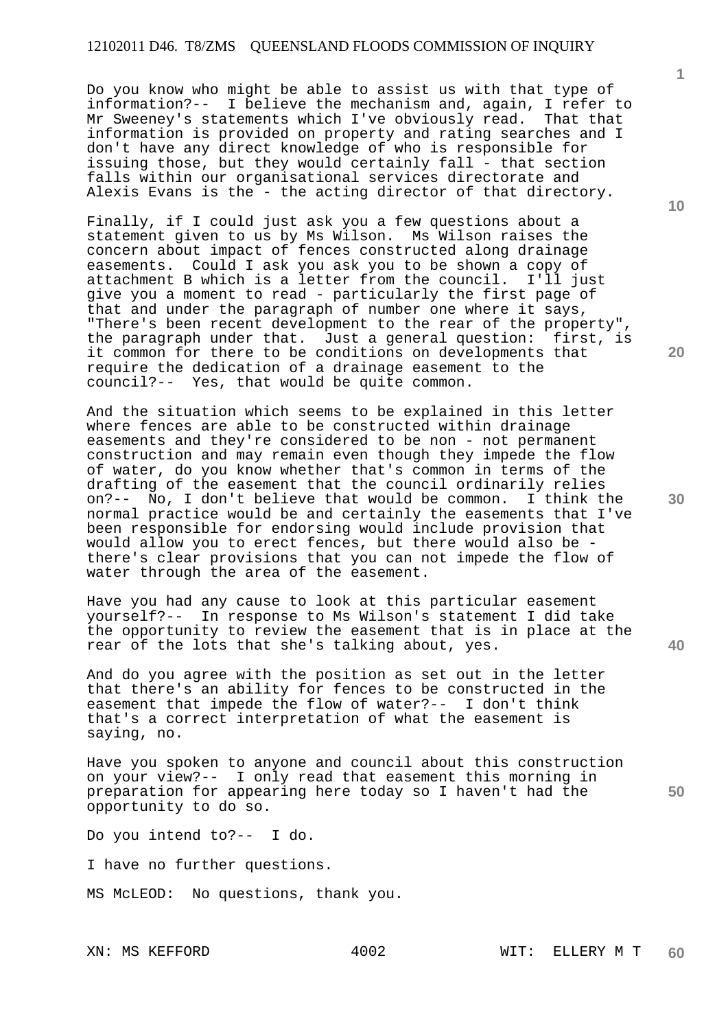Do you know who might be able to assist us with that type of information?-- I believe the mechanism and, again, I refer to Mr Sweeney's statements which I've obviously read. That that information is provided on property and rating searches and I don't have any direct knowledge of who is responsible for issuing those, but they would certainly fall - that section falls within our organisational services directorate and Alexis Evans is the - the acting director of that directory.

Finally, if I could just ask you a few questions about a statement given to us by Ms Wilson. Ms Wilson raises the concern about impact of fences constructed along drainage easements. Could I ask you ask you to be shown a copy of attachment B which is a letter from the council. I'll just give you a moment to read - particularly the first page of that and under the paragraph of number one where it says, "There's been recent development to the rear of the property", the paragraph under that. Just a general question: first, is it common for there to be conditions on developments that require the dedication of a drainage easement to the council?-- Yes, that would be quite common.

And the situation which seems to be explained in this letter where fences are able to be constructed within drainage easements and they're considered to be non - not permanent construction and may remain even though they impede the flow of water, do you know whether that's common in terms of the drafting of the easement that the council ordinarily relies on?-- No, I don't believe that would be common. I think the normal practice would be and certainly the easements that I've been responsible for endorsing would include provision that would allow you to erect fences, but there would also be - there's clear provisions that you can not impede the flow of water through the area of the easement.

Have you had any cause to look at this particular easement yourself?-- In response to Ms Wilson's statement I did take the opportunity to review the easement that is in place at the rear of the lots that she's talking about, yes.

And do you agree with the position as set out in the letter that there's an ability for fences to be constructed in the easement that impede the flow of water?-- I don't think that's a correct interpretation of what the easement is saying, no.

Have you spoken to anyone and council about this construction on your view?-- I only read that easement this morning in preparation for appearing here today so I haven't had the opportunity to do so.

Do you intend to?-- I do.

I have no further questions.

MS McLEOD: No questions, thank you.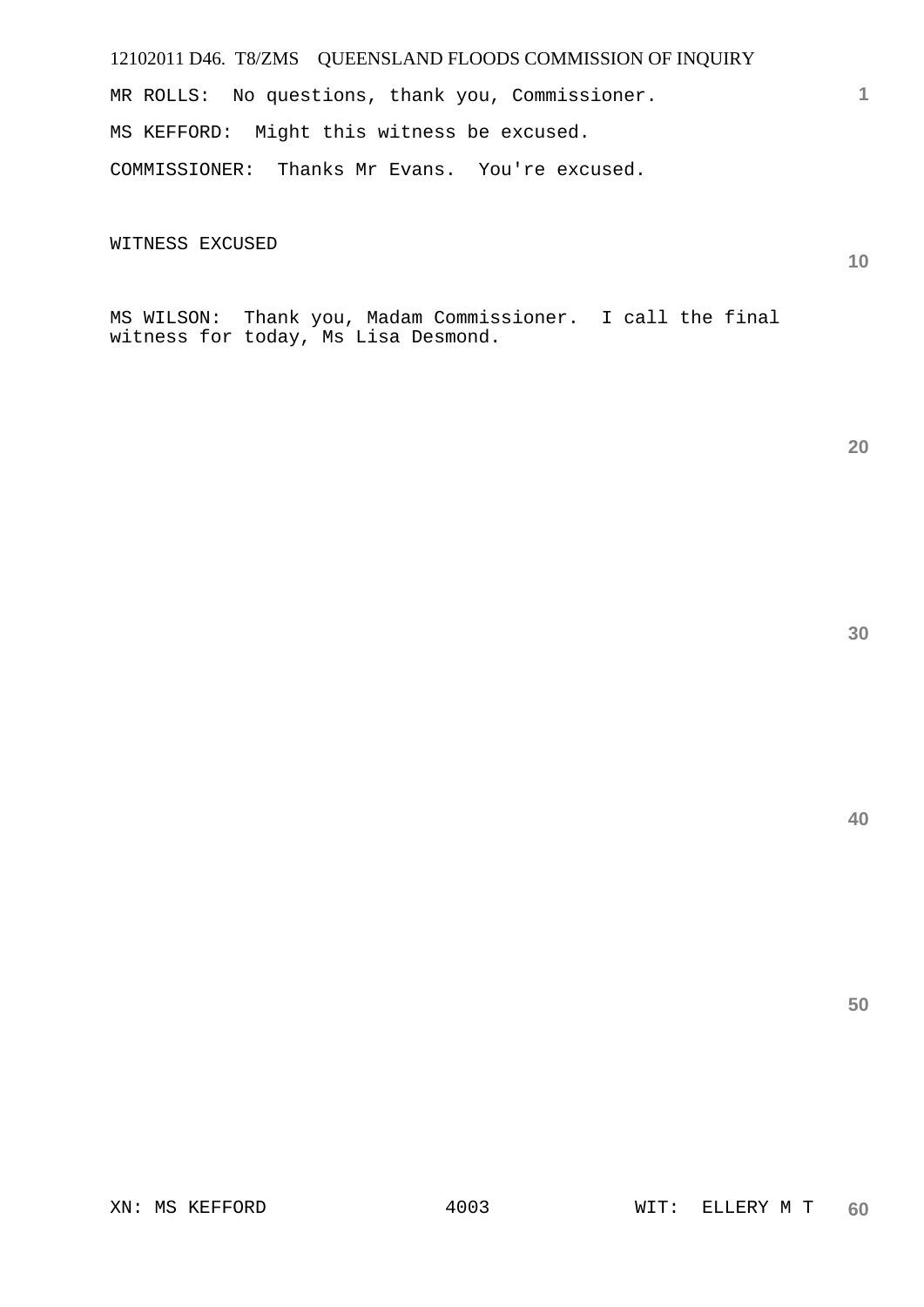MR ROLLS: No questions, thank you, Commissioner.

MS KEFFORD: Might this witness be excused.

COMMISSIONER: Thanks Mr Evans. You're excused.

WITNESS EXCUSED

MS WILSON: Thank you, Madam Commissioner. I call the final witness for today, Ms Lisa Desmond.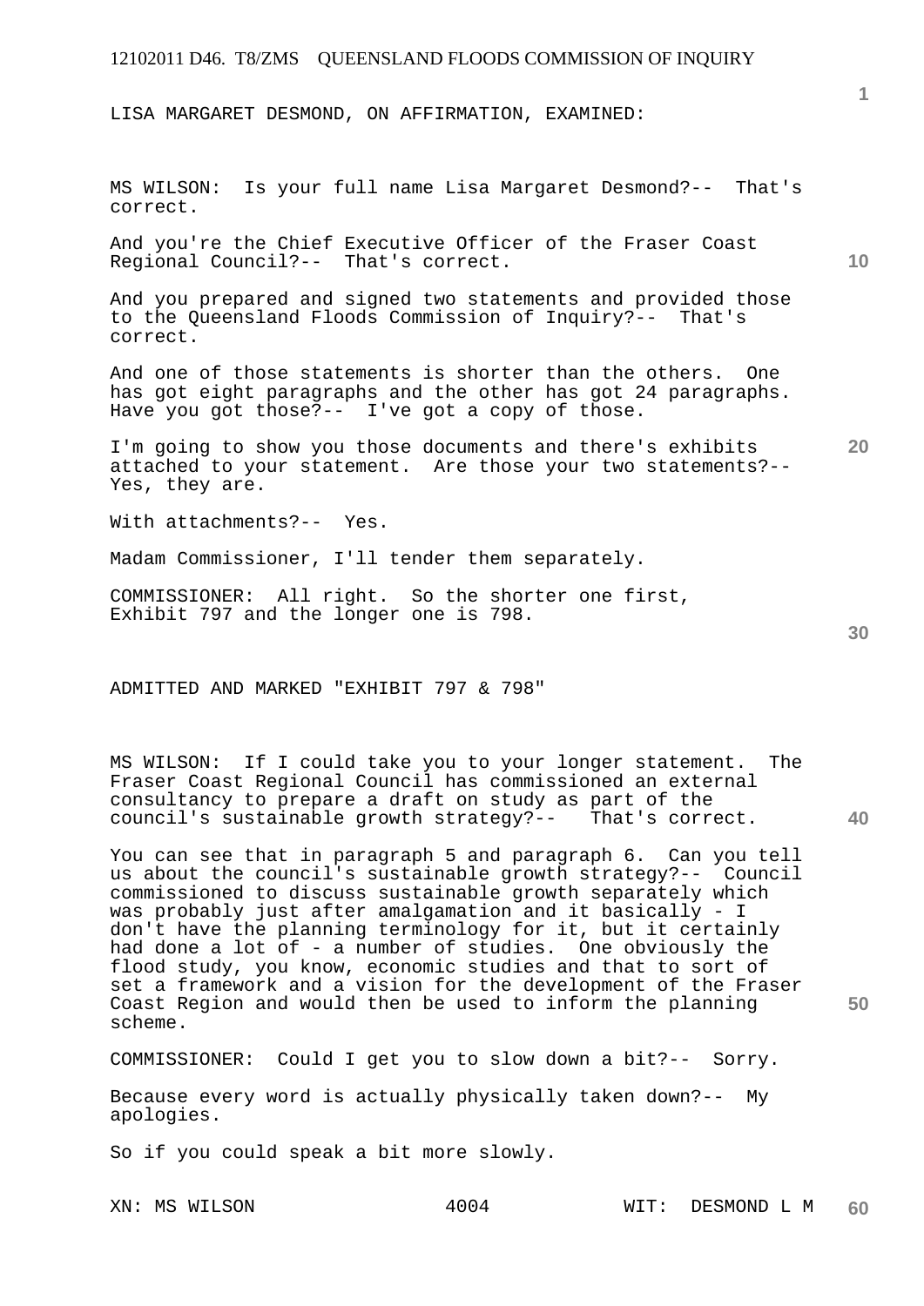LISA MARGARET DESMOND, ON AFFIRMATION, EXAMINED:

MS WILSON: Is your full name Lisa Margaret Desmond?-- That's correct.

And you're the Chief Executive Officer of the Fraser Coast Regional Council?-- That's correct.

And you prepared and signed two statements and provided those to the Queensland Floods Commission of Inquiry?-- That's correct.

And one of those statements is shorter than the others. One has got eight paragraphs and the other has got 24 paragraphs. Have you got those?-- I've got a copy of those.

I'm going to show you those documents and there's exhibits attached to your statement. Are those your two statements?-- Yes, they are.

With attachments?-- Yes.

Madam Commissioner, I'll tender them separately.

COMMISSIONER: All right. So the shorter one first, Exhibit 797 and the longer one is 798.

ADMITTED AND MARKED "EXHIBIT 797 & 798"

MS WILSON: If I could take you to your longer statement. The Fraser Coast Regional Council has commissioned an external consultancy to prepare a draft on study as part of the council's sustainable growth strategy?-- That's correct.

You can see that in paragraph 5 and paragraph 6. Can you tell us about the council's sustainable growth strategy?-- Council commissioned to discuss sustainable growth separately which was probably just after amalgamation and it basically - I don't have the planning terminology for it, but it certainly had done a lot of - a number of studies. One obviously the flood study, you know, economic studies and that to sort of set a framework and a vision for the development of the Fraser Coast Region and would then be used to inform the planning scheme.

COMMISSIONER: Could I get you to slow down a bit?-- Sorry.

Because every word is actually physically taken down?-- My apologies.

So if you could speak a bit more slowly.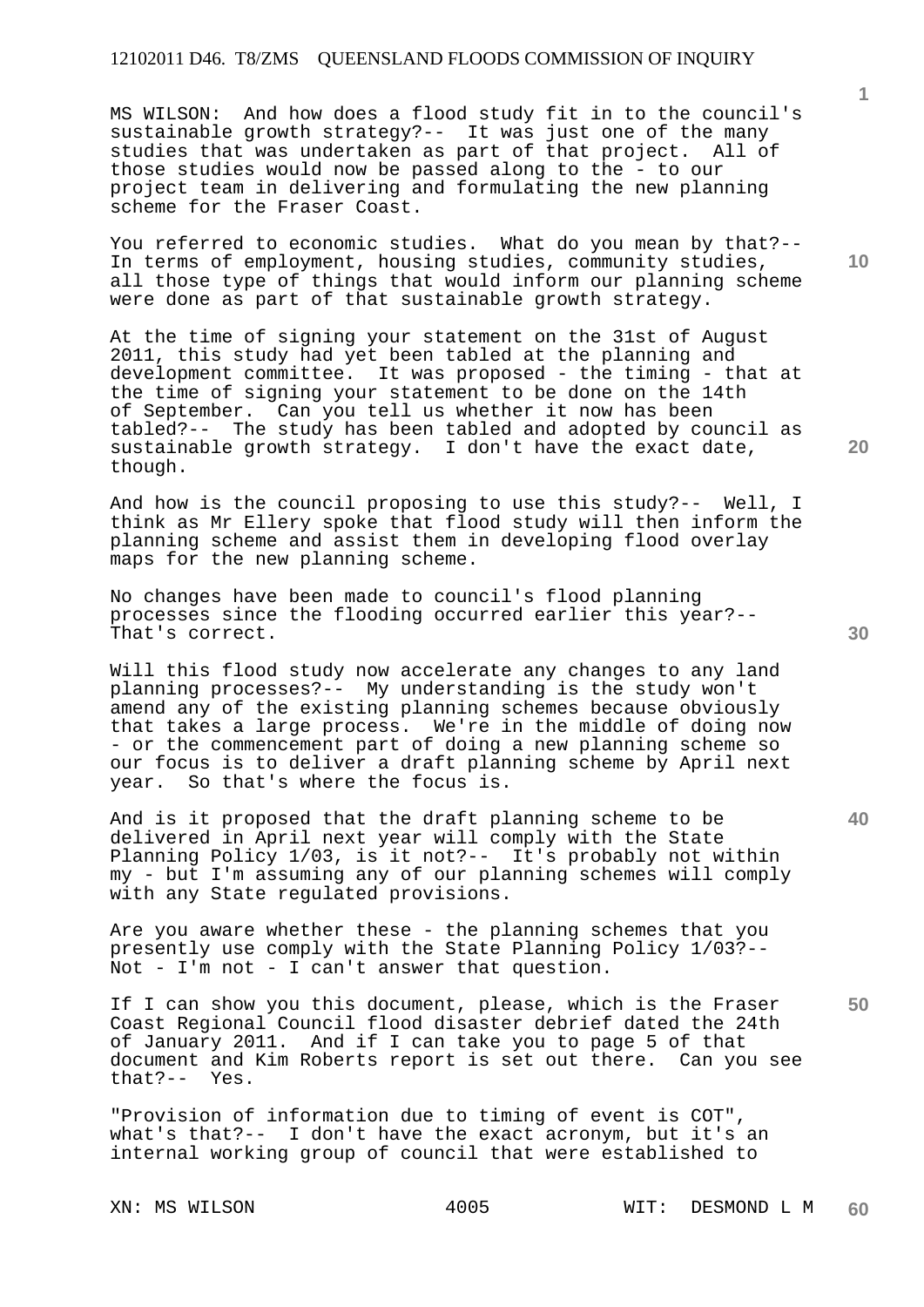MS WILSON: And how does a flood study fit in to the council's sustainable growth strategy?-- It was just one of the many studies that was undertaken as part of that project. All of those studies would now be passed along to the - to our project team in delivering and formulating the new planning scheme for the Fraser Coast.

You referred to economic studies. What do you mean by that?-- In terms of employment, housing studies, community studies, all those type of things that would inform our planning scheme were done as part of that sustainable growth strategy.

At the time of signing your statement on the 31st of August 2011, this study had yet been tabled at the planning and development committee. It was proposed - the timing - that at the time of signing your statement to be done on the 14th of September. Can you tell us whether it now has been tabled?-- The study has been tabled and adopted by council as sustainable growth strategy. I don't have the exact date, though.

And how is the council proposing to use this study?-- Well, I think as Mr Ellery spoke that flood study will then inform the planning scheme and assist them in developing flood overlay maps for the new planning scheme.

No changes have been made to council's flood planning processes since the flooding occurred earlier this year?-- That's correct.

Will this flood study now accelerate any changes to any land planning processes?-- My understanding is the study won't amend any of the existing planning schemes because obviously that takes a large process. We're in the middle of doing now - or the commencement part of doing a new planning scheme so our focus is to deliver a draft planning scheme by April next year. So that's where the focus is.

And is it proposed that the draft planning scheme to be delivered in April next year will comply with the State Planning Policy 1/03, is it not?-- It's probably not within my - but I'm assuming any of our planning schemes will comply with any State regulated provisions.

Are you aware whether these - the planning schemes that you presently use comply with the State Planning Policy 1/03?-- Not - I'm not - I can't answer that question.

If I can show you this document, please, which is the Fraser Coast Regional Council flood disaster debrief dated the 24th of January 2011. And if I can take you to page 5 of that document and Kim Roberts report is set out there. Can you see that?-- Yes.

"Provision of information due to timing of event is COT", what's that?-- I don't have the exact acronym, but it's an internal working group of council that were established to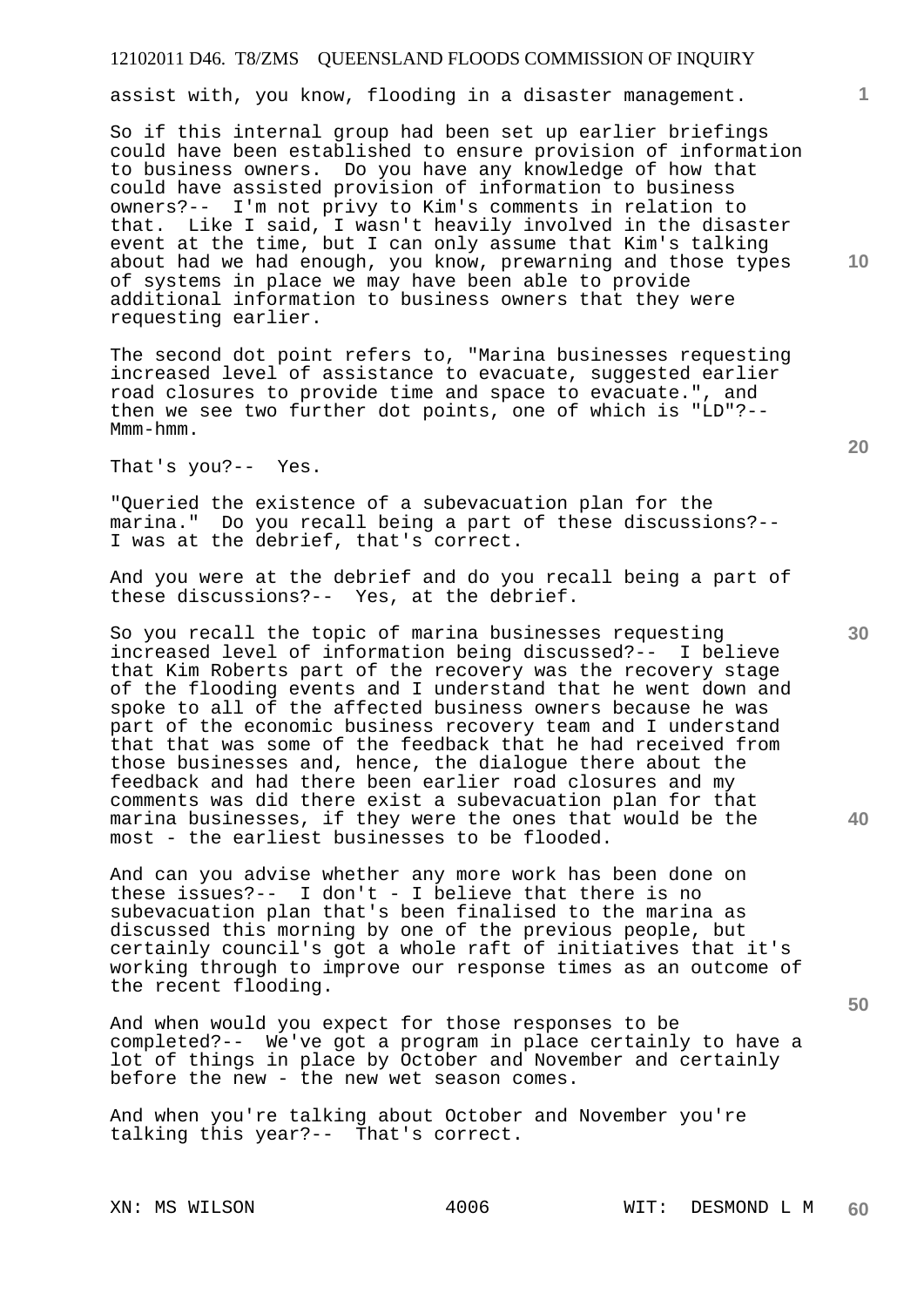assist with, you know, flooding in a disaster management.

So if this internal group had been set up earlier briefings could have been established to ensure provision of information to business owners. Do you have any knowledge of how that could have assisted provision of information to business owners?-- I'm not privy to Kim's comments in relation to that. Like I said, I wasn't heavily involved in the disaster event at the time, but I can only assume that Kim's talking about had we had enough, you know, prewarning and those types of systems in place we may have been able to provide additional information to business owners that they were requesting earlier.

The second dot point refers to, "Marina businesses requesting increased level of assistance to evacuate, suggested earlier road closures to provide time and space to evacuate.", and then we see two further dot points, one of which is "LD"?-- Mmm-hmm.

That's you?-- Yes.

"Queried the existence of a subevacuation plan for the marina." Do you recall being a part of these discussions?-- I was at the debrief, that's correct.

And you were at the debrief and do you recall being a part of these discussions?-- Yes, at the debrief.

So you recall the topic of marina businesses requesting increased level of information being discussed?-- I believe that Kim Roberts part of the recovery was the recovery stage of the flooding events and I understand that he went down and spoke to all of the affected business owners because he was part of the economic business recovery team and I understand that that was some of the feedback that he had received from those businesses and, hence, the dialogue there about the feedback and had there been earlier road closures and my comments was did there exist a subevacuation plan for that marina businesses, if they were the ones that would be the most - the earliest businesses to be flooded.

And can you advise whether any more work has been done on these issues?-- I don't - I believe that there is no subevacuation plan that's been finalised to the marina as discussed this morning by one of the previous people, but certainly council's got a whole raft of initiatives that it's working through to improve our response times as an outcome of the recent flooding.

And when would you expect for those responses to be completed?-- We've got a program in place certainly to have a lot of things in place by October and November and certainly before the new - the new wet season comes.

And when you're talking about October and November you're talking this year?-- That's correct.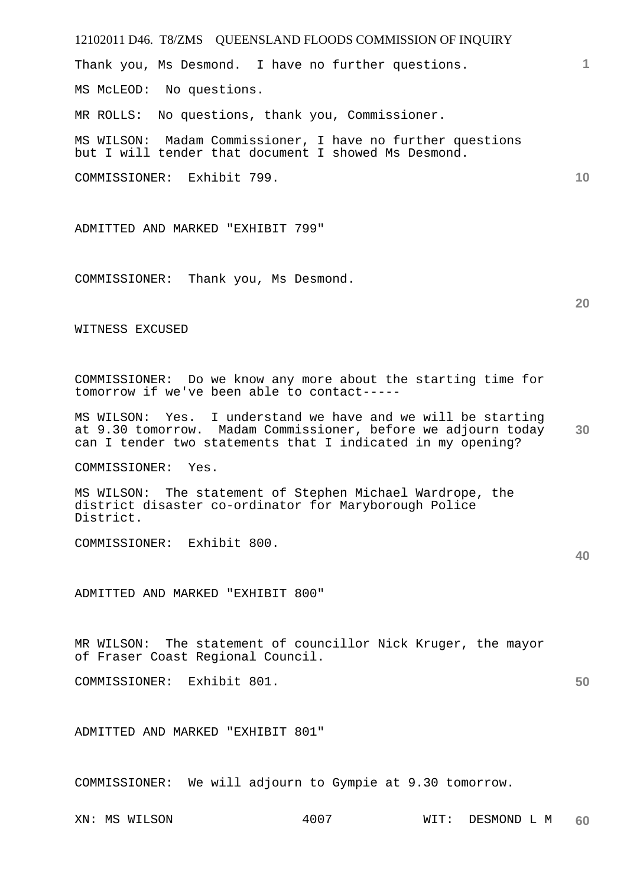Thank you, Ms Desmond. I have no further questions.

MS McLEOD: No questions.

MR ROLLS: No questions, thank you, Commissioner.

MS WILSON: Madam Commissioner, I have no further questions but I will tender that document I showed Ms Desmond.

COMMISSIONER: Exhibit 799.

ADMITTED AND MARKED "EXHIBIT 799"

COMMISSIONER: Thank you, Ms Desmond.

WITNESS EXCUSED

COMMISSIONER: Do we know any more about the starting time for tomorrow if we've been able to contact-----

MS WILSON: Yes. I understand we have and we will be starting at 9.30 tomorrow. Madam Commissioner, before we adjourn today can I tender two statements that I indicated in my opening?

COMMISSIONER: Yes.

MS WILSON: The statement of Stephen Michael Wardrope, the district disaster co-ordinator for Maryborough Police District.

COMMISSIONER: Exhibit 800.

ADMITTED AND MARKED "EXHIBIT 800"

MR WILSON: The statement of councillor Nick Kruger, the mayor of Fraser Coast Regional Council.

COMMISSIONER: Exhibit 801.

ADMITTED AND MARKED "EXHIBIT 801"

COMMISSIONER: We will adjourn to Gympie at 9.30 tomorrow.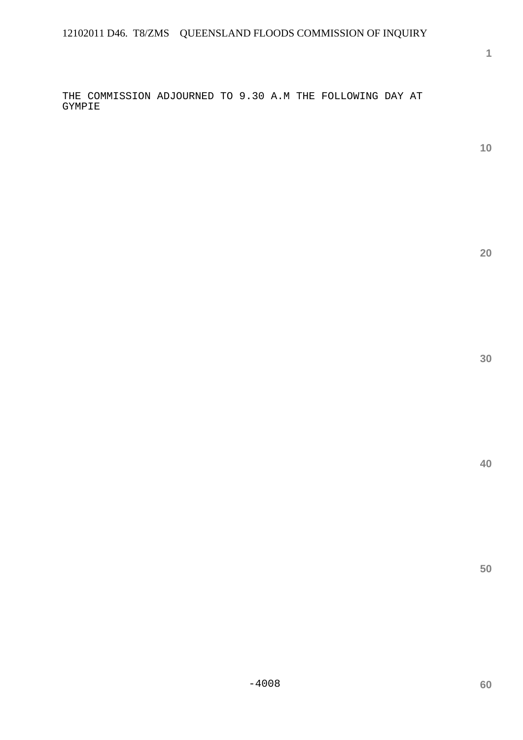THE COMMISSION ADJOURNED TO 9.30 A.M THE FOLLOWING DAY AT GYMPIE